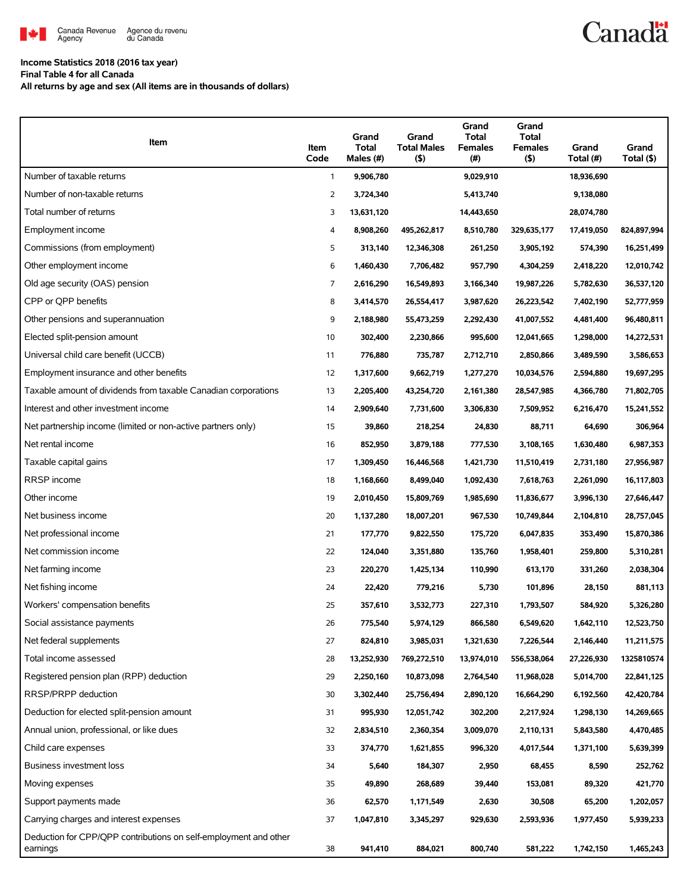Canada Revenue Agency | Agence du revenu du Canada

Canada

**Income Statistics 2018 (2016 tax year)**
**Final Table 4 for all Canada**
**All returns by age and sex (All items are in thousands of dollars)**

| Item | Item Code | Grand Total Males (#) | Grand Total Males ($) | Grand Total Females (#) | Grand Total Females ($) | Grand Total (#) | Grand Total ($) |
|---|---|---|---|---|---|---|---|
| Number of taxable returns | 1 | 9,906,780 | | 9,029,910 | | 18,936,690 | |
| Number of non-taxable returns | 2 | 3,724,340 | | 5,413,740 | | 9,138,080 | |
| Total number of returns | 3 | 13,631,120 | | 14,443,650 | | 28,074,780 | |
| Employment income | 4 | 8,908,260 | 495,262,817 | 8,510,780 | 329,635,177 | 17,419,050 | 824,897,994 |
| Commissions (from employment) | 5 | 313,140 | 12,346,308 | 261,250 | 3,905,192 | 574,390 | 16,251,499 |
| Other employment income | 6 | 1,460,430 | 7,706,482 | 957,790 | 4,304,259 | 2,418,220 | 12,010,742 |
| Old age security (OAS) pension | 7 | 2,616,290 | 16,549,893 | 3,166,340 | 19,987,226 | 5,782,630 | 36,537,120 |
| CPP or QPP benefits | 8 | 3,414,570 | 26,554,417 | 3,987,620 | 26,223,542 | 7,402,190 | 52,777,959 |
| Other pensions and superannuation | 9 | 2,188,980 | 55,473,259 | 2,292,430 | 41,007,552 | 4,481,400 | 96,480,811 |
| Elected split-pension amount | 10 | 302,400 | 2,230,866 | 995,600 | 12,041,665 | 1,298,000 | 14,272,531 |
| Universal child care benefit (UCCB) | 11 | 776,880 | 735,787 | 2,712,710 | 2,850,866 | 3,489,590 | 3,586,653 |
| Employment insurance and other benefits | 12 | 1,317,600 | 9,662,719 | 1,277,270 | 10,034,576 | 2,594,880 | 19,697,295 |
| Taxable amount of dividends from taxable Canadian corporations | 13 | 2,205,400 | 43,254,720 | 2,161,380 | 28,547,985 | 4,366,780 | 71,802,705 |
| Interest and other investment income | 14 | 2,909,640 | 7,731,600 | 3,306,830 | 7,509,952 | 6,216,470 | 15,241,552 |
| Net partnership income (limited or non-active partners only) | 15 | 39,860 | 218,254 | 24,830 | 88,711 | 64,690 | 306,964 |
| Net rental income | 16 | 852,950 | 3,879,188 | 777,530 | 3,108,165 | 1,630,480 | 6,987,353 |
| Taxable capital gains | 17 | 1,309,450 | 16,446,568 | 1,421,730 | 11,510,419 | 2,731,180 | 27,956,987 |
| RRSP income | 18 | 1,168,660 | 8,499,040 | 1,092,430 | 7,618,763 | 2,261,090 | 16,117,803 |
| Other income | 19 | 2,010,450 | 15,809,769 | 1,985,690 | 11,836,677 | 3,996,130 | 27,646,447 |
| Net business income | 20 | 1,137,280 | 18,007,201 | 967,530 | 10,749,844 | 2,104,810 | 28,757,045 |
| Net professional income | 21 | 177,770 | 9,822,550 | 175,720 | 6,047,835 | 353,490 | 15,870,386 |
| Net commission income | 22 | 124,040 | 3,351,880 | 135,760 | 1,958,401 | 259,800 | 5,310,281 |
| Net farming income | 23 | 220,270 | 1,425,134 | 110,990 | 613,170 | 331,260 | 2,038,304 |
| Net fishing income | 24 | 22,420 | 779,216 | 5,730 | 101,896 | 28,150 | 881,113 |
| Workers' compensation benefits | 25 | 357,610 | 3,532,773 | 227,310 | 1,793,507 | 584,920 | 5,326,280 |
| Social assistance payments | 26 | 775,540 | 5,974,129 | 866,580 | 6,549,620 | 1,642,110 | 12,523,750 |
| Net federal supplements | 27 | 824,810 | 3,985,031 | 1,321,630 | 7,226,544 | 2,146,440 | 11,211,575 |
| Total income assessed | 28 | 13,252,930 | 769,272,510 | 13,974,010 | 556,538,064 | 27,226,930 | 1325810574 |
| Registered pension plan (RPP) deduction | 29 | 2,250,160 | 10,873,098 | 2,764,540 | 11,968,028 | 5,014,700 | 22,841,125 |
| RRSP/PRPP deduction | 30 | 3,302,440 | 25,756,494 | 2,890,120 | 16,664,290 | 6,192,560 | 42,420,784 |
| Deduction for elected split-pension amount | 31 | 995,930 | 12,051,742 | 302,200 | 2,217,924 | 1,298,130 | 14,269,665 |
| Annual union, professional, or like dues | 32 | 2,834,510 | 2,360,354 | 3,009,070 | 2,110,131 | 5,843,580 | 4,470,485 |
| Child care expenses | 33 | 374,770 | 1,621,855 | 996,320 | 4,017,544 | 1,371,100 | 5,639,399 |
| Business investment loss | 34 | 5,640 | 184,307 | 2,950 | 68,455 | 8,590 | 252,762 |
| Moving expenses | 35 | 49,890 | 268,689 | 39,440 | 153,081 | 89,320 | 421,770 |
| Support payments made | 36 | 62,570 | 1,171,549 | 2,630 | 30,508 | 65,200 | 1,202,057 |
| Carrying charges and interest expenses | 37 | 1,047,810 | 3,345,297 | 929,630 | 2,593,936 | 1,977,450 | 5,939,233 |
| Deduction for CPP/QPP contributions on self-employment and other earnings | 38 | 941,410 | 884,021 | 800,740 | 581,222 | 1,742,150 | 1,465,243 |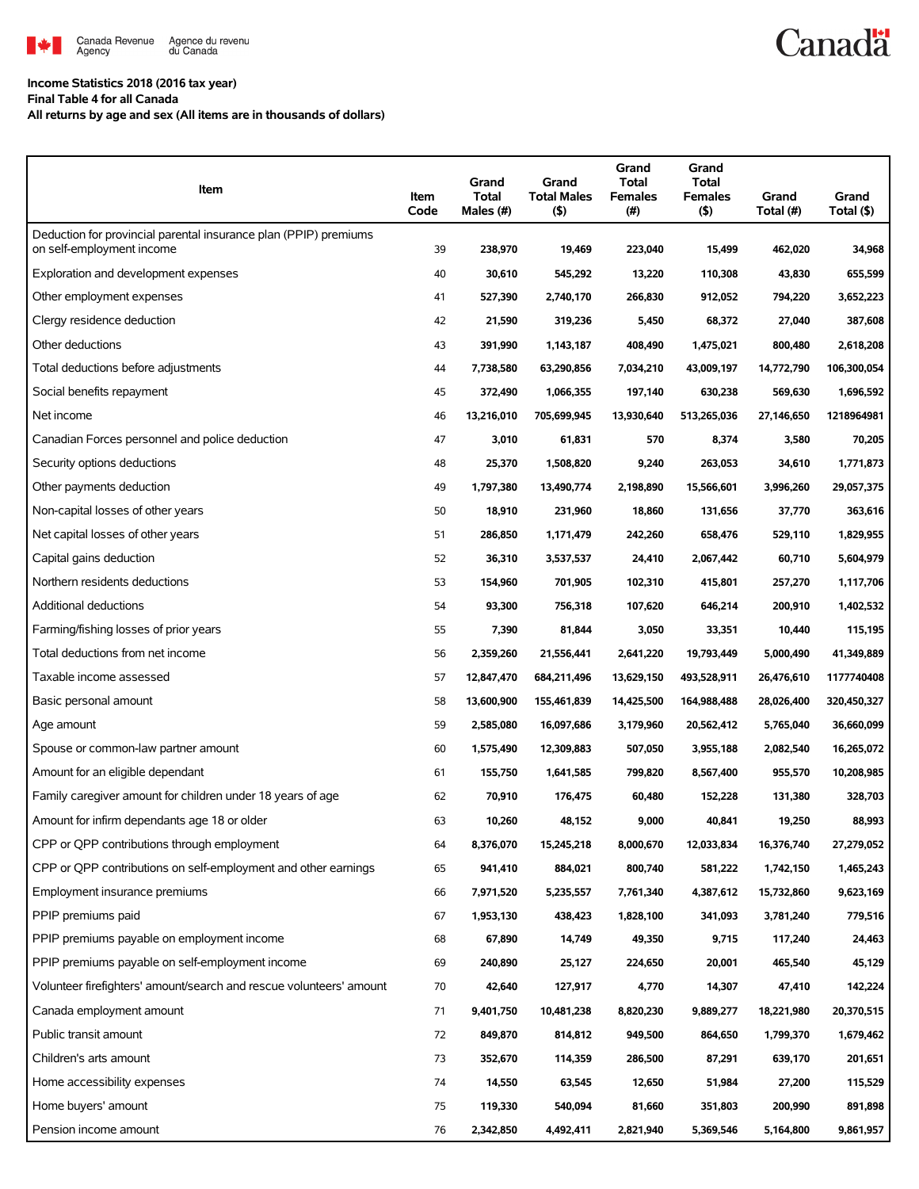Income Statistics 2018 (2016 tax year)

Final Table 4 for all Canada

All returns by age and sex (All items are in thousands of dollars)

| Item | Item Code | Grand Total Males (#) | Grand Total Males ($) | Grand Total Females (#) | Grand Total Females ($) | Grand Total (#) | Grand Total ($) |
|---|---|---|---|---|---|---|---|
| Deduction for provincial parental insurance plan (PPIP) premiums on self-employment income | 39 | 238,970 | 19,469 | 223,040 | 15,499 | 462,020 | 34,968 |
| Exploration and development expenses | 40 | 30,610 | 545,292 | 13,220 | 110,308 | 43,830 | 655,599 |
| Other employment expenses | 41 | 527,390 | 2,740,170 | 266,830 | 912,052 | 794,220 | 3,652,223 |
| Clergy residence deduction | 42 | 21,590 | 319,236 | 5,450 | 68,372 | 27,040 | 387,608 |
| Other deductions | 43 | 391,990 | 1,143,187 | 408,490 | 1,475,021 | 800,480 | 2,618,208 |
| Total deductions before adjustments | 44 | 7,738,580 | 63,290,856 | 7,034,210 | 43,009,197 | 14,772,790 | 106,300,054 |
| Social benefits repayment | 45 | 372,490 | 1,066,355 | 197,140 | 630,238 | 569,630 | 1,696,592 |
| Net income | 46 | 13,216,010 | 705,699,945 | 13,930,640 | 513,265,036 | 27,146,650 | 1218964981 |
| Canadian Forces personnel and police deduction | 47 | 3,010 | 61,831 | 570 | 8,374 | 3,580 | 70,205 |
| Security options deductions | 48 | 25,370 | 1,508,820 | 9,240 | 263,053 | 34,610 | 1,771,873 |
| Other payments deduction | 49 | 1,797,380 | 13,490,774 | 2,198,890 | 15,566,601 | 3,996,260 | 29,057,375 |
| Non-capital losses of other years | 50 | 18,910 | 231,960 | 18,860 | 131,656 | 37,770 | 363,616 |
| Net capital losses of other years | 51 | 286,850 | 1,171,479 | 242,260 | 658,476 | 529,110 | 1,829,955 |
| Capital gains deduction | 52 | 36,310 | 3,537,537 | 24,410 | 2,067,442 | 60,710 | 5,604,979 |
| Northern residents deductions | 53 | 154,960 | 701,905 | 102,310 | 415,801 | 257,270 | 1,117,706 |
| Additional deductions | 54 | 93,300 | 756,318 | 107,620 | 646,214 | 200,910 | 1,402,532 |
| Farming/fishing losses of prior years | 55 | 7,390 | 81,844 | 3,050 | 33,351 | 10,440 | 115,195 |
| Total deductions from net income | 56 | 2,359,260 | 21,556,441 | 2,641,220 | 19,793,449 | 5,000,490 | 41,349,889 |
| Taxable income assessed | 57 | 12,847,470 | 684,211,496 | 13,629,150 | 493,528,911 | 26,476,610 | 1177740408 |
| Basic personal amount | 58 | 13,600,900 | 155,461,839 | 14,425,500 | 164,988,488 | 28,026,400 | 320,450,327 |
| Age amount | 59 | 2,585,080 | 16,097,686 | 3,179,960 | 20,562,412 | 5,765,040 | 36,660,099 |
| Spouse or common-law partner amount | 60 | 1,575,490 | 12,309,883 | 507,050 | 3,955,188 | 2,082,540 | 16,265,072 |
| Amount for an eligible dependant | 61 | 155,750 | 1,641,585 | 799,820 | 8,567,400 | 955,570 | 10,208,985 |
| Family caregiver amount for children under 18 years of age | 62 | 70,910 | 176,475 | 60,480 | 152,228 | 131,380 | 328,703 |
| Amount for infirm dependants age 18 or older | 63 | 10,260 | 48,152 | 9,000 | 40,841 | 19,250 | 88,993 |
| CPP or QPP contributions through employment | 64 | 8,376,070 | 15,245,218 | 8,000,670 | 12,033,834 | 16,376,740 | 27,279,052 |
| CPP or QPP contributions on self-employment and other earnings | 65 | 941,410 | 884,021 | 800,740 | 581,222 | 1,742,150 | 1,465,243 |
| Employment insurance premiums | 66 | 7,971,520 | 5,235,557 | 7,761,340 | 4,387,612 | 15,732,860 | 9,623,169 |
| PPIP premiums paid | 67 | 1,953,130 | 438,423 | 1,828,100 | 341,093 | 3,781,240 | 779,516 |
| PPIP premiums payable on employment income | 68 | 67,890 | 14,749 | 49,350 | 9,715 | 117,240 | 24,463 |
| PPIP premiums payable on self-employment income | 69 | 240,890 | 25,127 | 224,650 | 20,001 | 465,540 | 45,129 |
| Volunteer firefighters' amount/search and rescue volunteers' amount | 70 | 42,640 | 127,917 | 4,770 | 14,307 | 47,410 | 142,224 |
| Canada employment amount | 71 | 9,401,750 | 10,481,238 | 8,820,230 | 9,889,277 | 18,221,980 | 20,370,515 |
| Public transit amount | 72 | 849,870 | 814,812 | 949,500 | 864,650 | 1,799,370 | 1,679,462 |
| Children's arts amount | 73 | 352,670 | 114,359 | 286,500 | 87,291 | 639,170 | 201,651 |
| Home accessibility expenses | 74 | 14,550 | 63,545 | 12,650 | 51,984 | 27,200 | 115,529 |
| Home buyers' amount | 75 | 119,330 | 540,094 | 81,660 | 351,803 | 200,990 | 891,898 |
| Pension income amount | 76 | 2,342,850 | 4,492,411 | 2,821,940 | 5,369,546 | 5,164,800 | 9,861,957 |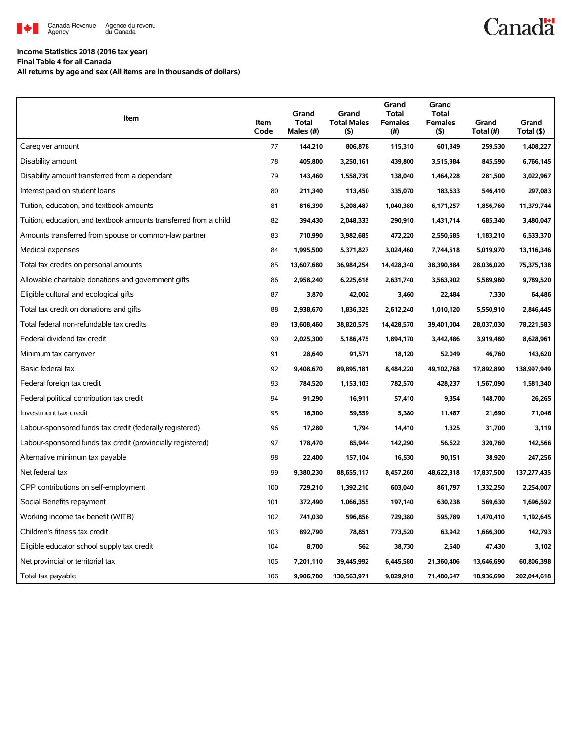Canada Revenue Agency / Agence du revenu du Canada

**Income Statistics 2018 (2016 tax year)**
**Final Table 4 for all Canada**
**All returns by age and sex (All items are in thousands of dollars)**

| Item | Item Code | Grand Total Males (#) | Grand Total Males ($) | Grand Total Females (#) | Grand Total Females ($) | Grand Total (#) | Grand Total ($) |
|---|---|---|---|---|---|---|---|
| Caregiver amount | 77 | 144,210 | 806,878 | 115,310 | 601,349 | 259,530 | 1,408,227 |
| Disability amount | 78 | 405,800 | 3,250,161 | 439,800 | 3,515,984 | 845,590 | 6,766,145 |
| Disability amount transferred from a dependant | 79 | 143,460 | 1,558,739 | 138,040 | 1,464,228 | 281,500 | 3,022,967 |
| Interest paid on student loans | 80 | 211,340 | 113,450 | 335,070 | 183,633 | 546,410 | 297,083 |
| Tuition, education, and textbook amounts | 81 | 816,390 | 5,208,487 | 1,040,380 | 6,171,257 | 1,856,760 | 11,379,744 |
| Tuition, education, and textbook amounts transferred from a child | 82 | 394,430 | 2,048,333 | 290,910 | 1,431,714 | 685,340 | 3,480,047 |
| Amounts transferred from spouse or common-law partner | 83 | 710,990 | 3,982,685 | 472,220 | 2,550,685 | 1,183,210 | 6,533,370 |
| Medical expenses | 84 | 1,995,500 | 5,371,827 | 3,024,460 | 7,744,518 | 5,019,970 | 13,116,346 |
| Total tax credits on personal amounts | 85 | 13,607,680 | 36,984,254 | 14,428,340 | 38,390,884 | 28,036,020 | 75,375,138 |
| Allowable charitable donations and government gifts | 86 | 2,958,240 | 6,225,618 | 2,631,740 | 3,563,902 | 5,589,980 | 9,789,520 |
| Eligible cultural and ecological gifts | 87 | 3,870 | 42,002 | 3,460 | 22,484 | 7,330 | 64,486 |
| Total tax credit on donations and gifts | 88 | 2,938,670 | 1,836,325 | 2,612,240 | 1,010,120 | 5,550,910 | 2,846,445 |
| Total federal non-refundable tax credits | 89 | 13,608,460 | 38,820,579 | 14,428,570 | 39,401,004 | 28,037,030 | 78,221,583 |
| Federal dividend tax credit | 90 | 2,025,300 | 5,186,475 | 1,894,170 | 3,442,486 | 3,919,480 | 8,628,961 |
| Minimum tax carryover | 91 | 28,640 | 91,571 | 18,120 | 52,049 | 46,760 | 143,620 |
| Basic federal tax | 92 | 9,408,670 | 89,895,181 | 8,484,220 | 49,102,768 | 17,892,890 | 138,997,949 |
| Federal foreign tax credit | 93 | 784,520 | 1,153,103 | 782,570 | 428,237 | 1,567,090 | 1,581,340 |
| Federal political contribution tax credit | 94 | 91,290 | 16,911 | 57,410 | 9,354 | 148,700 | 26,265 |
| Investment tax credit | 95 | 16,300 | 59,559 | 5,380 | 11,487 | 21,690 | 71,046 |
| Labour-sponsored funds tax credit (federally registered) | 96 | 17,280 | 1,794 | 14,410 | 1,325 | 31,700 | 3,119 |
| Labour-sponsored funds tax credit (provincially registered) | 97 | 178,470 | 85,944 | 142,290 | 56,622 | 320,760 | 142,566 |
| Alternative minimum tax payable | 98 | 22,400 | 157,104 | 16,530 | 90,151 | 38,920 | 247,256 |
| Net federal tax | 99 | 9,380,230 | 88,655,117 | 8,457,260 | 48,622,318 | 17,837,500 | 137,277,435 |
| CPP contributions on self-employment | 100 | 729,210 | 1,392,210 | 603,040 | 861,797 | 1,332,250 | 2,254,007 |
| Social Benefits repayment | 101 | 372,490 | 1,066,355 | 197,140 | 630,238 | 569,630 | 1,696,592 |
| Working income tax benefit (WITB) | 102 | 741,030 | 596,856 | 729,380 | 595,789 | 1,470,410 | 1,192,645 |
| Children's fitness tax credit | 103 | 892,790 | 78,851 | 773,520 | 63,942 | 1,666,300 | 142,793 |
| Eligible educator school supply tax credit | 104 | 8,700 | 562 | 38,730 | 2,540 | 47,430 | 3,102 |
| Net provincial or territorial tax | 105 | 7,201,110 | 39,445,992 | 6,445,580 | 21,360,406 | 13,646,690 | 60,806,398 |
| Total tax payable | 106 | 9,906,780 | 130,563,971 | 9,029,910 | 71,480,647 | 18,936,690 | 202,044,618 |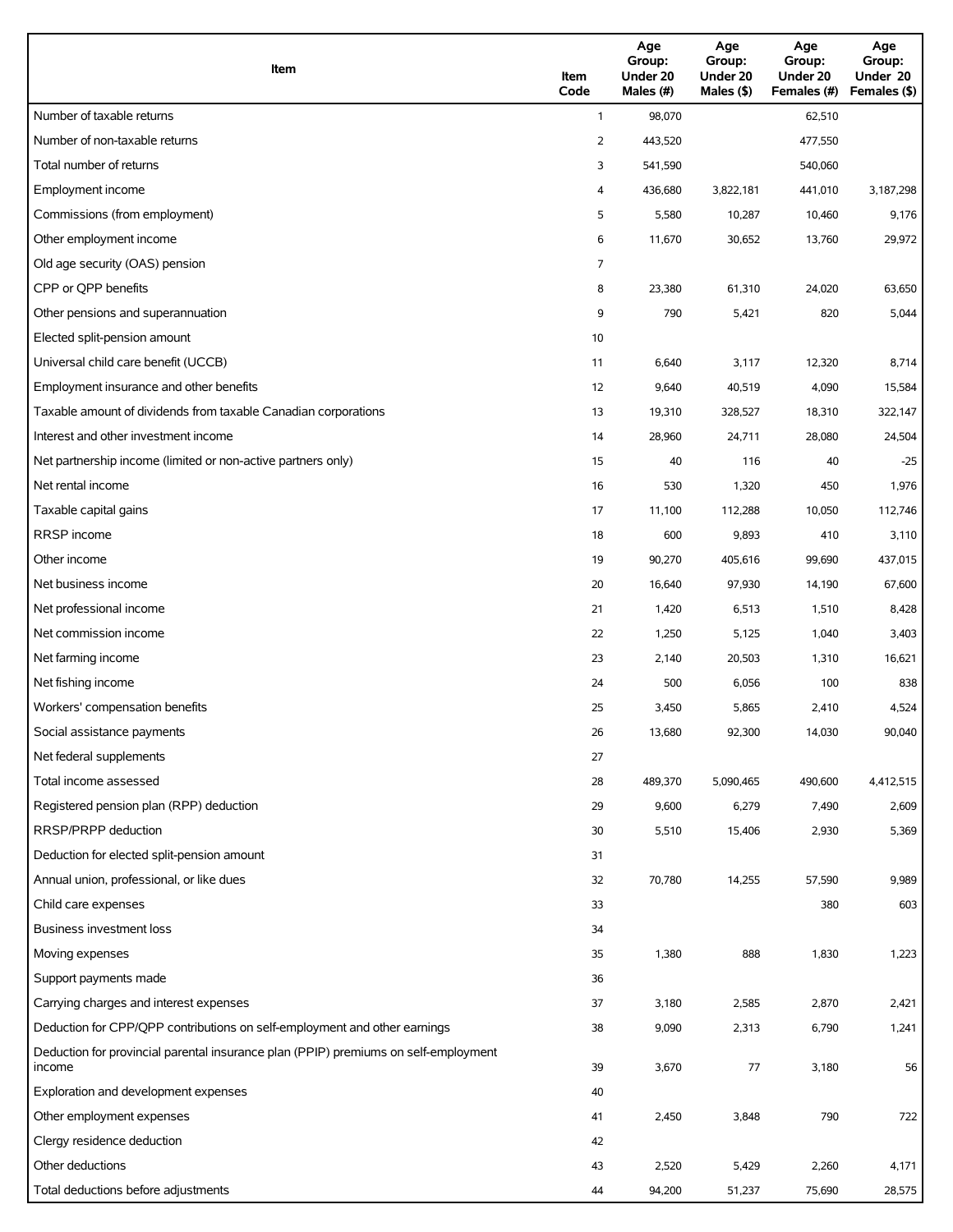| Item | Item Code | Age Group: Under 20 Males (#) | Age Group: Under 20 Males ($) | Age Group: Under 20 Females (#) | Age Group: Under 20 Females ($) |
|---|---|---|---|---|---|
| Number of taxable returns | 1 | 98,070 | | 62,510 | |
| Number of non-taxable returns | 2 | 443,520 | | 477,550 | |
| Total number of returns | 3 | 541,590 | | 540,060 | |
| Employment income | 4 | 436,680 | 3,822,181 | 441,010 | 3,187,298 |
| Commissions (from employment) | 5 | 5,580 | 10,287 | 10,460 | 9,176 |
| Other employment income | 6 | 11,670 | 30,652 | 13,760 | 29,972 |
| Old age security (OAS) pension | 7 | | | | |
| CPP or QPP benefits | 8 | 23,380 | 61,310 | 24,020 | 63,650 |
| Other pensions and superannuation | 9 | 790 | 5,421 | 820 | 5,044 |
| Elected split-pension amount | 10 | | | | |
| Universal child care benefit (UCCB) | 11 | 6,640 | 3,117 | 12,320 | 8,714 |
| Employment insurance and other benefits | 12 | 9,640 | 40,519 | 4,090 | 15,584 |
| Taxable amount of dividends from taxable Canadian corporations | 13 | 19,310 | 328,527 | 18,310 | 322,147 |
| Interest and other investment income | 14 | 28,960 | 24,711 | 28,080 | 24,504 |
| Net partnership income (limited or non-active partners only) | 15 | 40 | 116 | 40 | -25 |
| Net rental income | 16 | 530 | 1,320 | 450 | 1,976 |
| Taxable capital gains | 17 | 11,100 | 112,288 | 10,050 | 112,746 |
| RRSP income | 18 | 600 | 9,893 | 410 | 3,110 |
| Other income | 19 | 90,270 | 405,616 | 99,690 | 437,015 |
| Net business income | 20 | 16,640 | 97,930 | 14,190 | 67,600 |
| Net professional income | 21 | 1,420 | 6,513 | 1,510 | 8,428 |
| Net commission income | 22 | 1,250 | 5,125 | 1,040 | 3,403 |
| Net farming income | 23 | 2,140 | 20,503 | 1,310 | 16,621 |
| Net fishing income | 24 | 500 | 6,056 | 100 | 838 |
| Workers' compensation benefits | 25 | 3,450 | 5,865 | 2,410 | 4,524 |
| Social assistance payments | 26 | 13,680 | 92,300 | 14,030 | 90,040 |
| Net federal supplements | 27 | | | | |
| Total income assessed | 28 | 489,370 | 5,090,465 | 490,600 | 4,412,515 |
| Registered pension plan (RPP) deduction | 29 | 9,600 | 6,279 | 7,490 | 2,609 |
| RRSP/PRPP deduction | 30 | 5,510 | 15,406 | 2,930 | 5,369 |
| Deduction for elected split-pension amount | 31 | | | | |
| Annual union, professional, or like dues | 32 | 70,780 | 14,255 | 57,590 | 9,989 |
| Child care expenses | 33 | | | 380 | 603 |
| Business investment loss | 34 | | | | |
| Moving expenses | 35 | 1,380 | 888 | 1,830 | 1,223 |
| Support payments made | 36 | | | | |
| Carrying charges and interest expenses | 37 | 3,180 | 2,585 | 2,870 | 2,421 |
| Deduction for CPP/QPP contributions on self-employment and other earnings | 38 | 9,090 | 2,313 | 6,790 | 1,241 |
| Deduction for provincial parental insurance plan (PPIP) premiums on self-employment income | 39 | 3,670 | 77 | 3,180 | 56 |
| Exploration and development expenses | 40 | | | | |
| Other employment expenses | 41 | 2,450 | 3,848 | 790 | 722 |
| Clergy residence deduction | 42 | | | | |
| Other deductions | 43 | 2,520 | 5,429 | 2,260 | 4,171 |
| Total deductions before adjustments | 44 | 94,200 | 51,237 | 75,690 | 28,575 |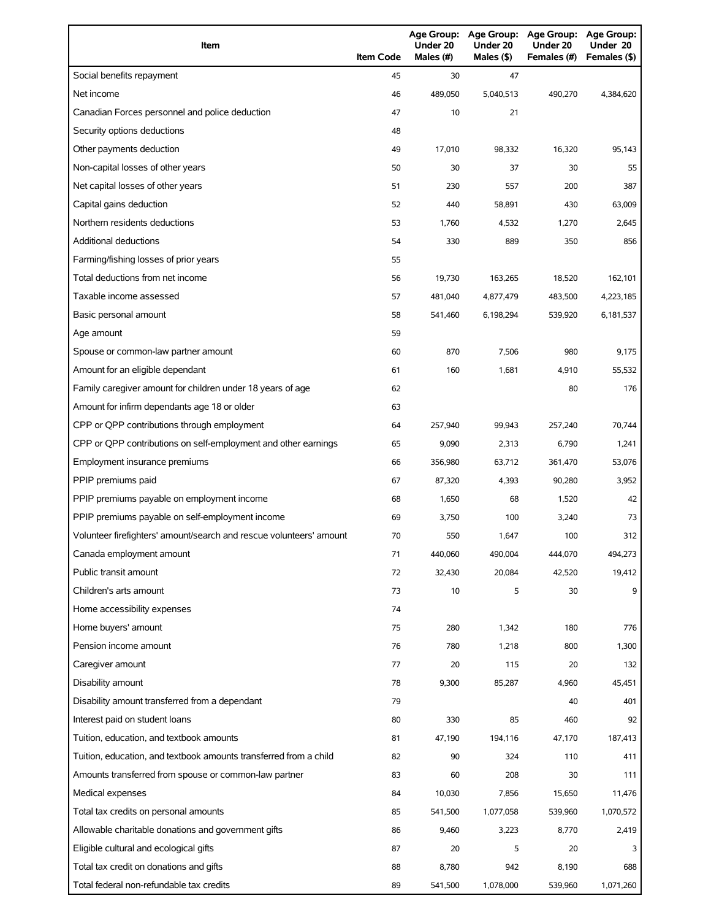| Item | Item Code | Age Group: Under 20 Males (#) | Age Group: Under 20 Males ($) | Age Group: Under 20 Females (#) | Age Group: Under 20 Females ($) |
|---|---|---|---|---|---|
| Social benefits repayment | 45 | 30 | 47 | | |
| Net income | 46 | 489,050 | 5,040,513 | 490,270 | 4,384,620 |
| Canadian Forces personnel and police deduction | 47 | 10 | 21 | | |
| Security options deductions | 48 | | | | |
| Other payments deduction | 49 | 17,010 | 98,332 | 16,320 | 95,143 |
| Non-capital losses of other years | 50 | 30 | 37 | 30 | 55 |
| Net capital losses of other years | 51 | 230 | 557 | 200 | 387 |
| Capital gains deduction | 52 | 440 | 58,891 | 430 | 63,009 |
| Northern residents deductions | 53 | 1,760 | 4,532 | 1,270 | 2,645 |
| Additional deductions | 54 | 330 | 889 | 350 | 856 |
| Farming/fishing losses of prior years | 55 | | | | |
| Total deductions from net income | 56 | 19,730 | 163,265 | 18,520 | 162,101 |
| Taxable income assessed | 57 | 481,040 | 4,877,479 | 483,500 | 4,223,185 |
| Basic personal amount | 58 | 541,460 | 6,198,294 | 539,920 | 6,181,537 |
| Age amount | 59 | | | | |
| Spouse or common-law partner amount | 60 | 870 | 7,506 | 980 | 9,175 |
| Amount for an eligible dependant | 61 | 160 | 1,681 | 4,910 | 55,532 |
| Family caregiver amount for children under 18 years of age | 62 | | | 80 | 176 |
| Amount for infirm dependants age 18 or older | 63 | | | | |
| CPP or QPP contributions through employment | 64 | 257,940 | 99,943 | 257,240 | 70,744 |
| CPP or QPP contributions on self-employment and other earnings | 65 | 9,090 | 2,313 | 6,790 | 1,241 |
| Employment insurance premiums | 66 | 356,980 | 63,712 | 361,470 | 53,076 |
| PPIP premiums paid | 67 | 87,320 | 4,393 | 90,280 | 3,952 |
| PPIP premiums payable on employment income | 68 | 1,650 | 68 | 1,520 | 42 |
| PPIP premiums payable on self-employment income | 69 | 3,750 | 100 | 3,240 | 73 |
| Volunteer firefighters' amount/search and rescue volunteers' amount | 70 | 550 | 1,647 | 100 | 312 |
| Canada employment amount | 71 | 440,060 | 490,004 | 444,070 | 494,273 |
| Public transit amount | 72 | 32,430 | 20,084 | 42,520 | 19,412 |
| Children's arts amount | 73 | 10 | 5 | 30 | 9 |
| Home accessibility expenses | 74 | | | | |
| Home buyers' amount | 75 | 280 | 1,342 | 180 | 776 |
| Pension income amount | 76 | 780 | 1,218 | 800 | 1,300 |
| Caregiver amount | 77 | 20 | 115 | 20 | 132 |
| Disability amount | 78 | 9,300 | 85,287 | 4,960 | 45,451 |
| Disability amount transferred from a dependant | 79 | | | 40 | 401 |
| Interest paid on student loans | 80 | 330 | 85 | 460 | 92 |
| Tuition, education, and textbook amounts | 81 | 47,190 | 194,116 | 47,170 | 187,413 |
| Tuition, education, and textbook amounts transferred from a child | 82 | 90 | 324 | 110 | 411 |
| Amounts transferred from spouse or common-law partner | 83 | 60 | 208 | 30 | 111 |
| Medical expenses | 84 | 10,030 | 7,856 | 15,650 | 11,476 |
| Total tax credits on personal amounts | 85 | 541,500 | 1,077,058 | 539,960 | 1,070,572 |
| Allowable charitable donations and government gifts | 86 | 9,460 | 3,223 | 8,770 | 2,419 |
| Eligible cultural and ecological gifts | 87 | 20 | 5 | 20 | 3 |
| Total tax credit on donations and gifts | 88 | 8,780 | 942 | 8,190 | 688 |
| Total federal non-refundable tax credits | 89 | 541,500 | 1,078,000 | 539,960 | 1,071,260 |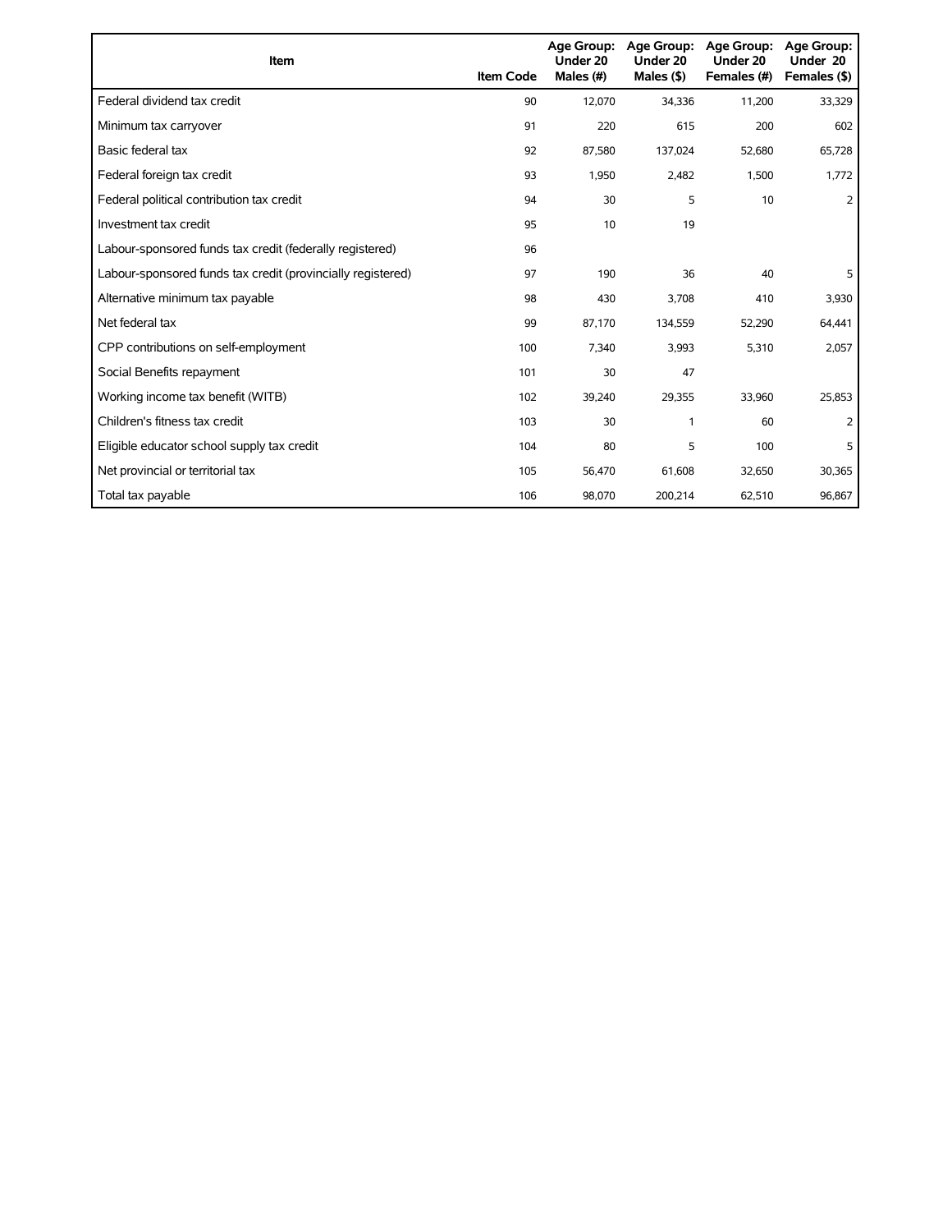| Item | Item Code | Age Group: Under 20 Males (#) | Age Group: Under 20 Males ($) | Age Group: Under 20 Females (#) | Age Group: Under 20 Females ($) |
|---|---|---|---|---|---|
| Federal dividend tax credit | 90 | 12,070 | 34,336 | 11,200 | 33,329 |
| Minimum tax carryover | 91 | 220 | 615 | 200 | 602 |
| Basic federal tax | 92 | 87,580 | 137,024 | 52,680 | 65,728 |
| Federal foreign tax credit | 93 | 1,950 | 2,482 | 1,500 | 1,772 |
| Federal political contribution tax credit | 94 | 30 | 5 | 10 | 2 |
| Investment tax credit | 95 | 10 | 19 | | |
| Labour-sponsored funds tax credit (federally registered) | 96 | | | | |
| Labour-sponsored funds tax credit (provincially registered) | 97 | 190 | 36 | 40 | 5 |
| Alternative minimum tax payable | 98 | 430 | 3,708 | 410 | 3,930 |
| Net federal tax | 99 | 87,170 | 134,559 | 52,290 | 64,441 |
| CPP contributions on self-employment | 100 | 7,340 | 3,993 | 5,310 | 2,057 |
| Social Benefits repayment | 101 | 30 | 47 | | |
| Working income tax benefit (WITB) | 102 | 39,240 | 29,355 | 33,960 | 25,853 |
| Children's fitness tax credit | 103 | 30 | 1 | 60 | 2 |
| Eligible educator school supply tax credit | 104 | 80 | 5 | 100 | 5 |
| Net provincial or territorial tax | 105 | 56,470 | 61,608 | 32,650 | 30,365 |
| Total tax payable | 106 | 98,070 | 200,214 | 62,510 | 96,867 |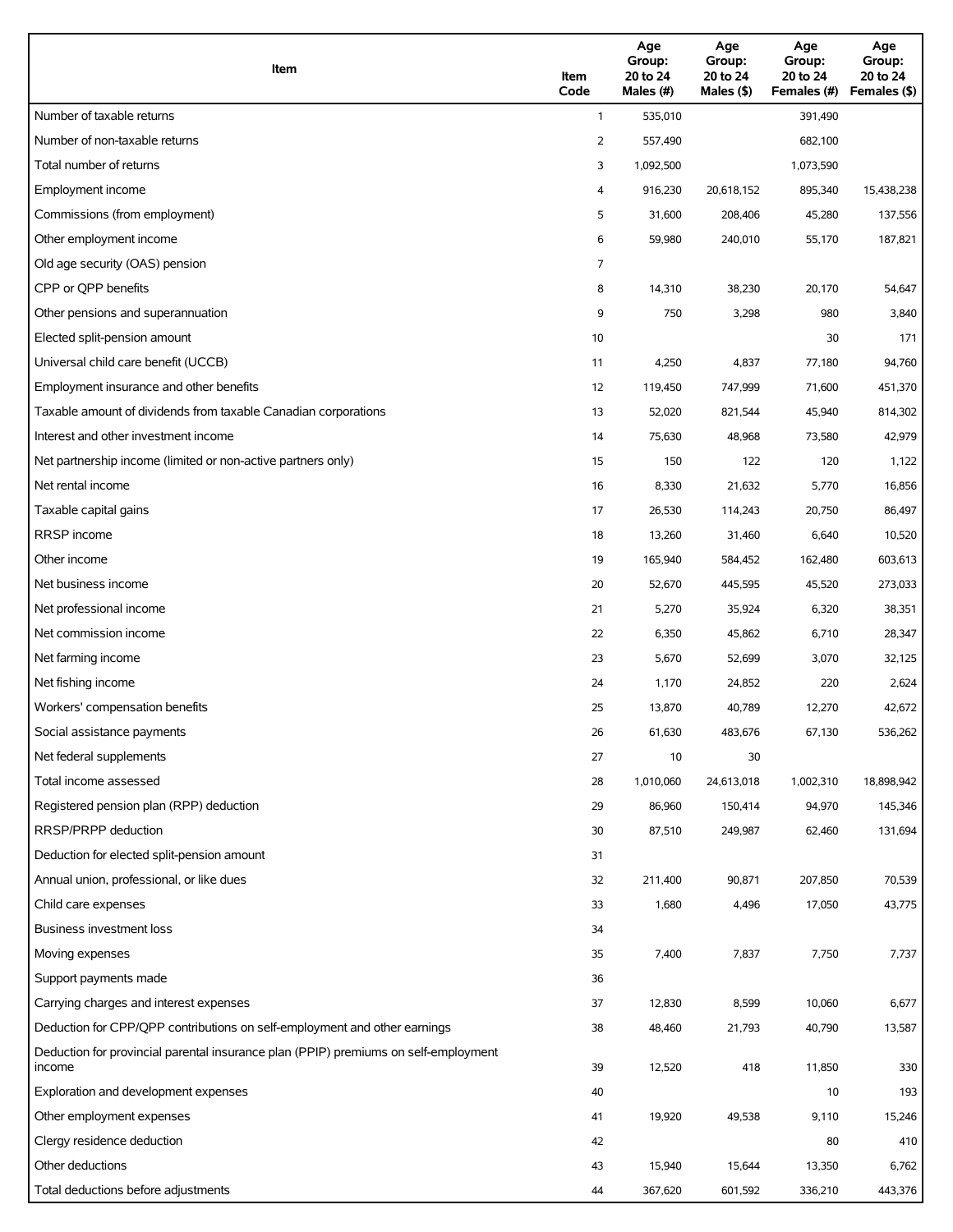| Item | Item Code | Age Group: 20 to 24 Males (#) | Age Group: 20 to 24 Males ($) | Age Group: 20 to 24 Females (#) | Age Group: 20 to 24 Females ($) |
|---|---|---|---|---|---|
| Number of taxable returns | 1 | 535,010 | | 391,490 | |
| Number of non-taxable returns | 2 | 557,490 | | 682,100 | |
| Total number of returns | 3 | 1,092,500 | | 1,073,590 | |
| Employment income | 4 | 916,230 | 20,618,152 | 895,340 | 15,438,238 |
| Commissions (from employment) | 5 | 31,600 | 208,406 | 45,280 | 137,556 |
| Other employment income | 6 | 59,980 | 240,010 | 55,170 | 187,821 |
| Old age security (OAS) pension | 7 | | | | |
| CPP or QPP benefits | 8 | 14,310 | 38,230 | 20,170 | 54,647 |
| Other pensions and superannuation | 9 | 750 | 3,298 | 980 | 3,840 |
| Elected split-pension amount | 10 | | | 30 | 171 |
| Universal child care benefit (UCCB) | 11 | 4,250 | 4,837 | 77,180 | 94,760 |
| Employment insurance and other benefits | 12 | 119,450 | 747,999 | 71,600 | 451,370 |
| Taxable amount of dividends from taxable Canadian corporations | 13 | 52,020 | 821,544 | 45,940 | 814,302 |
| Interest and other investment income | 14 | 75,630 | 48,968 | 73,580 | 42,979 |
| Net partnership income (limited or non-active partners only) | 15 | 150 | 122 | 120 | 1,122 |
| Net rental income | 16 | 8,330 | 21,632 | 5,770 | 16,856 |
| Taxable capital gains | 17 | 26,530 | 114,243 | 20,750 | 86,497 |
| RRSP income | 18 | 13,260 | 31,460 | 6,640 | 10,520 |
| Other income | 19 | 165,940 | 584,452 | 162,480 | 603,613 |
| Net business income | 20 | 52,670 | 445,595 | 45,520 | 273,033 |
| Net professional income | 21 | 5,270 | 35,924 | 6,320 | 38,351 |
| Net commission income | 22 | 6,350 | 45,862 | 6,710 | 28,347 |
| Net farming income | 23 | 5,670 | 52,699 | 3,070 | 32,125 |
| Net fishing income | 24 | 1,170 | 24,852 | 220 | 2,624 |
| Workers' compensation benefits | 25 | 13,870 | 40,789 | 12,270 | 42,672 |
| Social assistance payments | 26 | 61,630 | 483,676 | 67,130 | 536,262 |
| Net federal supplements | 27 | 10 | 30 | | |
| Total income assessed | 28 | 1,010,060 | 24,613,018 | 1,002,310 | 18,898,942 |
| Registered pension plan (RPP) deduction | 29 | 86,960 | 150,414 | 94,970 | 145,346 |
| RRSP/PRPP deduction | 30 | 87,510 | 249,987 | 62,460 | 131,694 |
| Deduction for elected split-pension amount | 31 | | | | |
| Annual union, professional, or like dues | 32 | 211,400 | 90,871 | 207,850 | 70,539 |
| Child care expenses | 33 | 1,680 | 4,496 | 17,050 | 43,775 |
| Business investment loss | 34 | | | | |
| Moving expenses | 35 | 7,400 | 7,837 | 7,750 | 7,737 |
| Support payments made | 36 | | | | |
| Carrying charges and interest expenses | 37 | 12,830 | 8,599 | 10,060 | 6,677 |
| Deduction for CPP/QPP contributions on self-employment and other earnings | 38 | 48,460 | 21,793 | 40,790 | 13,587 |
| Deduction for provincial parental insurance plan (PPIP) premiums on self-employment income | 39 | 12,520 | 418 | 11,850 | 330 |
| Exploration and development expenses | 40 | | | 10 | 193 |
| Other employment expenses | 41 | 19,920 | 49,538 | 9,110 | 15,246 |
| Clergy residence deduction | 42 | | | 80 | 410 |
| Other deductions | 43 | 15,940 | 15,644 | 13,350 | 6,762 |
| Total deductions before adjustments | 44 | 367,620 | 601,592 | 336,210 | 443,376 |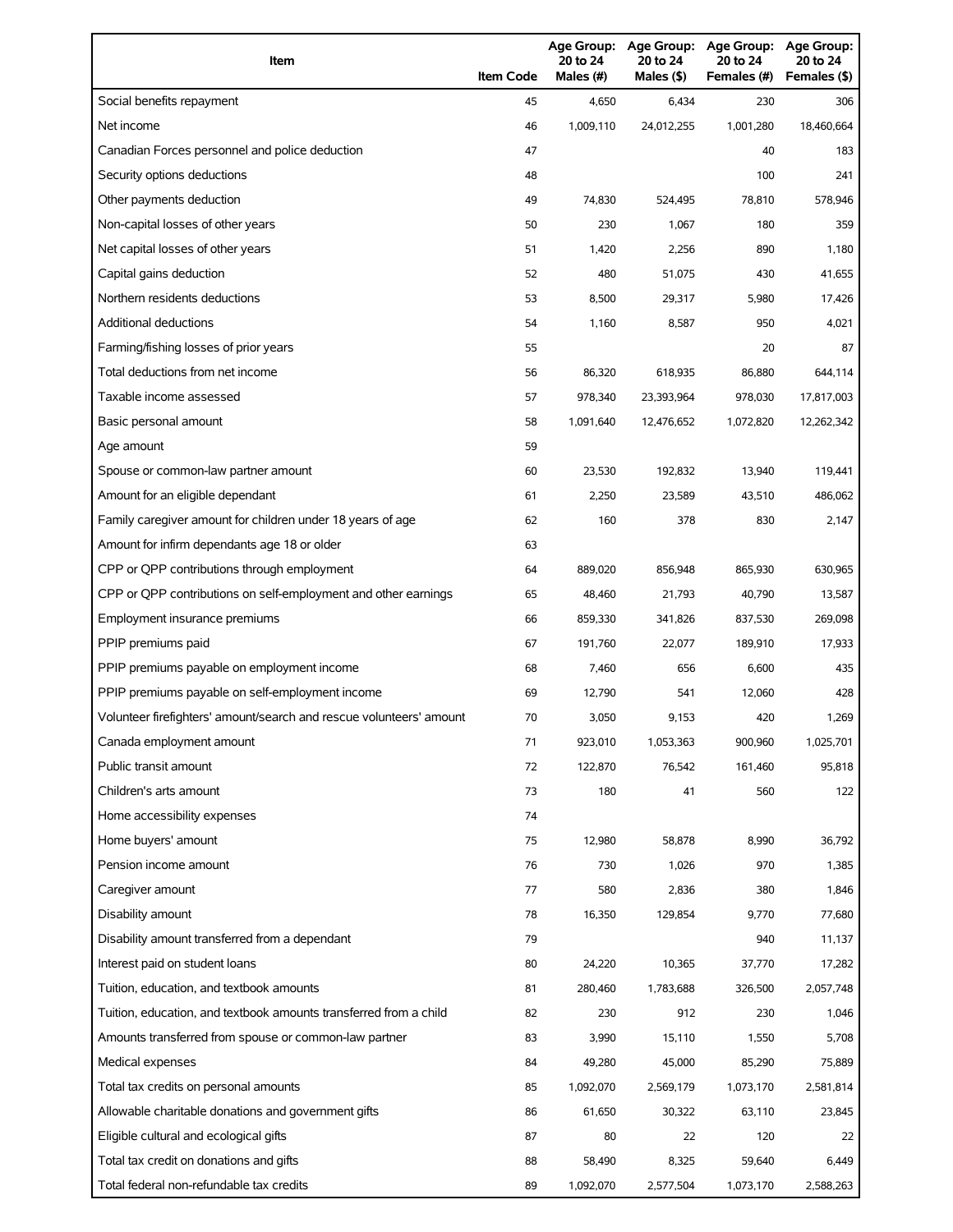| Item | Item Code | Age Group: 20 to 24 Males (#) | Age Group: 20 to 24 Males ($) | Age Group: 20 to 24 Females (#) | Age Group: 20 to 24 Females ($) |
|---|---|---|---|---|---|
| Social benefits repayment | 45 | 4,650 | 6,434 | 230 | 306 |
| Net income | 46 | 1,009,110 | 24,012,255 | 1,001,280 | 18,460,664 |
| Canadian Forces personnel and police deduction | 47 | | | 40 | 183 |
| Security options deductions | 48 | | | 100 | 241 |
| Other payments deduction | 49 | 74,830 | 524,495 | 78,810 | 578,946 |
| Non-capital losses of other years | 50 | 230 | 1,067 | 180 | 359 |
| Net capital losses of other years | 51 | 1,420 | 2,256 | 890 | 1,180 |
| Capital gains deduction | 52 | 480 | 51,075 | 430 | 41,655 |
| Northern residents deductions | 53 | 8,500 | 29,317 | 5,980 | 17,426 |
| Additional deductions | 54 | 1,160 | 8,587 | 950 | 4,021 |
| Farming/fishing losses of prior years | 55 | | | 20 | 87 |
| Total deductions from net income | 56 | 86,320 | 618,935 | 86,880 | 644,114 |
| Taxable income assessed | 57 | 978,340 | 23,393,964 | 978,030 | 17,817,003 |
| Basic personal amount | 58 | 1,091,640 | 12,476,652 | 1,072,820 | 12,262,342 |
| Age amount | 59 | | | | |
| Spouse or common-law partner amount | 60 | 23,530 | 192,832 | 13,940 | 119,441 |
| Amount for an eligible dependant | 61 | 2,250 | 23,589 | 43,510 | 486,062 |
| Family caregiver amount for children under 18 years of age | 62 | 160 | 378 | 830 | 2,147 |
| Amount for infirm dependants age 18 or older | 63 | | | | |
| CPP or QPP contributions through employment | 64 | 889,020 | 856,948 | 865,930 | 630,965 |
| CPP or QPP contributions on self-employment and other earnings | 65 | 48,460 | 21,793 | 40,790 | 13,587 |
| Employment insurance premiums | 66 | 859,330 | 341,826 | 837,530 | 269,098 |
| PPIP premiums paid | 67 | 191,760 | 22,077 | 189,910 | 17,933 |
| PPIP premiums payable on employment income | 68 | 7,460 | 656 | 6,600 | 435 |
| PPIP premiums payable on self-employment income | 69 | 12,790 | 541 | 12,060 | 428 |
| Volunteer firefighters' amount/search and rescue volunteers' amount | 70 | 3,050 | 9,153 | 420 | 1,269 |
| Canada employment amount | 71 | 923,010 | 1,053,363 | 900,960 | 1,025,701 |
| Public transit amount | 72 | 122,870 | 76,542 | 161,460 | 95,818 |
| Children's arts amount | 73 | 180 | 41 | 560 | 122 |
| Home accessibility expenses | 74 | | | | |
| Home buyers' amount | 75 | 12,980 | 58,878 | 8,990 | 36,792 |
| Pension income amount | 76 | 730 | 1,026 | 970 | 1,385 |
| Caregiver amount | 77 | 580 | 2,836 | 380 | 1,846 |
| Disability amount | 78 | 16,350 | 129,854 | 9,770 | 77,680 |
| Disability amount transferred from a dependant | 79 | | | 940 | 11,137 |
| Interest paid on student loans | 80 | 24,220 | 10,365 | 37,770 | 17,282 |
| Tuition, education, and textbook amounts | 81 | 280,460 | 1,783,688 | 326,500 | 2,057,748 |
| Tuition, education, and textbook amounts transferred from a child | 82 | 230 | 912 | 230 | 1,046 |
| Amounts transferred from spouse or common-law partner | 83 | 3,990 | 15,110 | 1,550 | 5,708 |
| Medical expenses | 84 | 49,280 | 45,000 | 85,290 | 75,889 |
| Total tax credits on personal amounts | 85 | 1,092,070 | 2,569,179 | 1,073,170 | 2,581,814 |
| Allowable charitable donations and government gifts | 86 | 61,650 | 30,322 | 63,110 | 23,845 |
| Eligible cultural and ecological gifts | 87 | 80 | 22 | 120 | 22 |
| Total tax credit on donations and gifts | 88 | 58,490 | 8,325 | 59,640 | 6,449 |
| Total federal non-refundable tax credits | 89 | 1,092,070 | 2,577,504 | 1,073,170 | 2,588,263 |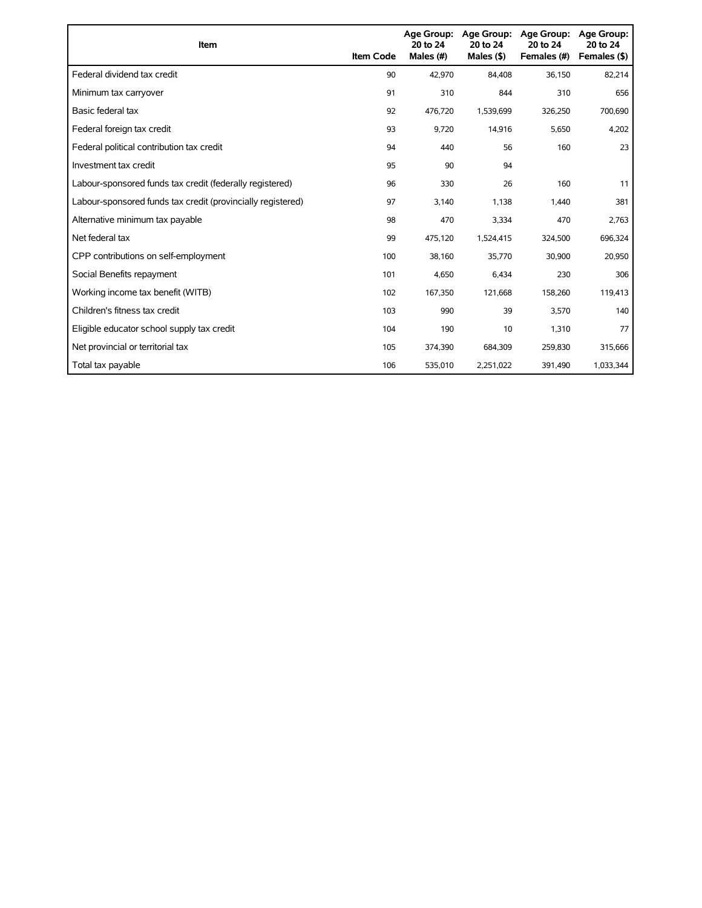| Item | Item Code | Age Group: 20 to 24 Males (#) | Age Group: 20 to 24 Males ($) | Age Group: 20 to 24 Females (#) | Age Group: 20 to 24 Females ($) |
|---|---|---|---|---|---|
| Federal dividend tax credit | 90 | 42,970 | 84,408 | 36,150 | 82,214 |
| Minimum tax carryover | 91 | 310 | 844 | 310 | 656 |
| Basic federal tax | 92 | 476,720 | 1,539,699 | 326,250 | 700,690 |
| Federal foreign tax credit | 93 | 9,720 | 14,916 | 5,650 | 4,202 |
| Federal political contribution tax credit | 94 | 440 | 56 | 160 | 23 |
| Investment tax credit | 95 | 90 | 94 | | |
| Labour-sponsored funds tax credit (federally registered) | 96 | 330 | 26 | 160 | 11 |
| Labour-sponsored funds tax credit (provincially registered) | 97 | 3,140 | 1,138 | 1,440 | 381 |
| Alternative minimum tax payable | 98 | 470 | 3,334 | 470 | 2,763 |
| Net federal tax | 99 | 475,120 | 1,524,415 | 324,500 | 696,324 |
| CPP contributions on self-employment | 100 | 38,160 | 35,770 | 30,900 | 20,950 |
| Social Benefits repayment | 101 | 4,650 | 6,434 | 230 | 306 |
| Working income tax benefit (WITB) | 102 | 167,350 | 121,668 | 158,260 | 119,413 |
| Children's fitness tax credit | 103 | 990 | 39 | 3,570 | 140 |
| Eligible educator school supply tax credit | 104 | 190 | 10 | 1,310 | 77 |
| Net provincial or territorial tax | 105 | 374,390 | 684,309 | 259,830 | 315,666 |
| Total tax payable | 106 | 535,010 | 2,251,022 | 391,490 | 1,033,344 |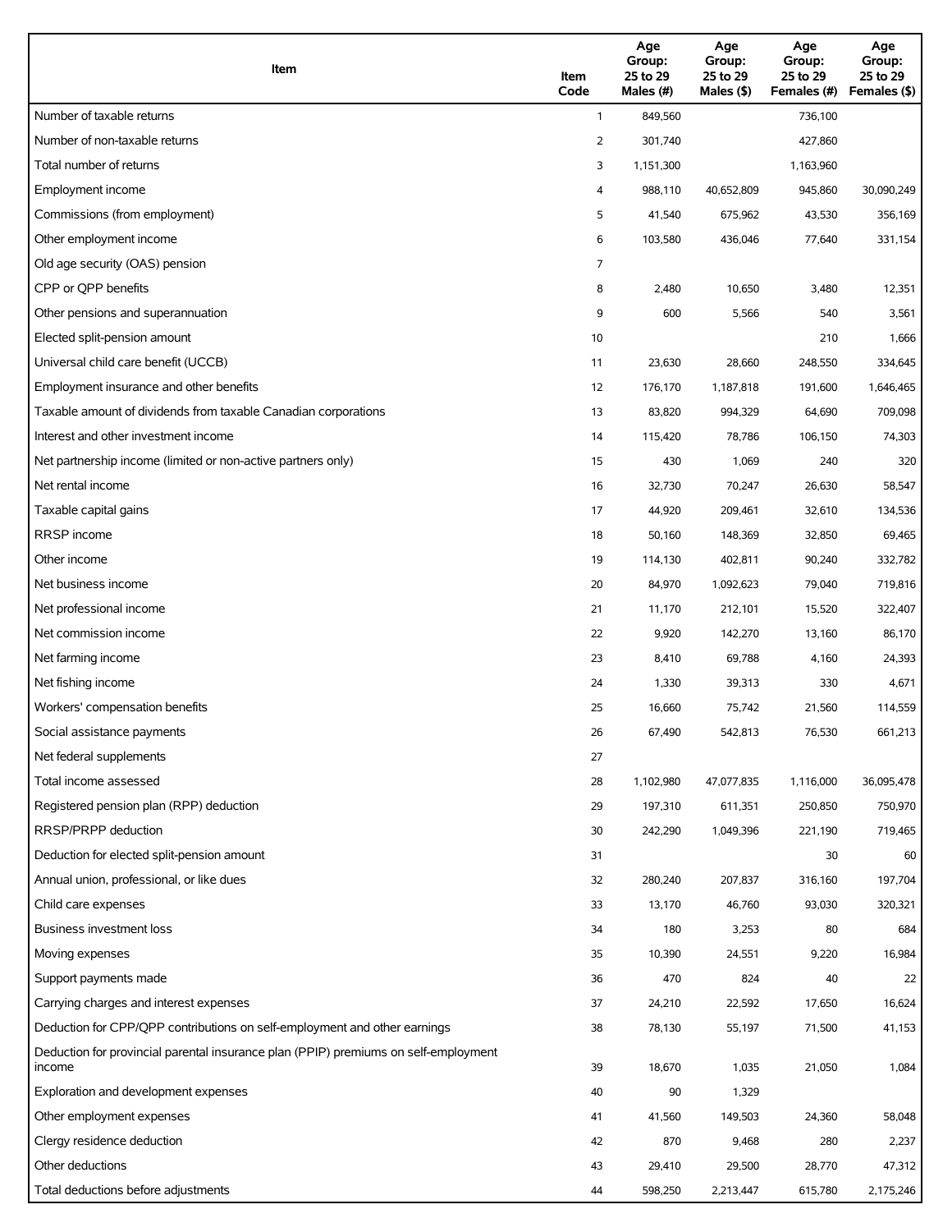| Item | Item Code | Age Group: 25 to 29 Males (#) | Age Group: 25 to 29 Males ($) | Age Group: 25 to 29 Females (#) | Age Group: 25 to 29 Females ($) |
|---|---|---|---|---|---|
| Number of taxable returns | 1 | 849,560 | | 736,100 | |
| Number of non-taxable returns | 2 | 301,740 | | 427,860 | |
| Total number of returns | 3 | 1,151,300 | | 1,163,960 | |
| Employment income | 4 | 988,110 | 40,652,809 | 945,860 | 30,090,249 |
| Commissions (from employment) | 5 | 41,540 | 675,962 | 43,530 | 356,169 |
| Other employment income | 6 | 103,580 | 436,046 | 77,640 | 331,154 |
| Old age security (OAS) pension | 7 | | | | |
| CPP or QPP benefits | 8 | 2,480 | 10,650 | 3,480 | 12,351 |
| Other pensions and superannuation | 9 | 600 | 5,566 | 540 | 3,561 |
| Elected split-pension amount | 10 | | | 210 | 1,666 |
| Universal child care benefit (UCCB) | 11 | 23,630 | 28,660 | 248,550 | 334,645 |
| Employment insurance and other benefits | 12 | 176,170 | 1,187,818 | 191,600 | 1,646,465 |
| Taxable amount of dividends from taxable Canadian corporations | 13 | 83,820 | 994,329 | 64,690 | 709,098 |
| Interest and other investment income | 14 | 115,420 | 78,786 | 106,150 | 74,303 |
| Net partnership income (limited or non-active partners only) | 15 | 430 | 1,069 | 240 | 320 |
| Net rental income | 16 | 32,730 | 70,247 | 26,630 | 58,547 |
| Taxable capital gains | 17 | 44,920 | 209,461 | 32,610 | 134,536 |
| RRSP income | 18 | 50,160 | 148,369 | 32,850 | 69,465 |
| Other income | 19 | 114,130 | 402,811 | 90,240 | 332,782 |
| Net business income | 20 | 84,970 | 1,092,623 | 79,040 | 719,816 |
| Net professional income | 21 | 11,170 | 212,101 | 15,520 | 322,407 |
| Net commission income | 22 | 9,920 | 142,270 | 13,160 | 86,170 |
| Net farming income | 23 | 8,410 | 69,788 | 4,160 | 24,393 |
| Net fishing income | 24 | 1,330 | 39,313 | 330 | 4,671 |
| Workers' compensation benefits | 25 | 16,660 | 75,742 | 21,560 | 114,559 |
| Social assistance payments | 26 | 67,490 | 542,813 | 76,530 | 661,213 |
| Net federal supplements | 27 | | | | |
| Total income assessed | 28 | 1,102,980 | 47,077,835 | 1,116,000 | 36,095,478 |
| Registered pension plan (RPP) deduction | 29 | 197,310 | 611,351 | 250,850 | 750,970 |
| RRSP/PRPP deduction | 30 | 242,290 | 1,049,396 | 221,190 | 719,465 |
| Deduction for elected split-pension amount | 31 | | | 30 | 60 |
| Annual union, professional, or like dues | 32 | 280,240 | 207,837 | 316,160 | 197,704 |
| Child care expenses | 33 | 13,170 | 46,760 | 93,030 | 320,321 |
| Business investment loss | 34 | 180 | 3,253 | 80 | 684 |
| Moving expenses | 35 | 10,390 | 24,551 | 9,220 | 16,984 |
| Support payments made | 36 | 470 | 824 | 40 | 22 |
| Carrying charges and interest expenses | 37 | 24,210 | 22,592 | 17,650 | 16,624 |
| Deduction for CPP/QPP contributions on self-employment and other earnings | 38 | 78,130 | 55,197 | 71,500 | 41,153 |
| Deduction for provincial parental insurance plan (PPIP) premiums on self-employment income | 39 | 18,670 | 1,035 | 21,050 | 1,084 |
| Exploration and development expenses | 40 | 90 | 1,329 | | |
| Other employment expenses | 41 | 41,560 | 149,503 | 24,360 | 58,048 |
| Clergy residence deduction | 42 | 870 | 9,468 | 280 | 2,237 |
| Other deductions | 43 | 29,410 | 29,500 | 28,770 | 47,312 |
| Total deductions before adjustments | 44 | 598,250 | 2,213,447 | 615,780 | 2,175,246 |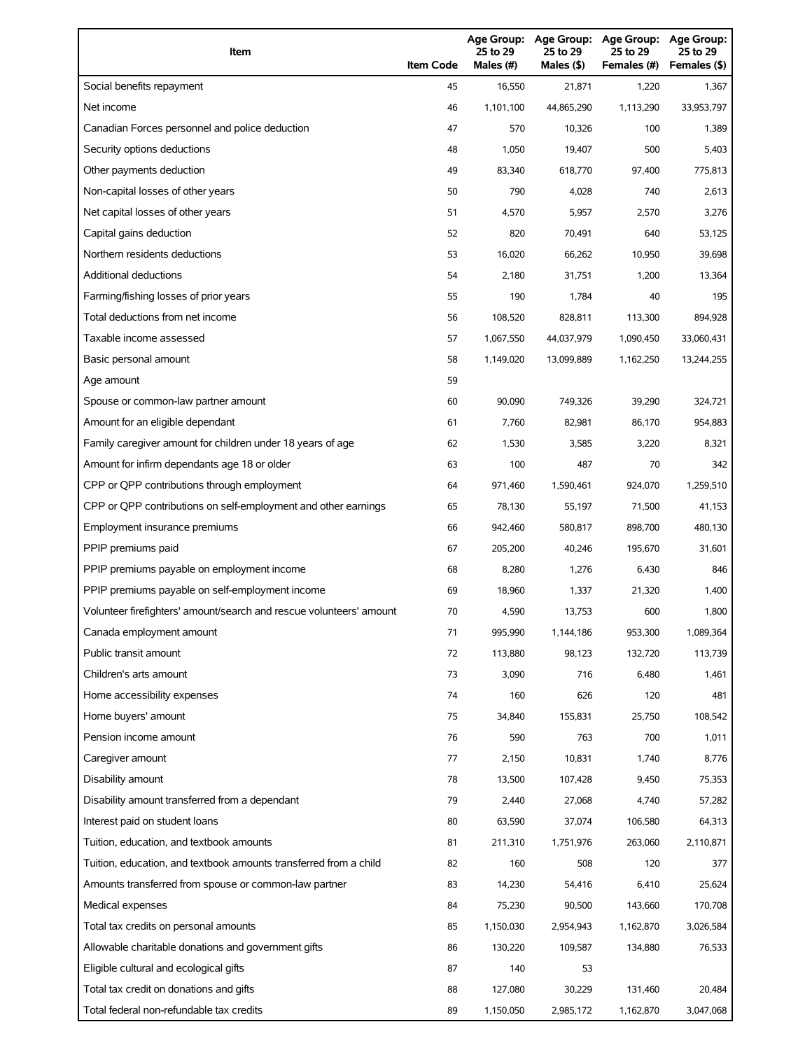| Item | Item Code | Age Group: 25 to 29 Males (#) | Age Group: 25 to 29 Males ($) | Age Group: 25 to 29 Females (#) | Age Group: 25 to 29 Females ($) |
|---|---|---|---|---|---|
| Social benefits repayment | 45 | 16,550 | 21,871 | 1,220 | 1,367 |
| Net income | 46 | 1,101,100 | 44,865,290 | 1,113,290 | 33,953,797 |
| Canadian Forces personnel and police deduction | 47 | 570 | 10,326 | 100 | 1,389 |
| Security options deductions | 48 | 1,050 | 19,407 | 500 | 5,403 |
| Other payments deduction | 49 | 83,340 | 618,770 | 97,400 | 775,813 |
| Non-capital losses of other years | 50 | 790 | 4,028 | 740 | 2,613 |
| Net capital losses of other years | 51 | 4,570 | 5,957 | 2,570 | 3,276 |
| Capital gains deduction | 52 | 820 | 70,491 | 640 | 53,125 |
| Northern residents deductions | 53 | 16,020 | 66,262 | 10,950 | 39,698 |
| Additional deductions | 54 | 2,180 | 31,751 | 1,200 | 13,364 |
| Farming/fishing losses of prior years | 55 | 190 | 1,784 | 40 | 195 |
| Total deductions from net income | 56 | 108,520 | 828,811 | 113,300 | 894,928 |
| Taxable income assessed | 57 | 1,067,550 | 44,037,979 | 1,090,450 | 33,060,431 |
| Basic personal amount | 58 | 1,149,020 | 13,099,889 | 1,162,250 | 13,244,255 |
| Age amount | 59 | | | | |
| Spouse or common-law partner amount | 60 | 90,090 | 749,326 | 39,290 | 324,721 |
| Amount for an eligible dependant | 61 | 7,760 | 82,981 | 86,170 | 954,883 |
| Family caregiver amount for children under 18 years of age | 62 | 1,530 | 3,585 | 3,220 | 8,321 |
| Amount for infirm dependants age 18 or older | 63 | 100 | 487 | 70 | 342 |
| CPP or QPP contributions through employment | 64 | 971,460 | 1,590,461 | 924,070 | 1,259,510 |
| CPP or QPP contributions on self-employment and other earnings | 65 | 78,130 | 55,197 | 71,500 | 41,153 |
| Employment insurance premiums | 66 | 942,460 | 580,817 | 898,700 | 480,130 |
| PPIP premiums paid | 67 | 205,200 | 40,246 | 195,670 | 31,601 |
| PPIP premiums payable on employment income | 68 | 8,280 | 1,276 | 6,430 | 846 |
| PPIP premiums payable on self-employment income | 69 | 18,960 | 1,337 | 21,320 | 1,400 |
| Volunteer firefighters' amount/search and rescue volunteers' amount | 70 | 4,590 | 13,753 | 600 | 1,800 |
| Canada employment amount | 71 | 995,990 | 1,144,186 | 953,300 | 1,089,364 |
| Public transit amount | 72 | 113,880 | 98,123 | 132,720 | 113,739 |
| Children's arts amount | 73 | 3,090 | 716 | 6,480 | 1,461 |
| Home accessibility expenses | 74 | 160 | 626 | 120 | 481 |
| Home buyers' amount | 75 | 34,840 | 155,831 | 25,750 | 108,542 |
| Pension income amount | 76 | 590 | 763 | 700 | 1,011 |
| Caregiver amount | 77 | 2,150 | 10,831 | 1,740 | 8,776 |
| Disability amount | 78 | 13,500 | 107,428 | 9,450 | 75,353 |
| Disability amount transferred from a dependant | 79 | 2,440 | 27,068 | 4,740 | 57,282 |
| Interest paid on student loans | 80 | 63,590 | 37,074 | 106,580 | 64,313 |
| Tuition, education, and textbook amounts | 81 | 211,310 | 1,751,976 | 263,060 | 2,110,871 |
| Tuition, education, and textbook amounts transferred from a child | 82 | 160 | 508 | 120 | 377 |
| Amounts transferred from spouse or common-law partner | 83 | 14,230 | 54,416 | 6,410 | 25,624 |
| Medical expenses | 84 | 75,230 | 90,500 | 143,660 | 170,708 |
| Total tax credits on personal amounts | 85 | 1,150,030 | 2,954,943 | 1,162,870 | 3,026,584 |
| Allowable charitable donations and government gifts | 86 | 130,220 | 109,587 | 134,880 | 76,533 |
| Eligible cultural and ecological gifts | 87 | 140 | 53 | | |
| Total tax credit on donations and gifts | 88 | 127,080 | 30,229 | 131,460 | 20,484 |
| Total federal non-refundable tax credits | 89 | 1,150,050 | 2,985,172 | 1,162,870 | 3,047,068 |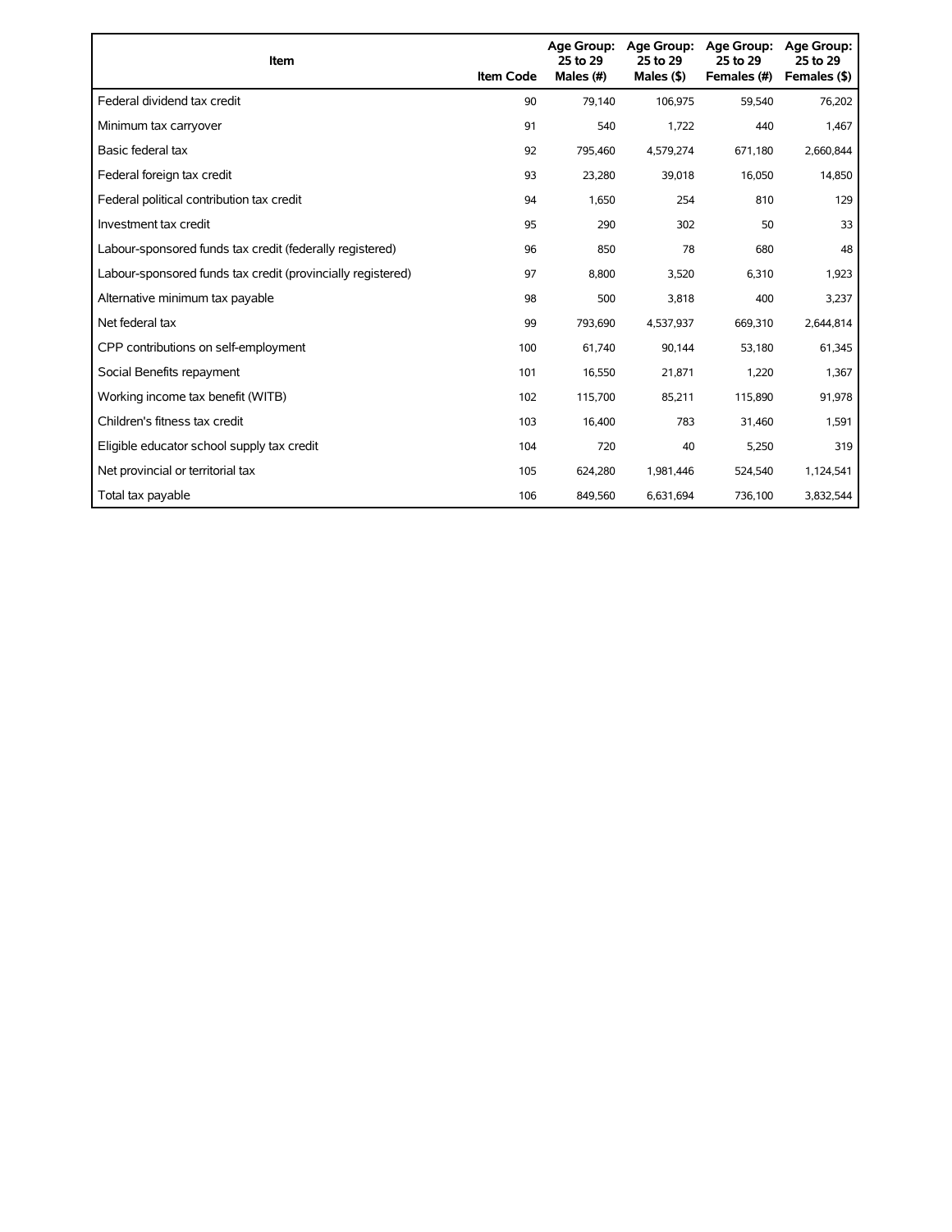| Item | Item Code | Age Group: 25 to 29 Males (#) | Age Group: 25 to 29 Males ($) | Age Group: 25 to 29 Females (#) | Age Group: 25 to 29 Females ($) |
|---|---|---|---|---|---|
| Federal dividend tax credit | 90 | 79,140 | 106,975 | 59,540 | 76,202 |
| Minimum tax carryover | 91 | 540 | 1,722 | 440 | 1,467 |
| Basic federal tax | 92 | 795,460 | 4,579,274 | 671,180 | 2,660,844 |
| Federal foreign tax credit | 93 | 23,280 | 39,018 | 16,050 | 14,850 |
| Federal political contribution tax credit | 94 | 1,650 | 254 | 810 | 129 |
| Investment tax credit | 95 | 290 | 302 | 50 | 33 |
| Labour-sponsored funds tax credit (federally registered) | 96 | 850 | 78 | 680 | 48 |
| Labour-sponsored funds tax credit (provincially registered) | 97 | 8,800 | 3,520 | 6,310 | 1,923 |
| Alternative minimum tax payable | 98 | 500 | 3,818 | 400 | 3,237 |
| Net federal tax | 99 | 793,690 | 4,537,937 | 669,310 | 2,644,814 |
| CPP contributions on self-employment | 100 | 61,740 | 90,144 | 53,180 | 61,345 |
| Social Benefits repayment | 101 | 16,550 | 21,871 | 1,220 | 1,367 |
| Working income tax benefit (WITB) | 102 | 115,700 | 85,211 | 115,890 | 91,978 |
| Children's fitness tax credit | 103 | 16,400 | 783 | 31,460 | 1,591 |
| Eligible educator school supply tax credit | 104 | 720 | 40 | 5,250 | 319 |
| Net provincial or territorial tax | 105 | 624,280 | 1,981,446 | 524,540 | 1,124,541 |
| Total tax payable | 106 | 849,560 | 6,631,694 | 736,100 | 3,832,544 |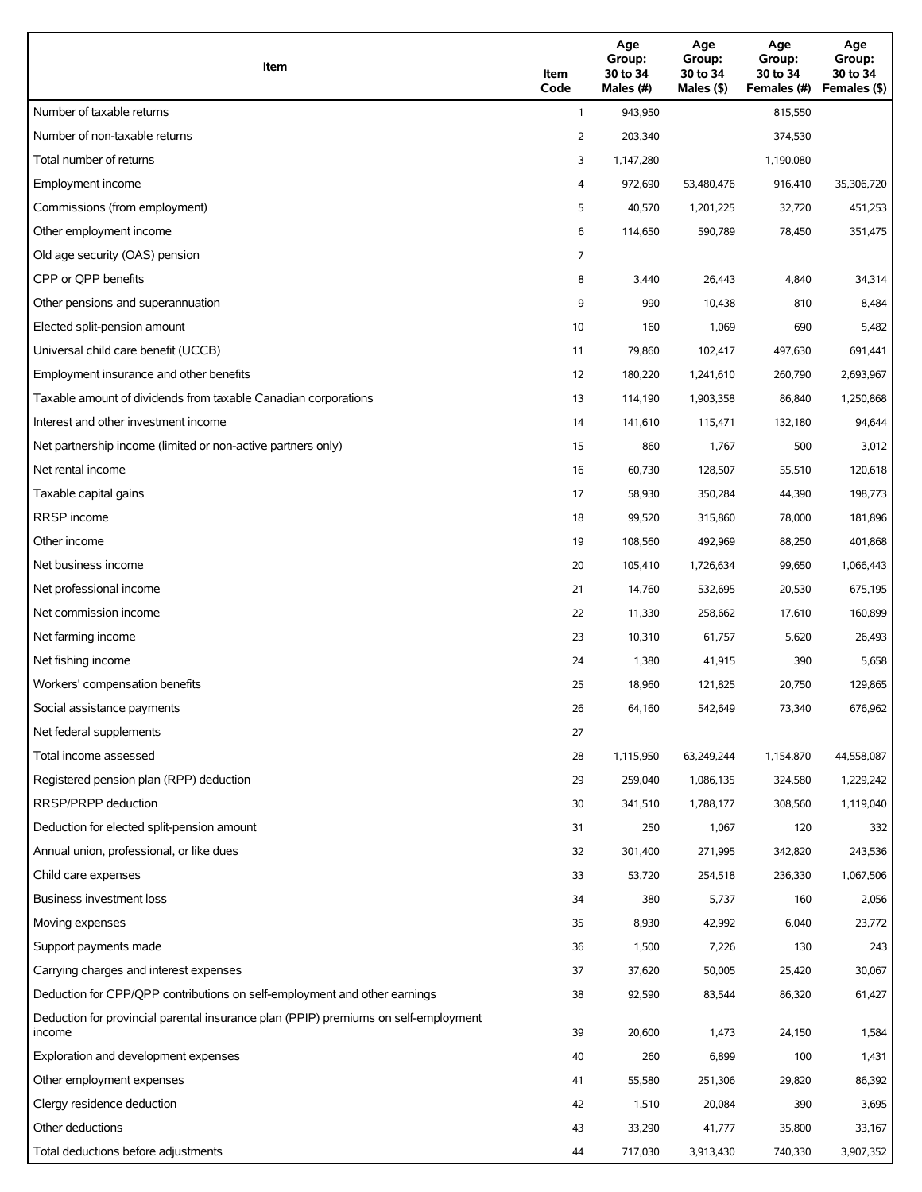| Item | Item Code | Age Group: 30 to 34 Males (#) | Age Group: 30 to 34 Males ($) | Age Group: 30 to 34 Females (#) | Age Group: 30 to 34 Females ($) |
|---|---|---|---|---|---|
| Number of taxable returns | 1 | 943,950 | | 815,550 | |
| Number of non-taxable returns | 2 | 203,340 | | 374,530 | |
| Total number of returns | 3 | 1,147,280 | | 1,190,080 | |
| Employment income | 4 | 972,690 | 53,480,476 | 916,410 | 35,306,720 |
| Commissions (from employment) | 5 | 40,570 | 1,201,225 | 32,720 | 451,253 |
| Other employment income | 6 | 114,650 | 590,789 | 78,450 | 351,475 |
| Old age security (OAS) pension | 7 | | | | |
| CPP or QPP benefits | 8 | 3,440 | 26,443 | 4,840 | 34,314 |
| Other pensions and superannuation | 9 | 990 | 10,438 | 810 | 8,484 |
| Elected split-pension amount | 10 | 160 | 1,069 | 690 | 5,482 |
| Universal child care benefit (UCCB) | 11 | 79,860 | 102,417 | 497,630 | 691,441 |
| Employment insurance and other benefits | 12 | 180,220 | 1,241,610 | 260,790 | 2,693,967 |
| Taxable amount of dividends from taxable Canadian corporations | 13 | 114,190 | 1,903,358 | 86,840 | 1,250,868 |
| Interest and other investment income | 14 | 141,610 | 115,471 | 132,180 | 94,644 |
| Net partnership income (limited or non-active partners only) | 15 | 860 | 1,767 | 500 | 3,012 |
| Net rental income | 16 | 60,730 | 128,507 | 55,510 | 120,618 |
| Taxable capital gains | 17 | 58,930 | 350,284 | 44,390 | 198,773 |
| RRSP income | 18 | 99,520 | 315,860 | 78,000 | 181,896 |
| Other income | 19 | 108,560 | 492,969 | 88,250 | 401,868 |
| Net business income | 20 | 105,410 | 1,726,634 | 99,650 | 1,066,443 |
| Net professional income | 21 | 14,760 | 532,695 | 20,530 | 675,195 |
| Net commission income | 22 | 11,330 | 258,662 | 17,610 | 160,899 |
| Net farming income | 23 | 10,310 | 61,757 | 5,620 | 26,493 |
| Net fishing income | 24 | 1,380 | 41,915 | 390 | 5,658 |
| Workers' compensation benefits | 25 | 18,960 | 121,825 | 20,750 | 129,865 |
| Social assistance payments | 26 | 64,160 | 542,649 | 73,340 | 676,962 |
| Net federal supplements | 27 | | | | |
| Total income assessed | 28 | 1,115,950 | 63,249,244 | 1,154,870 | 44,558,087 |
| Registered pension plan (RPP) deduction | 29 | 259,040 | 1,086,135 | 324,580 | 1,229,242 |
| RRSP/PRPP deduction | 30 | 341,510 | 1,788,177 | 308,560 | 1,119,040 |
| Deduction for elected split-pension amount | 31 | 250 | 1,067 | 120 | 332 |
| Annual union, professional, or like dues | 32 | 301,400 | 271,995 | 342,820 | 243,536 |
| Child care expenses | 33 | 53,720 | 254,518 | 236,330 | 1,067,506 |
| Business investment loss | 34 | 380 | 5,737 | 160 | 2,056 |
| Moving expenses | 35 | 8,930 | 42,992 | 6,040 | 23,772 |
| Support payments made | 36 | 1,500 | 7,226 | 130 | 243 |
| Carrying charges and interest expenses | 37 | 37,620 | 50,005 | 25,420 | 30,067 |
| Deduction for CPP/QPP contributions on self-employment and other earnings | 38 | 92,590 | 83,544 | 86,320 | 61,427 |
| Deduction for provincial parental insurance plan (PPIP) premiums on self-employment income | 39 | 20,600 | 1,473 | 24,150 | 1,584 |
| Exploration and development expenses | 40 | 260 | 6,899 | 100 | 1,431 |
| Other employment expenses | 41 | 55,580 | 251,306 | 29,820 | 86,392 |
| Clergy residence deduction | 42 | 1,510 | 20,084 | 390 | 3,695 |
| Other deductions | 43 | 33,290 | 41,777 | 35,800 | 33,167 |
| Total deductions before adjustments | 44 | 717,030 | 3,913,430 | 740,330 | 3,907,352 |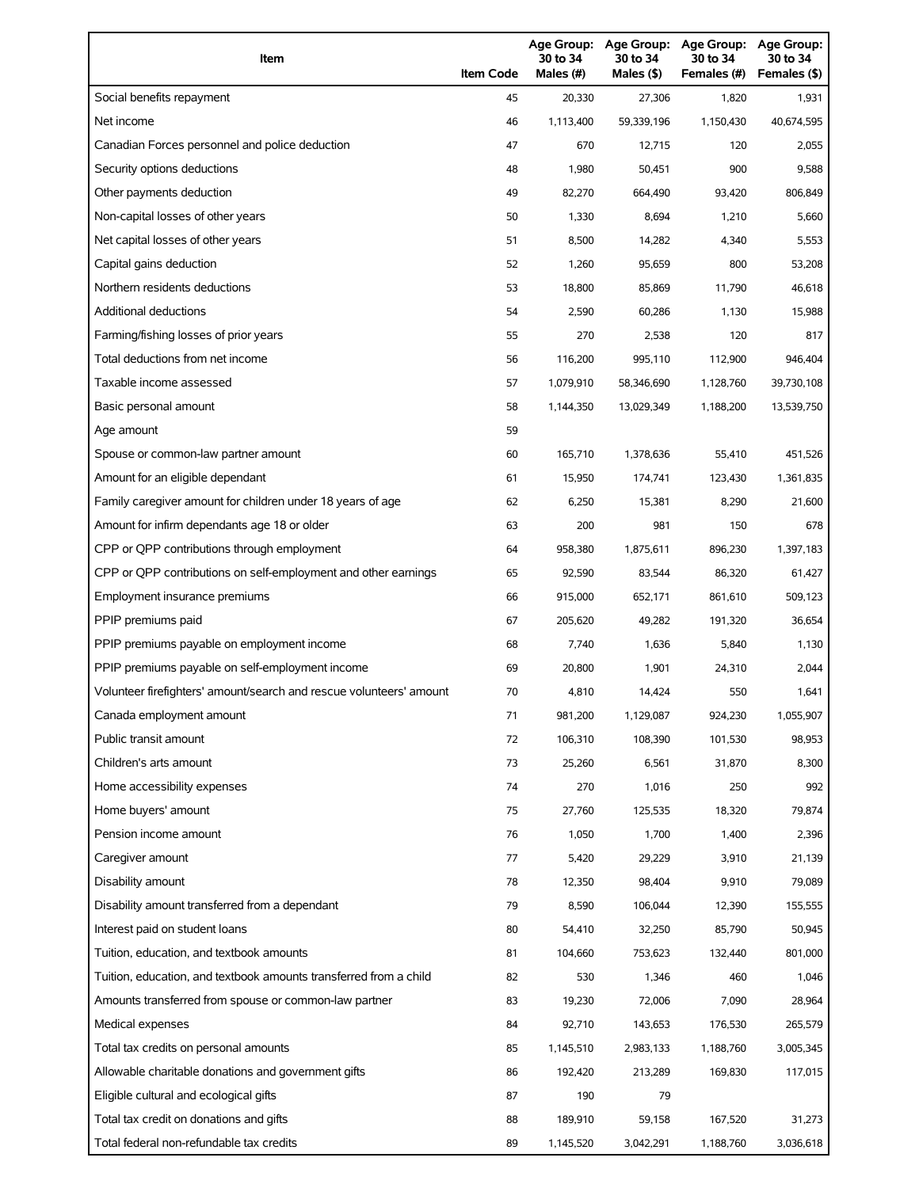| Item | Item Code | Age Group: 30 to 34 Males (#) | Age Group: 30 to 34 Males ($) | Age Group: 30 to 34 Females (#) | Age Group: 30 to 34 Females ($) |
|---|---|---|---|---|---|
| Social benefits repayment | 45 | 20,330 | 27,306 | 1,820 | 1,931 |
| Net income | 46 | 1,113,400 | 59,339,196 | 1,150,430 | 40,674,595 |
| Canadian Forces personnel and police deduction | 47 | 670 | 12,715 | 120 | 2,055 |
| Security options deductions | 48 | 1,980 | 50,451 | 900 | 9,588 |
| Other payments deduction | 49 | 82,270 | 664,490 | 93,420 | 806,849 |
| Non-capital losses of other years | 50 | 1,330 | 8,694 | 1,210 | 5,660 |
| Net capital losses of other years | 51 | 8,500 | 14,282 | 4,340 | 5,553 |
| Capital gains deduction | 52 | 1,260 | 95,659 | 800 | 53,208 |
| Northern residents deductions | 53 | 18,800 | 85,869 | 11,790 | 46,618 |
| Additional deductions | 54 | 2,590 | 60,286 | 1,130 | 15,988 |
| Farming/fishing losses of prior years | 55 | 270 | 2,538 | 120 | 817 |
| Total deductions from net income | 56 | 116,200 | 995,110 | 112,900 | 946,404 |
| Taxable income assessed | 57 | 1,079,910 | 58,346,690 | 1,128,760 | 39,730,108 |
| Basic personal amount | 58 | 1,144,350 | 13,029,349 | 1,188,200 | 13,539,750 |
| Age amount | 59 | | | | |
| Spouse or common-law partner amount | 60 | 165,710 | 1,378,636 | 55,410 | 451,526 |
| Amount for an eligible dependant | 61 | 15,950 | 174,741 | 123,430 | 1,361,835 |
| Family caregiver amount for children under 18 years of age | 62 | 6,250 | 15,381 | 8,290 | 21,600 |
| Amount for infirm dependants age 18 or older | 63 | 200 | 981 | 150 | 678 |
| CPP or QPP contributions through employment | 64 | 958,380 | 1,875,611 | 896,230 | 1,397,183 |
| CPP or QPP contributions on self-employment and other earnings | 65 | 92,590 | 83,544 | 86,320 | 61,427 |
| Employment insurance premiums | 66 | 915,000 | 652,171 | 861,610 | 509,123 |
| PPIP premiums paid | 67 | 205,620 | 49,282 | 191,320 | 36,654 |
| PPIP premiums payable on employment income | 68 | 7,740 | 1,636 | 5,840 | 1,130 |
| PPIP premiums payable on self-employment income | 69 | 20,800 | 1,901 | 24,310 | 2,044 |
| Volunteer firefighters' amount/search and rescue volunteers' amount | 70 | 4,810 | 14,424 | 550 | 1,641 |
| Canada employment amount | 71 | 981,200 | 1,129,087 | 924,230 | 1,055,907 |
| Public transit amount | 72 | 106,310 | 108,390 | 101,530 | 98,953 |
| Children's arts amount | 73 | 25,260 | 6,561 | 31,870 | 8,300 |
| Home accessibility expenses | 74 | 270 | 1,016 | 250 | 992 |
| Home buyers' amount | 75 | 27,760 | 125,535 | 18,320 | 79,874 |
| Pension income amount | 76 | 1,050 | 1,700 | 1,400 | 2,396 |
| Caregiver amount | 77 | 5,420 | 29,229 | 3,910 | 21,139 |
| Disability amount | 78 | 12,350 | 98,404 | 9,910 | 79,089 |
| Disability amount transferred from a dependant | 79 | 8,590 | 106,044 | 12,390 | 155,555 |
| Interest paid on student loans | 80 | 54,410 | 32,250 | 85,790 | 50,945 |
| Tuition, education, and textbook amounts | 81 | 104,660 | 753,623 | 132,440 | 801,000 |
| Tuition, education, and textbook amounts transferred from a child | 82 | 530 | 1,346 | 460 | 1,046 |
| Amounts transferred from spouse or common-law partner | 83 | 19,230 | 72,006 | 7,090 | 28,964 |
| Medical expenses | 84 | 92,710 | 143,653 | 176,530 | 265,579 |
| Total tax credits on personal amounts | 85 | 1,145,510 | 2,983,133 | 1,188,760 | 3,005,345 |
| Allowable charitable donations and government gifts | 86 | 192,420 | 213,289 | 169,830 | 117,015 |
| Eligible cultural and ecological gifts | 87 | 190 | 79 | | |
| Total tax credit on donations and gifts | 88 | 189,910 | 59,158 | 167,520 | 31,273 |
| Total federal non-refundable tax credits | 89 | 1,145,520 | 3,042,291 | 1,188,760 | 3,036,618 |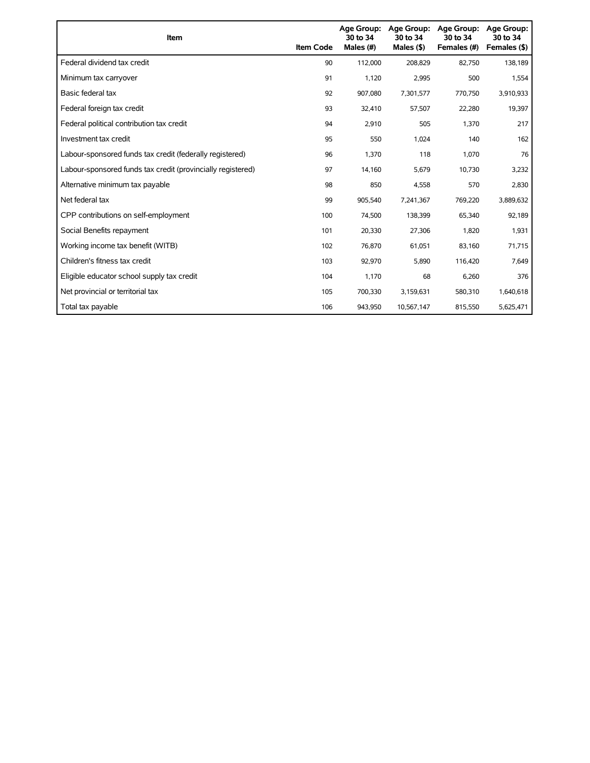| Item | Item Code | Age Group: 30 to 34 Males (#) | Age Group: 30 to 34 Males ($) | Age Group: 30 to 34 Females (#) | Age Group: 30 to 34 Females ($) |
|---|---|---|---|---|---|
| Federal dividend tax credit | 90 | 112,000 | 208,829 | 82,750 | 138,189 |
| Minimum tax carryover | 91 | 1,120 | 2,995 | 500 | 1,554 |
| Basic federal tax | 92 | 907,080 | 7,301,577 | 770,750 | 3,910,933 |
| Federal foreign tax credit | 93 | 32,410 | 57,507 | 22,280 | 19,397 |
| Federal political contribution tax credit | 94 | 2,910 | 505 | 1,370 | 217 |
| Investment tax credit | 95 | 550 | 1,024 | 140 | 162 |
| Labour-sponsored funds tax credit (federally registered) | 96 | 1,370 | 118 | 1,070 | 76 |
| Labour-sponsored funds tax credit (provincially registered) | 97 | 14,160 | 5,679 | 10,730 | 3,232 |
| Alternative minimum tax payable | 98 | 850 | 4,558 | 570 | 2,830 |
| Net federal tax | 99 | 905,540 | 7,241,367 | 769,220 | 3,889,632 |
| CPP contributions on self-employment | 100 | 74,500 | 138,399 | 65,340 | 92,189 |
| Social Benefits repayment | 101 | 20,330 | 27,306 | 1,820 | 1,931 |
| Working income tax benefit (WITB) | 102 | 76,870 | 61,051 | 83,160 | 71,715 |
| Children's fitness tax credit | 103 | 92,970 | 5,890 | 116,420 | 7,649 |
| Eligible educator school supply tax credit | 104 | 1,170 | 68 | 6,260 | 376 |
| Net provincial or territorial tax | 105 | 700,330 | 3,159,631 | 580,310 | 1,640,618 |
| Total tax payable | 106 | 943,950 | 10,567,147 | 815,550 | 5,625,471 |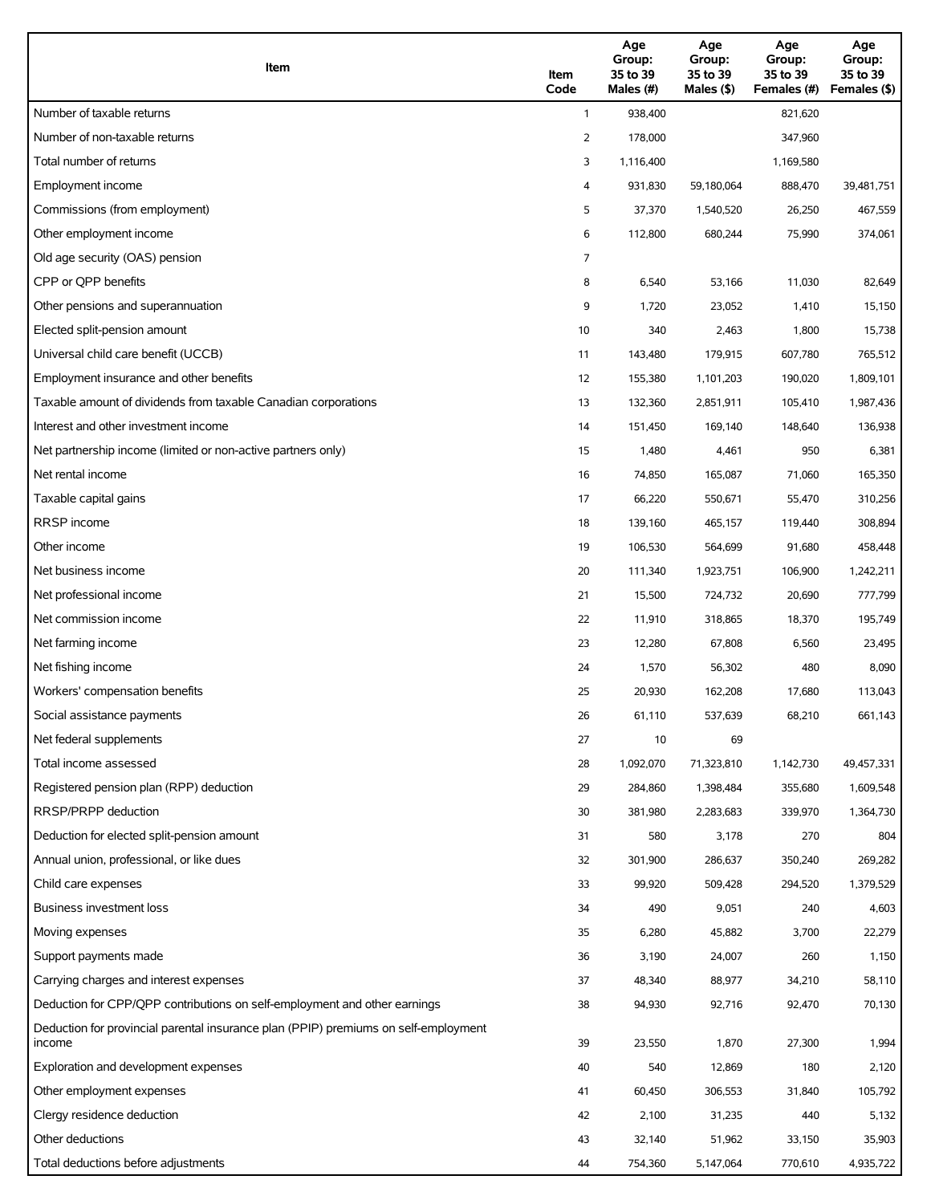| Item | Item Code | Age Group: 35 to 39 Males (#) | Age Group: 35 to 39 Males ($) | Age Group: 35 to 39 Females (#) | Age Group: 35 to 39 Females ($) |
|---|---|---|---|---|---|
| Number of taxable returns | 1 | 938,400 | | 821,620 | |
| Number of non-taxable returns | 2 | 178,000 | | 347,960 | |
| Total number of returns | 3 | 1,116,400 | | 1,169,580 | |
| Employment income | 4 | 931,830 | 59,180,064 | 888,470 | 39,481,751 |
| Commissions (from employment) | 5 | 37,370 | 1,540,520 | 26,250 | 467,559 |
| Other employment income | 6 | 112,800 | 680,244 | 75,990 | 374,061 |
| Old age security (OAS) pension | 7 | | | | |
| CPP or QPP benefits | 8 | 6,540 | 53,166 | 11,030 | 82,649 |
| Other pensions and superannuation | 9 | 1,720 | 23,052 | 1,410 | 15,150 |
| Elected split-pension amount | 10 | 340 | 2,463 | 1,800 | 15,738 |
| Universal child care benefit (UCCB) | 11 | 143,480 | 179,915 | 607,780 | 765,512 |
| Employment insurance and other benefits | 12 | 155,380 | 1,101,203 | 190,020 | 1,809,101 |
| Taxable amount of dividends from taxable Canadian corporations | 13 | 132,360 | 2,851,911 | 105,410 | 1,987,436 |
| Interest and other investment income | 14 | 151,450 | 169,140 | 148,640 | 136,938 |
| Net partnership income (limited or non-active partners only) | 15 | 1,480 | 4,461 | 950 | 6,381 |
| Net rental income | 16 | 74,850 | 165,087 | 71,060 | 165,350 |
| Taxable capital gains | 17 | 66,220 | 550,671 | 55,470 | 310,256 |
| RRSP income | 18 | 139,160 | 465,157 | 119,440 | 308,894 |
| Other income | 19 | 106,530 | 564,699 | 91,680 | 458,448 |
| Net business income | 20 | 111,340 | 1,923,751 | 106,900 | 1,242,211 |
| Net professional income | 21 | 15,500 | 724,732 | 20,690 | 777,799 |
| Net commission income | 22 | 11,910 | 318,865 | 18,370 | 195,749 |
| Net farming income | 23 | 12,280 | 67,808 | 6,560 | 23,495 |
| Net fishing income | 24 | 1,570 | 56,302 | 480 | 8,090 |
| Workers' compensation benefits | 25 | 20,930 | 162,208 | 17,680 | 113,043 |
| Social assistance payments | 26 | 61,110 | 537,639 | 68,210 | 661,143 |
| Net federal supplements | 27 | 10 | 69 | | |
| Total income assessed | 28 | 1,092,070 | 71,323,810 | 1,142,730 | 49,457,331 |
| Registered pension plan (RPP) deduction | 29 | 284,860 | 1,398,484 | 355,680 | 1,609,548 |
| RRSP/PRPP deduction | 30 | 381,980 | 2,283,683 | 339,970 | 1,364,730 |
| Deduction for elected split-pension amount | 31 | 580 | 3,178 | 270 | 804 |
| Annual union, professional, or like dues | 32 | 301,900 | 286,637 | 350,240 | 269,282 |
| Child care expenses | 33 | 99,920 | 509,428 | 294,520 | 1,379,529 |
| Business investment loss | 34 | 490 | 9,051 | 240 | 4,603 |
| Moving expenses | 35 | 6,280 | 45,882 | 3,700 | 22,279 |
| Support payments made | 36 | 3,190 | 24,007 | 260 | 1,150 |
| Carrying charges and interest expenses | 37 | 48,340 | 88,977 | 34,210 | 58,110 |
| Deduction for CPP/QPP contributions on self-employment and other earnings | 38 | 94,930 | 92,716 | 92,470 | 70,130 |
| Deduction for provincial parental insurance plan (PPIP) premiums on self-employment income | 39 | 23,550 | 1,870 | 27,300 | 1,994 |
| Exploration and development expenses | 40 | 540 | 12,869 | 180 | 2,120 |
| Other employment expenses | 41 | 60,450 | 306,553 | 31,840 | 105,792 |
| Clergy residence deduction | 42 | 2,100 | 31,235 | 440 | 5,132 |
| Other deductions | 43 | 32,140 | 51,962 | 33,150 | 35,903 |
| Total deductions before adjustments | 44 | 754,360 | 5,147,064 | 770,610 | 4,935,722 |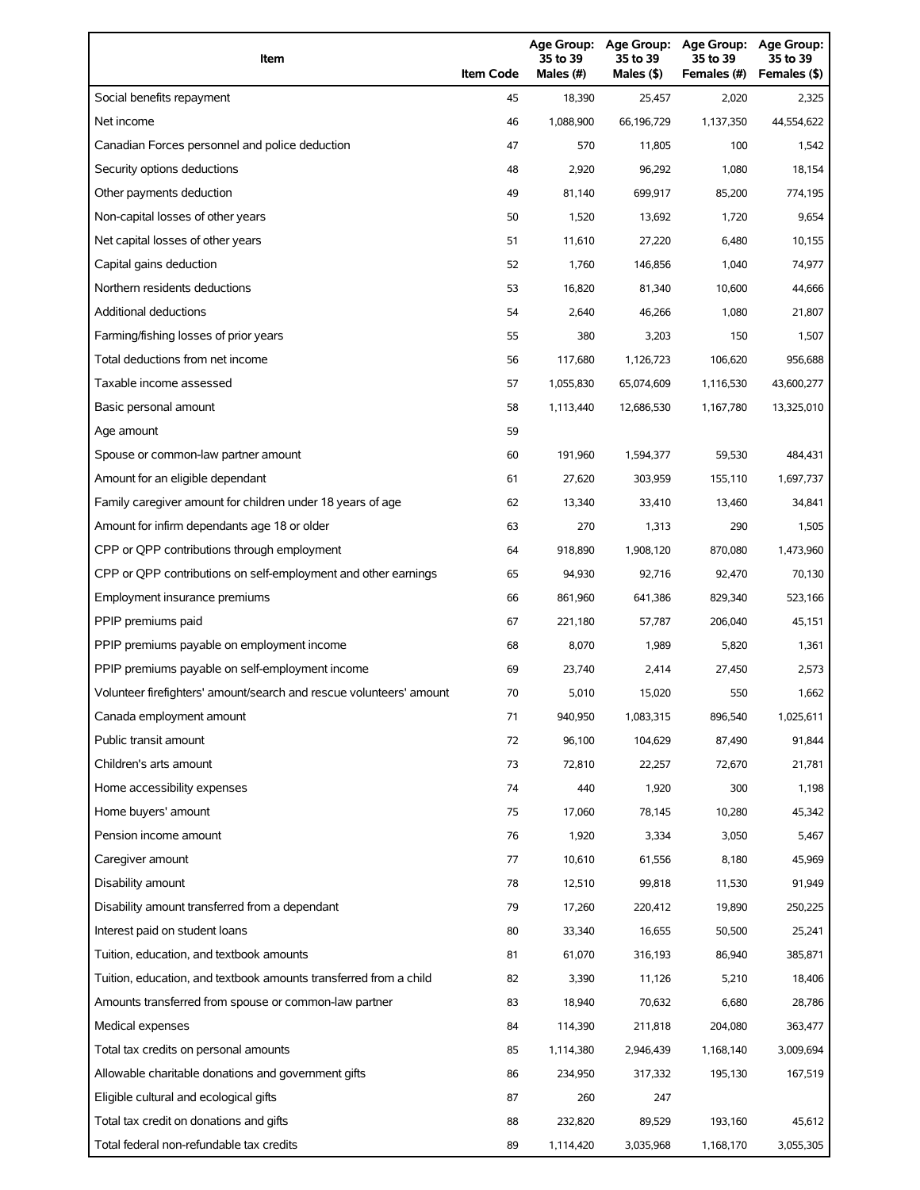| Item | Item Code | Age Group: 35 to 39 Males (#) | Age Group: 35 to 39 Males ($) | Age Group: 35 to 39 Females (#) | Age Group: 35 to 39 Females ($) |
|---|---|---|---|---|---|
| Social benefits repayment | 45 | 18,390 | 25,457 | 2,020 | 2,325 |
| Net income | 46 | 1,088,900 | 66,196,729 | 1,137,350 | 44,554,622 |
| Canadian Forces personnel and police deduction | 47 | 570 | 11,805 | 100 | 1,542 |
| Security options deductions | 48 | 2,920 | 96,292 | 1,080 | 18,154 |
| Other payments deduction | 49 | 81,140 | 699,917 | 85,200 | 774,195 |
| Non-capital losses of other years | 50 | 1,520 | 13,692 | 1,720 | 9,654 |
| Net capital losses of other years | 51 | 11,610 | 27,220 | 6,480 | 10,155 |
| Capital gains deduction | 52 | 1,760 | 146,856 | 1,040 | 74,977 |
| Northern residents deductions | 53 | 16,820 | 81,340 | 10,600 | 44,666 |
| Additional deductions | 54 | 2,640 | 46,266 | 1,080 | 21,807 |
| Farming/fishing losses of prior years | 55 | 380 | 3,203 | 150 | 1,507 |
| Total deductions from net income | 56 | 117,680 | 1,126,723 | 106,620 | 956,688 |
| Taxable income assessed | 57 | 1,055,830 | 65,074,609 | 1,116,530 | 43,600,277 |
| Basic personal amount | 58 | 1,113,440 | 12,686,530 | 1,167,780 | 13,325,010 |
| Age amount | 59 | | | | |
| Spouse or common-law partner amount | 60 | 191,960 | 1,594,377 | 59,530 | 484,431 |
| Amount for an eligible dependant | 61 | 27,620 | 303,959 | 155,110 | 1,697,737 |
| Family caregiver amount for children under 18 years of age | 62 | 13,340 | 33,410 | 13,460 | 34,841 |
| Amount for infirm dependants age 18 or older | 63 | 270 | 1,313 | 290 | 1,505 |
| CPP or QPP contributions through employment | 64 | 918,890 | 1,908,120 | 870,080 | 1,473,960 |
| CPP or QPP contributions on self-employment and other earnings | 65 | 94,930 | 92,716 | 92,470 | 70,130 |
| Employment insurance premiums | 66 | 861,960 | 641,386 | 829,340 | 523,166 |
| PPIP premiums paid | 67 | 221,180 | 57,787 | 206,040 | 45,151 |
| PPIP premiums payable on employment income | 68 | 8,070 | 1,989 | 5,820 | 1,361 |
| PPIP premiums payable on self-employment income | 69 | 23,740 | 2,414 | 27,450 | 2,573 |
| Volunteer firefighters' amount/search and rescue volunteers' amount | 70 | 5,010 | 15,020 | 550 | 1,662 |
| Canada employment amount | 71 | 940,950 | 1,083,315 | 896,540 | 1,025,611 |
| Public transit amount | 72 | 96,100 | 104,629 | 87,490 | 91,844 |
| Children's arts amount | 73 | 72,810 | 22,257 | 72,670 | 21,781 |
| Home accessibility expenses | 74 | 440 | 1,920 | 300 | 1,198 |
| Home buyers' amount | 75 | 17,060 | 78,145 | 10,280 | 45,342 |
| Pension income amount | 76 | 1,920 | 3,334 | 3,050 | 5,467 |
| Caregiver amount | 77 | 10,610 | 61,556 | 8,180 | 45,969 |
| Disability amount | 78 | 12,510 | 99,818 | 11,530 | 91,949 |
| Disability amount transferred from a dependant | 79 | 17,260 | 220,412 | 19,890 | 250,225 |
| Interest paid on student loans | 80 | 33,340 | 16,655 | 50,500 | 25,241 |
| Tuition, education, and textbook amounts | 81 | 61,070 | 316,193 | 86,940 | 385,871 |
| Tuition, education, and textbook amounts transferred from a child | 82 | 3,390 | 11,126 | 5,210 | 18,406 |
| Amounts transferred from spouse or common-law partner | 83 | 18,940 | 70,632 | 6,680 | 28,786 |
| Medical expenses | 84 | 114,390 | 211,818 | 204,080 | 363,477 |
| Total tax credits on personal amounts | 85 | 1,114,380 | 2,946,439 | 1,168,140 | 3,009,694 |
| Allowable charitable donations and government gifts | 86 | 234,950 | 317,332 | 195,130 | 167,519 |
| Eligible cultural and ecological gifts | 87 | 260 | 247 | | |
| Total tax credit on donations and gifts | 88 | 232,820 | 89,529 | 193,160 | 45,612 |
| Total federal non-refundable tax credits | 89 | 1,114,420 | 3,035,968 | 1,168,170 | 3,055,305 |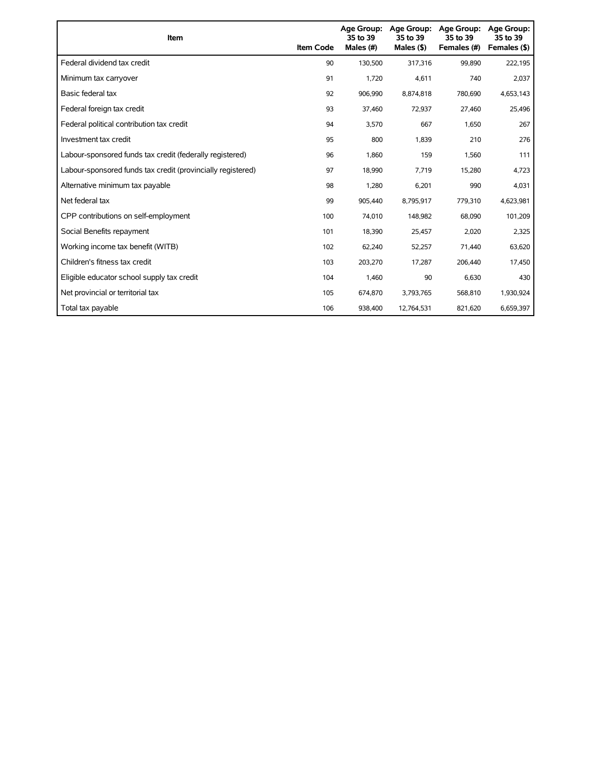| Item | Item Code | Age Group: 35 to 39 Males (#) | Age Group: 35 to 39 Males ($) | Age Group: 35 to 39 Females (#) | Age Group: 35 to 39 Females ($) |
|---|---|---|---|---|---|
| Federal dividend tax credit | 90 | 130,500 | 317,316 | 99,890 | 222,195 |
| Minimum tax carryover | 91 | 1,720 | 4,611 | 740 | 2,037 |
| Basic federal tax | 92 | 906,990 | 8,874,818 | 780,690 | 4,653,143 |
| Federal foreign tax credit | 93 | 37,460 | 72,937 | 27,460 | 25,496 |
| Federal political contribution tax credit | 94 | 3,570 | 667 | 1,650 | 267 |
| Investment tax credit | 95 | 800 | 1,839 | 210 | 276 |
| Labour-sponsored funds tax credit (federally registered) | 96 | 1,860 | 159 | 1,560 | 111 |
| Labour-sponsored funds tax credit (provincially registered) | 97 | 18,990 | 7,719 | 15,280 | 4,723 |
| Alternative minimum tax payable | 98 | 1,280 | 6,201 | 990 | 4,031 |
| Net federal tax | 99 | 905,440 | 8,795,917 | 779,310 | 4,623,981 |
| CPP contributions on self-employment | 100 | 74,010 | 148,982 | 68,090 | 101,209 |
| Social Benefits repayment | 101 | 18,390 | 25,457 | 2,020 | 2,325 |
| Working income tax benefit (WITB) | 102 | 62,240 | 52,257 | 71,440 | 63,620 |
| Children's fitness tax credit | 103 | 203,270 | 17,287 | 206,440 | 17,450 |
| Eligible educator school supply tax credit | 104 | 1,460 | 90 | 6,630 | 430 |
| Net provincial or territorial tax | 105 | 674,870 | 3,793,765 | 568,810 | 1,930,924 |
| Total tax payable | 106 | 938,400 | 12,764,531 | 821,620 | 6,659,397 |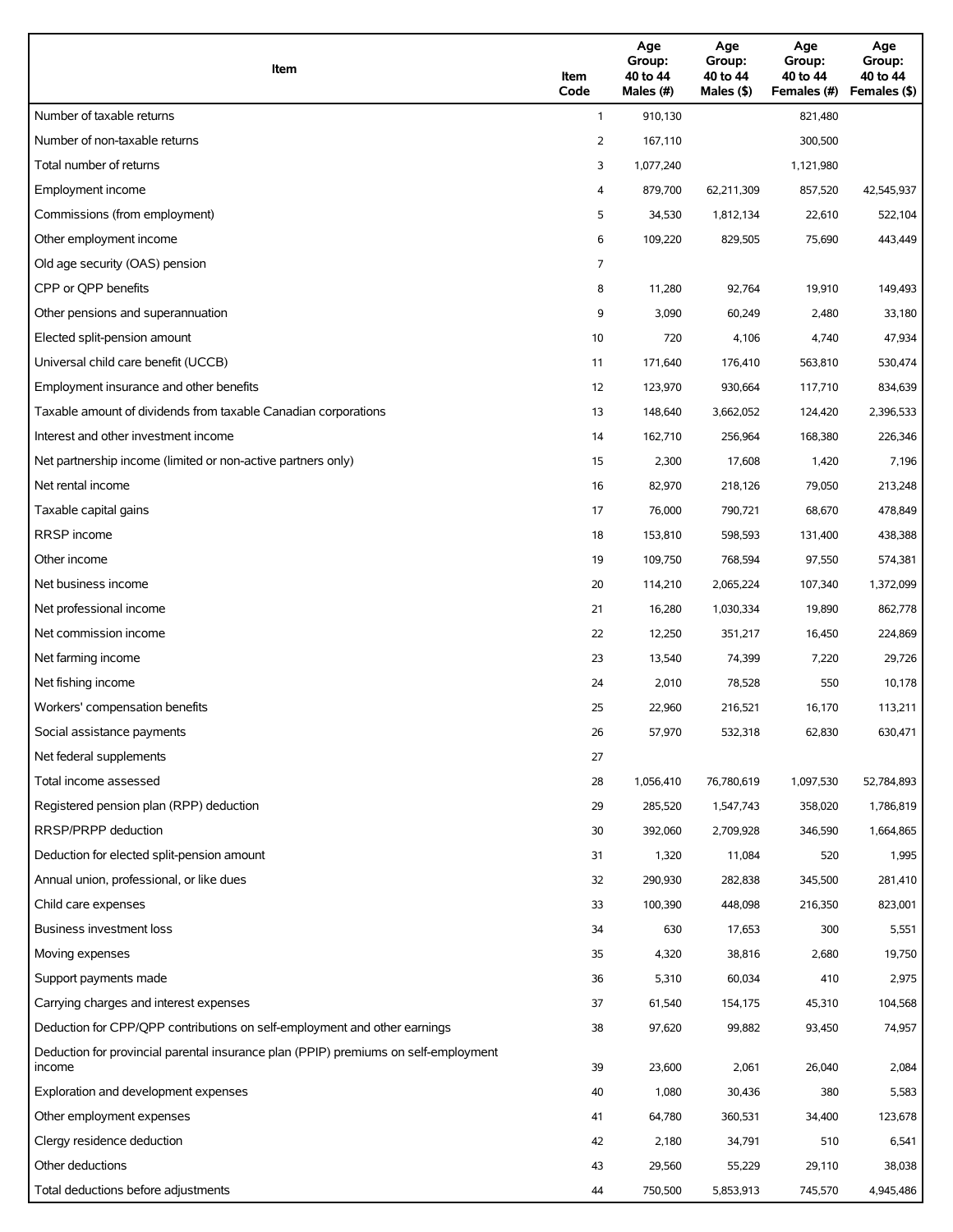| Item | Item Code | Age Group: 40 to 44 Males (#) | Age Group: 40 to 44 Males ($) | Age Group: 40 to 44 Females (#) | Age Group: 40 to 44 Females ($) |
|---|---|---|---|---|---|
| Number of taxable returns | 1 | 910,130 | | 821,480 | |
| Number of non-taxable returns | 2 | 167,110 | | 300,500 | |
| Total number of returns | 3 | 1,077,240 | | 1,121,980 | |
| Employment income | 4 | 879,700 | 62,211,309 | 857,520 | 42,545,937 |
| Commissions (from employment) | 5 | 34,530 | 1,812,134 | 22,610 | 522,104 |
| Other employment income | 6 | 109,220 | 829,505 | 75,690 | 443,449 |
| Old age security (OAS) pension | 7 | | | | |
| CPP or QPP benefits | 8 | 11,280 | 92,764 | 19,910 | 149,493 |
| Other pensions and superannuation | 9 | 3,090 | 60,249 | 2,480 | 33,180 |
| Elected split-pension amount | 10 | 720 | 4,106 | 4,740 | 47,934 |
| Universal child care benefit (UCCB) | 11 | 171,640 | 176,410 | 563,810 | 530,474 |
| Employment insurance and other benefits | 12 | 123,970 | 930,664 | 117,710 | 834,639 |
| Taxable amount of dividends from taxable Canadian corporations | 13 | 148,640 | 3,662,052 | 124,420 | 2,396,533 |
| Interest and other investment income | 14 | 162,710 | 256,964 | 168,380 | 226,346 |
| Net partnership income (limited or non-active partners only) | 15 | 2,300 | 17,608 | 1,420 | 7,196 |
| Net rental income | 16 | 82,970 | 218,126 | 79,050 | 213,248 |
| Taxable capital gains | 17 | 76,000 | 790,721 | 68,670 | 478,849 |
| RRSP income | 18 | 153,810 | 598,593 | 131,400 | 438,388 |
| Other income | 19 | 109,750 | 768,594 | 97,550 | 574,381 |
| Net business income | 20 | 114,210 | 2,065,224 | 107,340 | 1,372,099 |
| Net professional income | 21 | 16,280 | 1,030,334 | 19,890 | 862,778 |
| Net commission income | 22 | 12,250 | 351,217 | 16,450 | 224,869 |
| Net farming income | 23 | 13,540 | 74,399 | 7,220 | 29,726 |
| Net fishing income | 24 | 2,010 | 78,528 | 550 | 10,178 |
| Workers' compensation benefits | 25 | 22,960 | 216,521 | 16,170 | 113,211 |
| Social assistance payments | 26 | 57,970 | 532,318 | 62,830 | 630,471 |
| Net federal supplements | 27 | | | | |
| Total income assessed | 28 | 1,056,410 | 76,780,619 | 1,097,530 | 52,784,893 |
| Registered pension plan (RPP) deduction | 29 | 285,520 | 1,547,743 | 358,020 | 1,786,819 |
| RRSP/PRPP deduction | 30 | 392,060 | 2,709,928 | 346,590 | 1,664,865 |
| Deduction for elected split-pension amount | 31 | 1,320 | 11,084 | 520 | 1,995 |
| Annual union, professional, or like dues | 32 | 290,930 | 282,838 | 345,500 | 281,410 |
| Child care expenses | 33 | 100,390 | 448,098 | 216,350 | 823,001 |
| Business investment loss | 34 | 630 | 17,653 | 300 | 5,551 |
| Moving expenses | 35 | 4,320 | 38,816 | 2,680 | 19,750 |
| Support payments made | 36 | 5,310 | 60,034 | 410 | 2,975 |
| Carrying charges and interest expenses | 37 | 61,540 | 154,175 | 45,310 | 104,568 |
| Deduction for CPP/QPP contributions on self-employment and other earnings | 38 | 97,620 | 99,882 | 93,450 | 74,957 |
| Deduction for provincial parental insurance plan (PPIP) premiums on self-employment income | 39 | 23,600 | 2,061 | 26,040 | 2,084 |
| Exploration and development expenses | 40 | 1,080 | 30,436 | 380 | 5,583 |
| Other employment expenses | 41 | 64,780 | 360,531 | 34,400 | 123,678 |
| Clergy residence deduction | 42 | 2,180 | 34,791 | 510 | 6,541 |
| Other deductions | 43 | 29,560 | 55,229 | 29,110 | 38,038 |
| Total deductions before adjustments | 44 | 750,500 | 5,853,913 | 745,570 | 4,945,486 |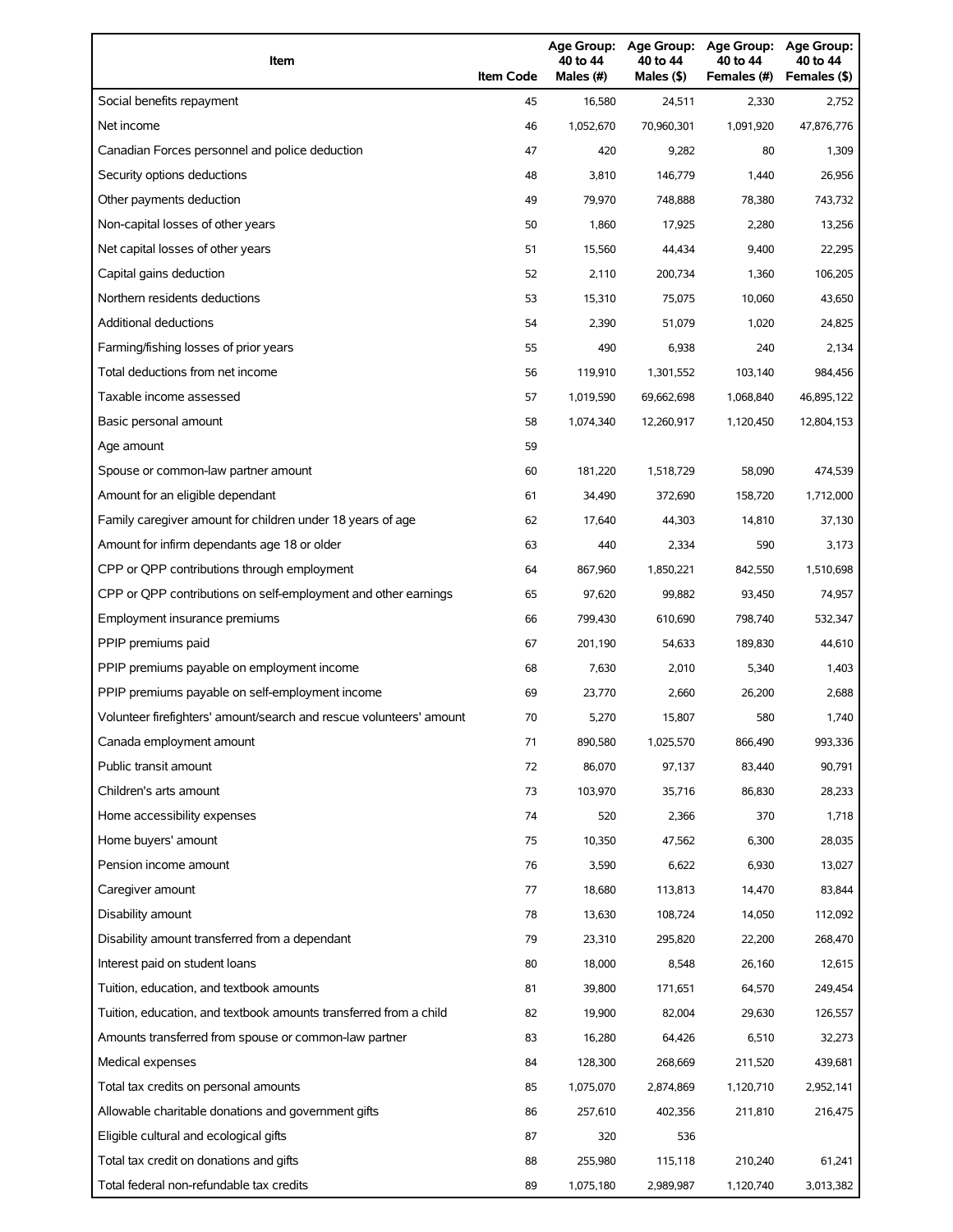| Item | Item Code | Age Group: 40 to 44 Males (#) | Age Group: 40 to 44 Males ($) | Age Group: 40 to 44 Females (#) | Age Group: 40 to 44 Females ($) |
|---|---|---|---|---|---|
| Social benefits repayment | 45 | 16,580 | 24,511 | 2,330 | 2,752 |
| Net income | 46 | 1,052,670 | 70,960,301 | 1,091,920 | 47,876,776 |
| Canadian Forces personnel and police deduction | 47 | 420 | 9,282 | 80 | 1,309 |
| Security options deductions | 48 | 3,810 | 146,779 | 1,440 | 26,956 |
| Other payments deduction | 49 | 79,970 | 748,888 | 78,380 | 743,732 |
| Non-capital losses of other years | 50 | 1,860 | 17,925 | 2,280 | 13,256 |
| Net capital losses of other years | 51 | 15,560 | 44,434 | 9,400 | 22,295 |
| Capital gains deduction | 52 | 2,110 | 200,734 | 1,360 | 106,205 |
| Northern residents deductions | 53 | 15,310 | 75,075 | 10,060 | 43,650 |
| Additional deductions | 54 | 2,390 | 51,079 | 1,020 | 24,825 |
| Farming/fishing losses of prior years | 55 | 490 | 6,938 | 240 | 2,134 |
| Total deductions from net income | 56 | 119,910 | 1,301,552 | 103,140 | 984,456 |
| Taxable income assessed | 57 | 1,019,590 | 69,662,698 | 1,068,840 | 46,895,122 |
| Basic personal amount | 58 | 1,074,340 | 12,260,917 | 1,120,450 | 12,804,153 |
| Age amount | 59 | | | | |
| Spouse or common-law partner amount | 60 | 181,220 | 1,518,729 | 58,090 | 474,539 |
| Amount for an eligible dependant | 61 | 34,490 | 372,690 | 158,720 | 1,712,000 |
| Family caregiver amount for children under 18 years of age | 62 | 17,640 | 44,303 | 14,810 | 37,130 |
| Amount for infirm dependants age 18 or older | 63 | 440 | 2,334 | 590 | 3,173 |
| CPP or QPP contributions through employment | 64 | 867,960 | 1,850,221 | 842,550 | 1,510,698 |
| CPP or QPP contributions on self-employment and other earnings | 65 | 97,620 | 99,882 | 93,450 | 74,957 |
| Employment insurance premiums | 66 | 799,430 | 610,690 | 798,740 | 532,347 |
| PPIP premiums paid | 67 | 201,190 | 54,633 | 189,830 | 44,610 |
| PPIP premiums payable on employment income | 68 | 7,630 | 2,010 | 5,340 | 1,403 |
| PPIP premiums payable on self-employment income | 69 | 23,770 | 2,660 | 26,200 | 2,688 |
| Volunteer firefighters' amount/search and rescue volunteers' amount | 70 | 5,270 | 15,807 | 580 | 1,740 |
| Canada employment amount | 71 | 890,580 | 1,025,570 | 866,490 | 993,336 |
| Public transit amount | 72 | 86,070 | 97,137 | 83,440 | 90,791 |
| Children's arts amount | 73 | 103,970 | 35,716 | 86,830 | 28,233 |
| Home accessibility expenses | 74 | 520 | 2,366 | 370 | 1,718 |
| Home buyers' amount | 75 | 10,350 | 47,562 | 6,300 | 28,035 |
| Pension income amount | 76 | 3,590 | 6,622 | 6,930 | 13,027 |
| Caregiver amount | 77 | 18,680 | 113,813 | 14,470 | 83,844 |
| Disability amount | 78 | 13,630 | 108,724 | 14,050 | 112,092 |
| Disability amount transferred from a dependant | 79 | 23,310 | 295,820 | 22,200 | 268,470 |
| Interest paid on student loans | 80 | 18,000 | 8,548 | 26,160 | 12,615 |
| Tuition, education, and textbook amounts | 81 | 39,800 | 171,651 | 64,570 | 249,454 |
| Tuition, education, and textbook amounts transferred from a child | 82 | 19,900 | 82,004 | 29,630 | 126,557 |
| Amounts transferred from spouse or common-law partner | 83 | 16,280 | 64,426 | 6,510 | 32,273 |
| Medical expenses | 84 | 128,300 | 268,669 | 211,520 | 439,681 |
| Total tax credits on personal amounts | 85 | 1,075,070 | 2,874,869 | 1,120,710 | 2,952,141 |
| Allowable charitable donations and government gifts | 86 | 257,610 | 402,356 | 211,810 | 216,475 |
| Eligible cultural and ecological gifts | 87 | 320 | 536 | | |
| Total tax credit on donations and gifts | 88 | 255,980 | 115,118 | 210,240 | 61,241 |
| Total federal non-refundable tax credits | 89 | 1,075,180 | 2,989,987 | 1,120,740 | 3,013,382 |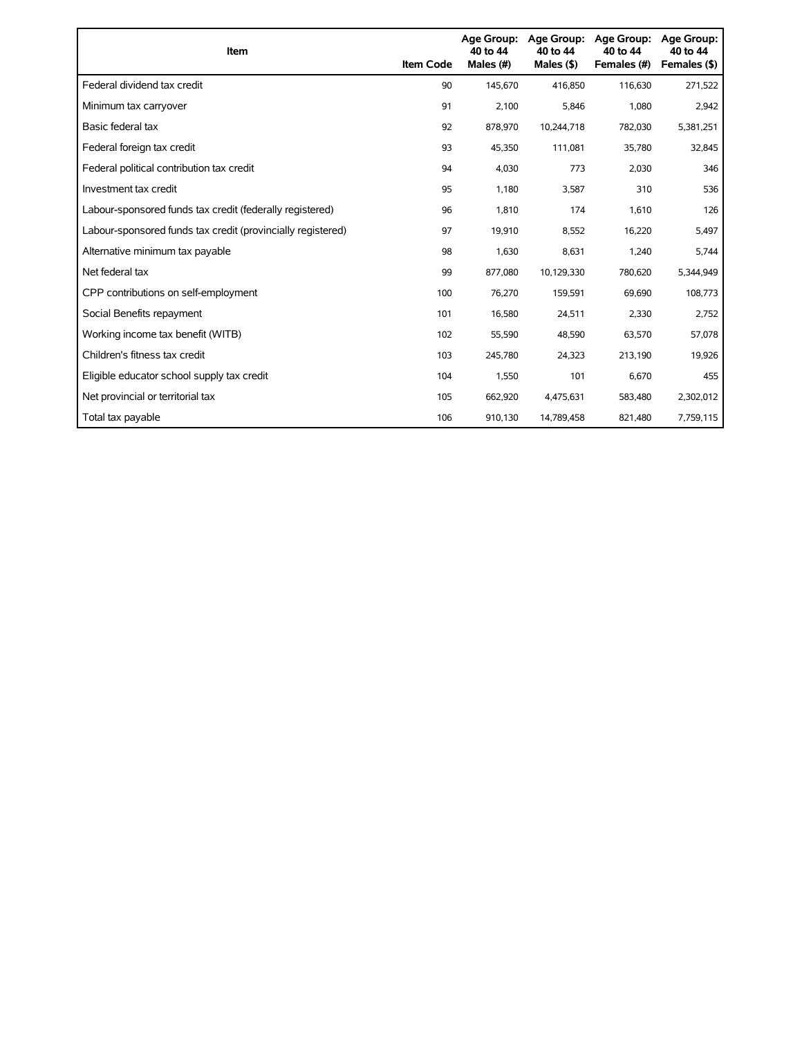| Item | Item Code | Age Group: 40 to 44 Males (#) | Age Group: 40 to 44 Males ($) | Age Group: 40 to 44 Females (#) | Age Group: 40 to 44 Females ($) |
|---|---|---|---|---|---|
| Federal dividend tax credit | 90 | 145,670 | 416,850 | 116,630 | 271,522 |
| Minimum tax carryover | 91 | 2,100 | 5,846 | 1,080 | 2,942 |
| Basic federal tax | 92 | 878,970 | 10,244,718 | 782,030 | 5,381,251 |
| Federal foreign tax credit | 93 | 45,350 | 111,081 | 35,780 | 32,845 |
| Federal political contribution tax credit | 94 | 4,030 | 773 | 2,030 | 346 |
| Investment tax credit | 95 | 1,180 | 3,587 | 310 | 536 |
| Labour-sponsored funds tax credit (federally registered) | 96 | 1,810 | 174 | 1,610 | 126 |
| Labour-sponsored funds tax credit (provincially registered) | 97 | 19,910 | 8,552 | 16,220 | 5,497 |
| Alternative minimum tax payable | 98 | 1,630 | 8,631 | 1,240 | 5,744 |
| Net federal tax | 99 | 877,080 | 10,129,330 | 780,620 | 5,344,949 |
| CPP contributions on self-employment | 100 | 76,270 | 159,591 | 69,690 | 108,773 |
| Social Benefits repayment | 101 | 16,580 | 24,511 | 2,330 | 2,752 |
| Working income tax benefit (WITB) | 102 | 55,590 | 48,590 | 63,570 | 57,078 |
| Children's fitness tax credit | 103 | 245,780 | 24,323 | 213,190 | 19,926 |
| Eligible educator school supply tax credit | 104 | 1,550 | 101 | 6,670 | 455 |
| Net provincial or territorial tax | 105 | 662,920 | 4,475,631 | 583,480 | 2,302,012 |
| Total tax payable | 106 | 910,130 | 14,789,458 | 821,480 | 7,759,115 |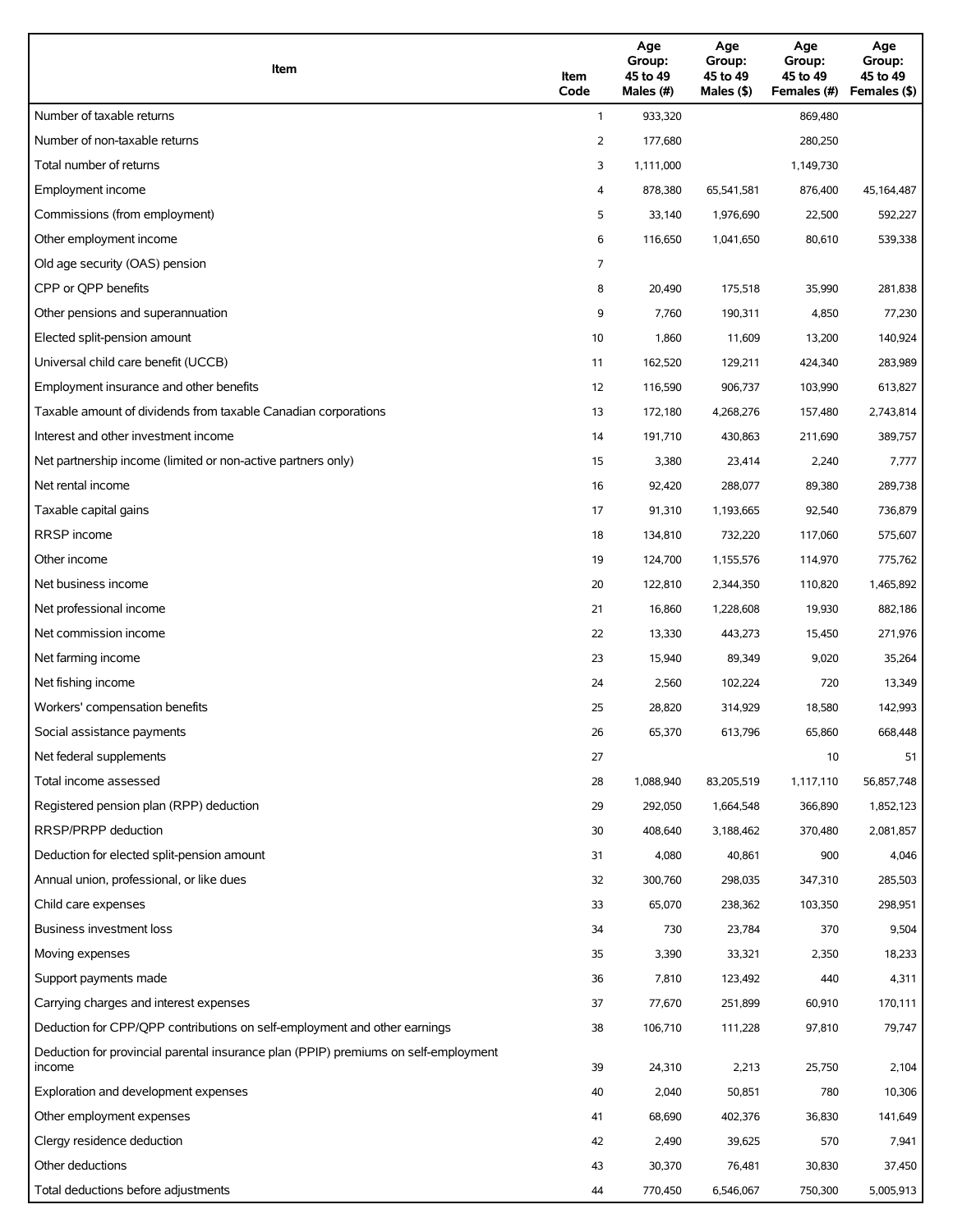| Item | Item Code | Age Group: 45 to 49 Males (#) | Age Group: 45 to 49 Males ($) | Age Group: 45 to 49 Females (#) | Age Group: 45 to 49 Females ($) |
|---|---|---|---|---|---|
| Number of taxable returns | 1 | 933,320 | | 869,480 | |
| Number of non-taxable returns | 2 | 177,680 | | 280,250 | |
| Total number of returns | 3 | 1,111,000 | | 1,149,730 | |
| Employment income | 4 | 878,380 | 65,541,581 | 876,400 | 45,164,487 |
| Commissions (from employment) | 5 | 33,140 | 1,976,690 | 22,500 | 592,227 |
| Other employment income | 6 | 116,650 | 1,041,650 | 80,610 | 539,338 |
| Old age security (OAS) pension | 7 | | | | |
| CPP or QPP benefits | 8 | 20,490 | 175,518 | 35,990 | 281,838 |
| Other pensions and superannuation | 9 | 7,760 | 190,311 | 4,850 | 77,230 |
| Elected split-pension amount | 10 | 1,860 | 11,609 | 13,200 | 140,924 |
| Universal child care benefit (UCCB) | 11 | 162,520 | 129,211 | 424,340 | 283,989 |
| Employment insurance and other benefits | 12 | 116,590 | 906,737 | 103,990 | 613,827 |
| Taxable amount of dividends from taxable Canadian corporations | 13 | 172,180 | 4,268,276 | 157,480 | 2,743,814 |
| Interest and other investment income | 14 | 191,710 | 430,863 | 211,690 | 389,757 |
| Net partnership income (limited or non-active partners only) | 15 | 3,380 | 23,414 | 2,240 | 7,777 |
| Net rental income | 16 | 92,420 | 288,077 | 89,380 | 289,738 |
| Taxable capital gains | 17 | 91,310 | 1,193,665 | 92,540 | 736,879 |
| RRSP income | 18 | 134,810 | 732,220 | 117,060 | 575,607 |
| Other income | 19 | 124,700 | 1,155,576 | 114,970 | 775,762 |
| Net business income | 20 | 122,810 | 2,344,350 | 110,820 | 1,465,892 |
| Net professional income | 21 | 16,860 | 1,228,608 | 19,930 | 882,186 |
| Net commission income | 22 | 13,330 | 443,273 | 15,450 | 271,976 |
| Net farming income | 23 | 15,940 | 89,349 | 9,020 | 35,264 |
| Net fishing income | 24 | 2,560 | 102,224 | 720 | 13,349 |
| Workers' compensation benefits | 25 | 28,820 | 314,929 | 18,580 | 142,993 |
| Social assistance payments | 26 | 65,370 | 613,796 | 65,860 | 668,448 |
| Net federal supplements | 27 | | | 10 | 51 |
| Total income assessed | 28 | 1,088,940 | 83,205,519 | 1,117,110 | 56,857,748 |
| Registered pension plan (RPP) deduction | 29 | 292,050 | 1,664,548 | 366,890 | 1,852,123 |
| RRSP/PRPP deduction | 30 | 408,640 | 3,188,462 | 370,480 | 2,081,857 |
| Deduction for elected split-pension amount | 31 | 4,080 | 40,861 | 900 | 4,046 |
| Annual union, professional, or like dues | 32 | 300,760 | 298,035 | 347,310 | 285,503 |
| Child care expenses | 33 | 65,070 | 238,362 | 103,350 | 298,951 |
| Business investment loss | 34 | 730 | 23,784 | 370 | 9,504 |
| Moving expenses | 35 | 3,390 | 33,321 | 2,350 | 18,233 |
| Support payments made | 36 | 7,810 | 123,492 | 440 | 4,311 |
| Carrying charges and interest expenses | 37 | 77,670 | 251,899 | 60,910 | 170,111 |
| Deduction for CPP/QPP contributions on self-employment and other earnings | 38 | 106,710 | 111,228 | 97,810 | 79,747 |
| Deduction for provincial parental insurance plan (PPIP) premiums on self-employment income | 39 | 24,310 | 2,213 | 25,750 | 2,104 |
| Exploration and development expenses | 40 | 2,040 | 50,851 | 780 | 10,306 |
| Other employment expenses | 41 | 68,690 | 402,376 | 36,830 | 141,649 |
| Clergy residence deduction | 42 | 2,490 | 39,625 | 570 | 7,941 |
| Other deductions | 43 | 30,370 | 76,481 | 30,830 | 37,450 |
| Total deductions before adjustments | 44 | 770,450 | 6,546,067 | 750,300 | 5,005,913 |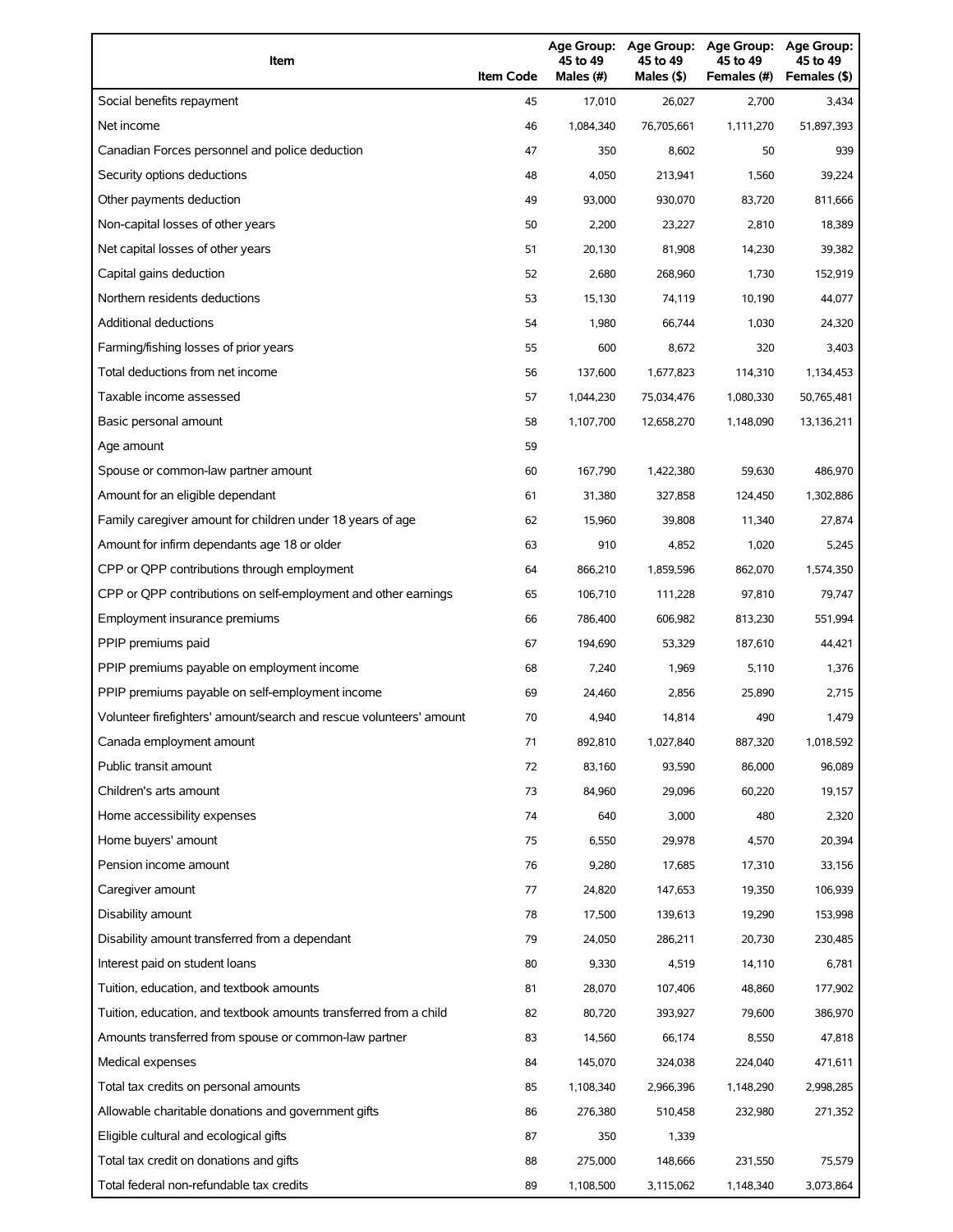| Item | Item Code | Age Group: 45 to 49 Males (#) | Age Group: 45 to 49 Males ($) | Age Group: 45 to 49 Females (#) | Age Group: 45 to 49 Females ($) |
|---|---|---|---|---|---|
| Social benefits repayment | 45 | 17,010 | 26,027 | 2,700 | 3,434 |
| Net income | 46 | 1,084,340 | 76,705,661 | 1,111,270 | 51,897,393 |
| Canadian Forces personnel and police deduction | 47 | 350 | 8,602 | 50 | 939 |
| Security options deductions | 48 | 4,050 | 213,941 | 1,560 | 39,224 |
| Other payments deduction | 49 | 93,000 | 930,070 | 83,720 | 811,666 |
| Non-capital losses of other years | 50 | 2,200 | 23,227 | 2,810 | 18,389 |
| Net capital losses of other years | 51 | 20,130 | 81,908 | 14,230 | 39,382 |
| Capital gains deduction | 52 | 2,680 | 268,960 | 1,730 | 152,919 |
| Northern residents deductions | 53 | 15,130 | 74,119 | 10,190 | 44,077 |
| Additional deductions | 54 | 1,980 | 66,744 | 1,030 | 24,320 |
| Farming/fishing losses of prior years | 55 | 600 | 8,672 | 320 | 3,403 |
| Total deductions from net income | 56 | 137,600 | 1,677,823 | 114,310 | 1,134,453 |
| Taxable income assessed | 57 | 1,044,230 | 75,034,476 | 1,080,330 | 50,765,481 |
| Basic personal amount | 58 | 1,107,700 | 12,658,270 | 1,148,090 | 13,136,211 |
| Age amount | 59 | | | | |
| Spouse or common-law partner amount | 60 | 167,790 | 1,422,380 | 59,630 | 486,970 |
| Amount for an eligible dependant | 61 | 31,380 | 327,858 | 124,450 | 1,302,886 |
| Family caregiver amount for children under 18 years of age | 62 | 15,960 | 39,808 | 11,340 | 27,874 |
| Amount for infirm dependants age 18 or older | 63 | 910 | 4,852 | 1,020 | 5,245 |
| CPP or QPP contributions through employment | 64 | 866,210 | 1,859,596 | 862,070 | 1,574,350 |
| CPP or QPP contributions on self-employment and other earnings | 65 | 106,710 | 111,228 | 97,810 | 79,747 |
| Employment insurance premiums | 66 | 786,400 | 606,982 | 813,230 | 551,994 |
| PPIP premiums paid | 67 | 194,690 | 53,329 | 187,610 | 44,421 |
| PPIP premiums payable on employment income | 68 | 7,240 | 1,969 | 5,110 | 1,376 |
| PPIP premiums payable on self-employment income | 69 | 24,460 | 2,856 | 25,890 | 2,715 |
| Volunteer firefighters' amount/search and rescue volunteers' amount | 70 | 4,940 | 14,814 | 490 | 1,479 |
| Canada employment amount | 71 | 892,810 | 1,027,840 | 887,320 | 1,018,592 |
| Public transit amount | 72 | 83,160 | 93,590 | 86,000 | 96,089 |
| Children's arts amount | 73 | 84,960 | 29,096 | 60,220 | 19,157 |
| Home accessibility expenses | 74 | 640 | 3,000 | 480 | 2,320 |
| Home buyers' amount | 75 | 6,550 | 29,978 | 4,570 | 20,394 |
| Pension income amount | 76 | 9,280 | 17,685 | 17,310 | 33,156 |
| Caregiver amount | 77 | 24,820 | 147,653 | 19,350 | 106,939 |
| Disability amount | 78 | 17,500 | 139,613 | 19,290 | 153,998 |
| Disability amount transferred from a dependant | 79 | 24,050 | 286,211 | 20,730 | 230,485 |
| Interest paid on student loans | 80 | 9,330 | 4,519 | 14,110 | 6,781 |
| Tuition, education, and textbook amounts | 81 | 28,070 | 107,406 | 48,860 | 177,902 |
| Tuition, education, and textbook amounts transferred from a child | 82 | 80,720 | 393,927 | 79,600 | 386,970 |
| Amounts transferred from spouse or common-law partner | 83 | 14,560 | 66,174 | 8,550 | 47,818 |
| Medical expenses | 84 | 145,070 | 324,038 | 224,040 | 471,611 |
| Total tax credits on personal amounts | 85 | 1,108,340 | 2,966,396 | 1,148,290 | 2,998,285 |
| Allowable charitable donations and government gifts | 86 | 276,380 | 510,458 | 232,980 | 271,352 |
| Eligible cultural and ecological gifts | 87 | 350 | 1,339 | | |
| Total tax credit on donations and gifts | 88 | 275,000 | 148,666 | 231,550 | 75,579 |
| Total federal non-refundable tax credits | 89 | 1,108,500 | 3,115,062 | 1,148,340 | 3,073,864 |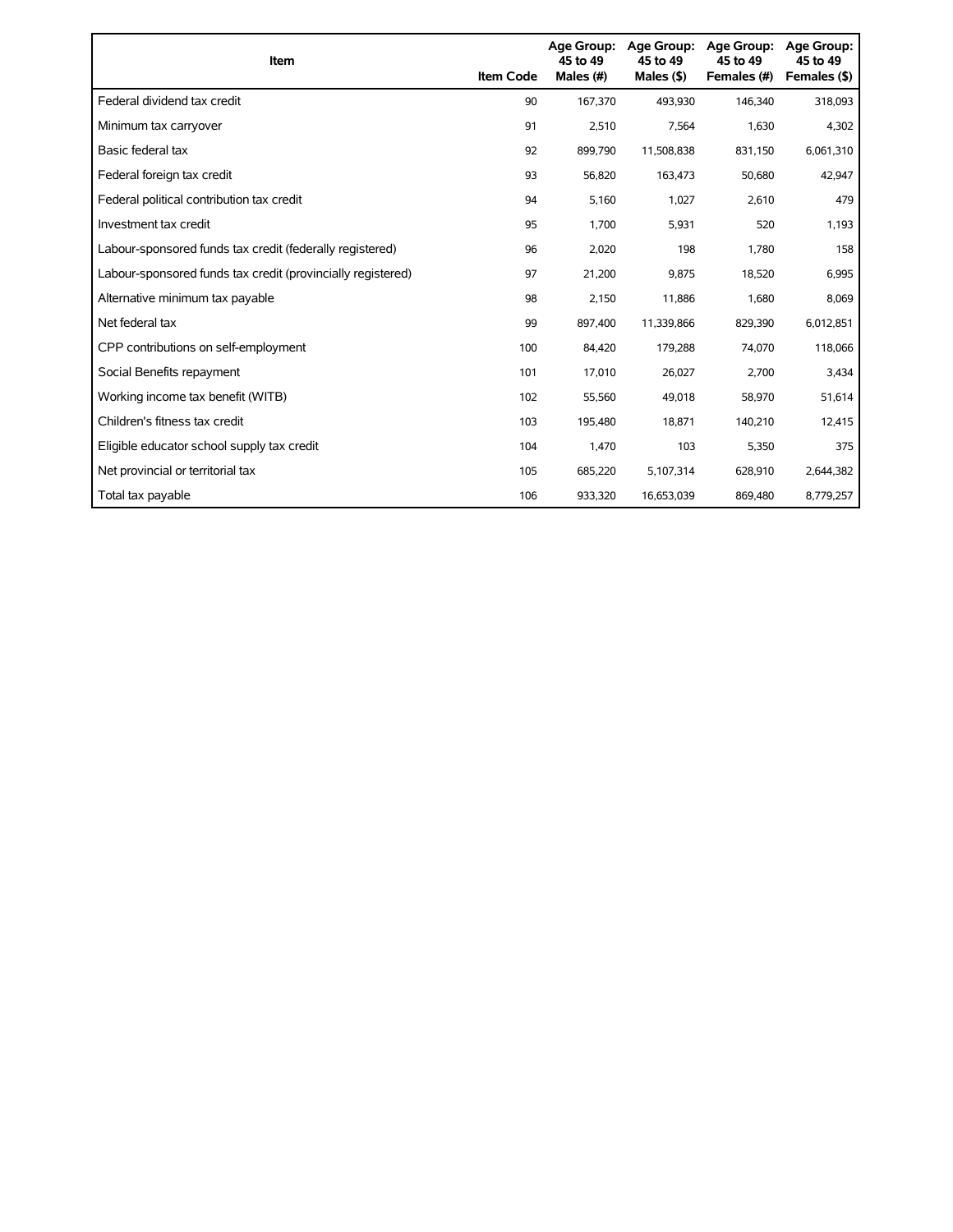| Item | Item Code | Age Group: 45 to 49 Males (#) | Age Group: 45 to 49 Males ($) | Age Group: 45 to 49 Females (#) | Age Group: 45 to 49 Females ($) |
|---|---|---|---|---|---|
| Federal dividend tax credit | 90 | 167,370 | 493,930 | 146,340 | 318,093 |
| Minimum tax carryover | 91 | 2,510 | 7,564 | 1,630 | 4,302 |
| Basic federal tax | 92 | 899,790 | 11,508,838 | 831,150 | 6,061,310 |
| Federal foreign tax credit | 93 | 56,820 | 163,473 | 50,680 | 42,947 |
| Federal political contribution tax credit | 94 | 5,160 | 1,027 | 2,610 | 479 |
| Investment tax credit | 95 | 1,700 | 5,931 | 520 | 1,193 |
| Labour-sponsored funds tax credit (federally registered) | 96 | 2,020 | 198 | 1,780 | 158 |
| Labour-sponsored funds tax credit (provincially registered) | 97 | 21,200 | 9,875 | 18,520 | 6,995 |
| Alternative minimum tax payable | 98 | 2,150 | 11,886 | 1,680 | 8,069 |
| Net federal tax | 99 | 897,400 | 11,339,866 | 829,390 | 6,012,851 |
| CPP contributions on self-employment | 100 | 84,420 | 179,288 | 74,070 | 118,066 |
| Social Benefits repayment | 101 | 17,010 | 26,027 | 2,700 | 3,434 |
| Working income tax benefit (WITB) | 102 | 55,560 | 49,018 | 58,970 | 51,614 |
| Children's fitness tax credit | 103 | 195,480 | 18,871 | 140,210 | 12,415 |
| Eligible educator school supply tax credit | 104 | 1,470 | 103 | 5,350 | 375 |
| Net provincial or territorial tax | 105 | 685,220 | 5,107,314 | 628,910 | 2,644,382 |
| Total tax payable | 106 | 933,320 | 16,653,039 | 869,480 | 8,779,257 |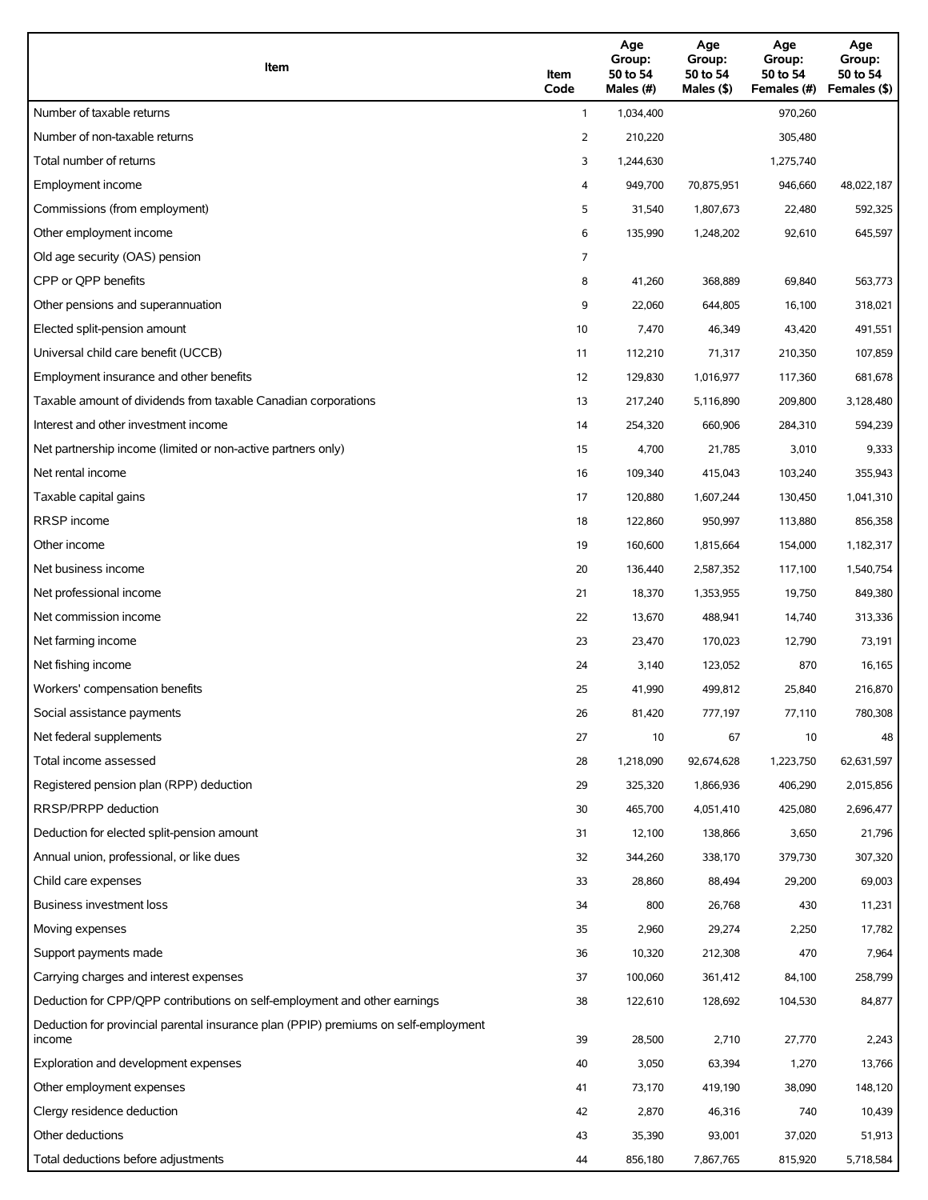| Item | Item Code | Age Group: 50 to 54 Males (#) | Age Group: 50 to 54 Males ($) | Age Group: 50 to 54 Females (#) | Age Group: 50 to 54 Females ($) |
|---|---|---|---|---|---|
| Number of taxable returns | 1 | 1,034,400 | | 970,260 | |
| Number of non-taxable returns | 2 | 210,220 | | 305,480 | |
| Total number of returns | 3 | 1,244,630 | | 1,275,740 | |
| Employment income | 4 | 949,700 | 70,875,951 | 946,660 | 48,022,187 |
| Commissions (from employment) | 5 | 31,540 | 1,807,673 | 22,480 | 592,325 |
| Other employment income | 6 | 135,990 | 1,248,202 | 92,610 | 645,597 |
| Old age security (OAS) pension | 7 | | | | |
| CPP or QPP benefits | 8 | 41,260 | 368,889 | 69,840 | 563,773 |
| Other pensions and superannuation | 9 | 22,060 | 644,805 | 16,100 | 318,021 |
| Elected split-pension amount | 10 | 7,470 | 46,349 | 43,420 | 491,551 |
| Universal child care benefit (UCCB) | 11 | 112,210 | 71,317 | 210,350 | 107,859 |
| Employment insurance and other benefits | 12 | 129,830 | 1,016,977 | 117,360 | 681,678 |
| Taxable amount of dividends from taxable Canadian corporations | 13 | 217,240 | 5,116,890 | 209,800 | 3,128,480 |
| Interest and other investment income | 14 | 254,320 | 660,906 | 284,310 | 594,239 |
| Net partnership income (limited or non-active partners only) | 15 | 4,700 | 21,785 | 3,010 | 9,333 |
| Net rental income | 16 | 109,340 | 415,043 | 103,240 | 355,943 |
| Taxable capital gains | 17 | 120,880 | 1,607,244 | 130,450 | 1,041,310 |
| RRSP income | 18 | 122,860 | 950,997 | 113,880 | 856,358 |
| Other income | 19 | 160,600 | 1,815,664 | 154,000 | 1,182,317 |
| Net business income | 20 | 136,440 | 2,587,352 | 117,100 | 1,540,754 |
| Net professional income | 21 | 18,370 | 1,353,955 | 19,750 | 849,380 |
| Net commission income | 22 | 13,670 | 488,941 | 14,740 | 313,336 |
| Net farming income | 23 | 23,470 | 170,023 | 12,790 | 73,191 |
| Net fishing income | 24 | 3,140 | 123,052 | 870 | 16,165 |
| Workers' compensation benefits | 25 | 41,990 | 499,812 | 25,840 | 216,870 |
| Social assistance payments | 26 | 81,420 | 777,197 | 77,110 | 780,308 |
| Net federal supplements | 27 | 10 | 67 | 10 | 48 |
| Total income assessed | 28 | 1,218,090 | 92,674,628 | 1,223,750 | 62,631,597 |
| Registered pension plan (RPP) deduction | 29 | 325,320 | 1,866,936 | 406,290 | 2,015,856 |
| RRSP/PRPP deduction | 30 | 465,700 | 4,051,410 | 425,080 | 2,696,477 |
| Deduction for elected split-pension amount | 31 | 12,100 | 138,866 | 3,650 | 21,796 |
| Annual union, professional, or like dues | 32 | 344,260 | 338,170 | 379,730 | 307,320 |
| Child care expenses | 33 | 28,860 | 88,494 | 29,200 | 69,003 |
| Business investment loss | 34 | 800 | 26,768 | 430 | 11,231 |
| Moving expenses | 35 | 2,960 | 29,274 | 2,250 | 17,782 |
| Support payments made | 36 | 10,320 | 212,308 | 470 | 7,964 |
| Carrying charges and interest expenses | 37 | 100,060 | 361,412 | 84,100 | 258,799 |
| Deduction for CPP/QPP contributions on self-employment and other earnings | 38 | 122,610 | 128,692 | 104,530 | 84,877 |
| Deduction for provincial parental insurance plan (PPIP) premiums on self-employment income | 39 | 28,500 | 2,710 | 27,770 | 2,243 |
| Exploration and development expenses | 40 | 3,050 | 63,394 | 1,270 | 13,766 |
| Other employment expenses | 41 | 73,170 | 419,190 | 38,090 | 148,120 |
| Clergy residence deduction | 42 | 2,870 | 46,316 | 740 | 10,439 |
| Other deductions | 43 | 35,390 | 93,001 | 37,020 | 51,913 |
| Total deductions before adjustments | 44 | 856,180 | 7,867,765 | 815,920 | 5,718,584 |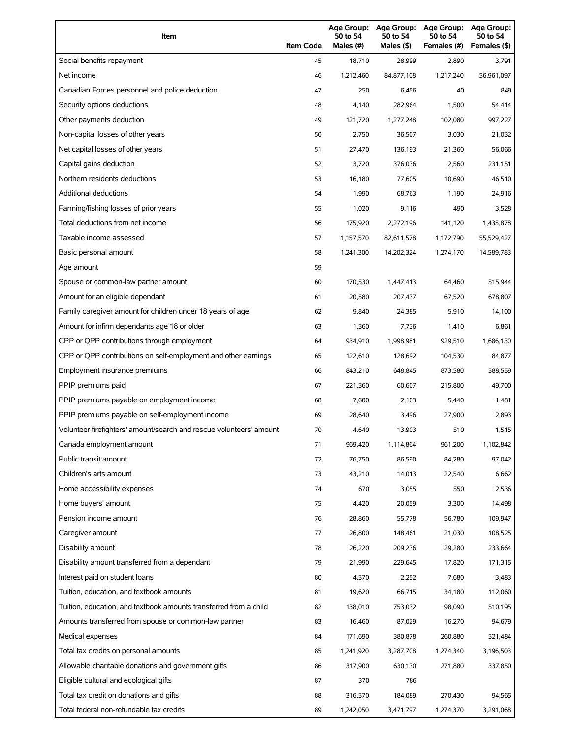| Item | Item Code | Age Group: 50 to 54 Males (#) | Age Group: 50 to 54 Males ($) | Age Group: 50 to 54 Females (#) | Age Group: 50 to 54 Females ($) |
|---|---|---|---|---|---|
| Social benefits repayment | 45 | 18,710 | 28,999 | 2,890 | 3,791 |
| Net income | 46 | 1,212,460 | 84,877,108 | 1,217,240 | 56,961,097 |
| Canadian Forces personnel and police deduction | 47 | 250 | 6,456 | 40 | 849 |
| Security options deductions | 48 | 4,140 | 282,964 | 1,500 | 54,414 |
| Other payments deduction | 49 | 121,720 | 1,277,248 | 102,080 | 997,227 |
| Non-capital losses of other years | 50 | 2,750 | 36,507 | 3,030 | 21,032 |
| Net capital losses of other years | 51 | 27,470 | 136,193 | 21,360 | 56,066 |
| Capital gains deduction | 52 | 3,720 | 376,036 | 2,560 | 231,151 |
| Northern residents deductions | 53 | 16,180 | 77,605 | 10,690 | 46,510 |
| Additional deductions | 54 | 1,990 | 68,763 | 1,190 | 24,916 |
| Farming/fishing losses of prior years | 55 | 1,020 | 9,116 | 490 | 3,528 |
| Total deductions from net income | 56 | 175,920 | 2,272,196 | 141,120 | 1,435,878 |
| Taxable income assessed | 57 | 1,157,570 | 82,611,578 | 1,172,790 | 55,529,427 |
| Basic personal amount | 58 | 1,241,300 | 14,202,324 | 1,274,170 | 14,589,783 |
| Age amount | 59 | | | | |
| Spouse or common-law partner amount | 60 | 170,530 | 1,447,413 | 64,460 | 515,944 |
| Amount for an eligible dependant | 61 | 20,580 | 207,437 | 67,520 | 678,807 |
| Family caregiver amount for children under 18 years of age | 62 | 9,840 | 24,385 | 5,910 | 14,100 |
| Amount for infirm dependants age 18 or older | 63 | 1,560 | 7,736 | 1,410 | 6,861 |
| CPP or QPP contributions through employment | 64 | 934,910 | 1,998,981 | 929,510 | 1,686,130 |
| CPP or QPP contributions on self-employment and other earnings | 65 | 122,610 | 128,692 | 104,530 | 84,877 |
| Employment insurance premiums | 66 | 843,210 | 648,845 | 873,580 | 588,559 |
| PPIP premiums paid | 67 | 221,560 | 60,607 | 215,800 | 49,700 |
| PPIP premiums payable on employment income | 68 | 7,600 | 2,103 | 5,440 | 1,481 |
| PPIP premiums payable on self-employment income | 69 | 28,640 | 3,496 | 27,900 | 2,893 |
| Volunteer firefighters' amount/search and rescue volunteers' amount | 70 | 4,640 | 13,903 | 510 | 1,515 |
| Canada employment amount | 71 | 969,420 | 1,114,864 | 961,200 | 1,102,842 |
| Public transit amount | 72 | 76,750 | 86,590 | 84,280 | 97,042 |
| Children's arts amount | 73 | 43,210 | 14,013 | 22,540 | 6,662 |
| Home accessibility expenses | 74 | 670 | 3,055 | 550 | 2,536 |
| Home buyers' amount | 75 | 4,420 | 20,059 | 3,300 | 14,498 |
| Pension income amount | 76 | 28,860 | 55,778 | 56,780 | 109,947 |
| Caregiver amount | 77 | 26,800 | 148,461 | 21,030 | 108,525 |
| Disability amount | 78 | 26,220 | 209,236 | 29,280 | 233,664 |
| Disability amount transferred from a dependant | 79 | 21,990 | 229,645 | 17,820 | 171,315 |
| Interest paid on student loans | 80 | 4,570 | 2,252 | 7,680 | 3,483 |
| Tuition, education, and textbook amounts | 81 | 19,620 | 66,715 | 34,180 | 112,060 |
| Tuition, education, and textbook amounts transferred from a child | 82 | 138,010 | 753,032 | 98,090 | 510,195 |
| Amounts transferred from spouse or common-law partner | 83 | 16,460 | 87,029 | 16,270 | 94,679 |
| Medical expenses | 84 | 171,690 | 380,878 | 260,880 | 521,484 |
| Total tax credits on personal amounts | 85 | 1,241,920 | 3,287,708 | 1,274,340 | 3,196,503 |
| Allowable charitable donations and government gifts | 86 | 317,900 | 630,130 | 271,880 | 337,850 |
| Eligible cultural and ecological gifts | 87 | 370 | 786 | | |
| Total tax credit on donations and gifts | 88 | 316,570 | 184,089 | 270,430 | 94,565 |
| Total federal non-refundable tax credits | 89 | 1,242,050 | 3,471,797 | 1,274,370 | 3,291,068 |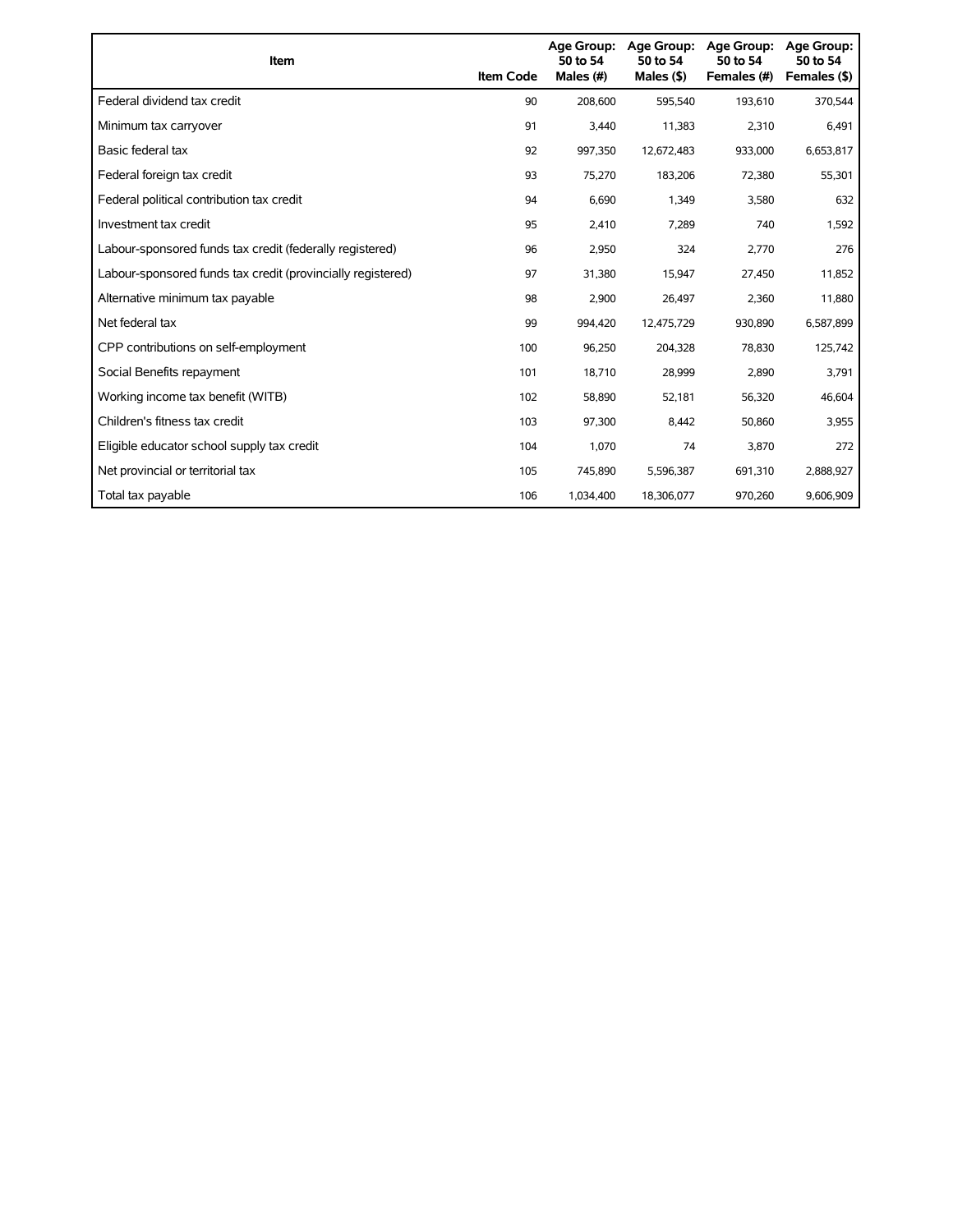| Item | Item Code | Age Group: 50 to 54 Males (#) | Age Group: 50 to 54 Males ($) | Age Group: 50 to 54 Females (#) | Age Group: 50 to 54 Females ($) |
|---|---|---|---|---|---|
| Federal dividend tax credit | 90 | 208,600 | 595,540 | 193,610 | 370,544 |
| Minimum tax carryover | 91 | 3,440 | 11,383 | 2,310 | 6,491 |
| Basic federal tax | 92 | 997,350 | 12,672,483 | 933,000 | 6,653,817 |
| Federal foreign tax credit | 93 | 75,270 | 183,206 | 72,380 | 55,301 |
| Federal political contribution tax credit | 94 | 6,690 | 1,349 | 3,580 | 632 |
| Investment tax credit | 95 | 2,410 | 7,289 | 740 | 1,592 |
| Labour-sponsored funds tax credit (federally registered) | 96 | 2,950 | 324 | 2,770 | 276 |
| Labour-sponsored funds tax credit (provincially registered) | 97 | 31,380 | 15,947 | 27,450 | 11,852 |
| Alternative minimum tax payable | 98 | 2,900 | 26,497 | 2,360 | 11,880 |
| Net federal tax | 99 | 994,420 | 12,475,729 | 930,890 | 6,587,899 |
| CPP contributions on self-employment | 100 | 96,250 | 204,328 | 78,830 | 125,742 |
| Social Benefits repayment | 101 | 18,710 | 28,999 | 2,890 | 3,791 |
| Working income tax benefit (WITB) | 102 | 58,890 | 52,181 | 56,320 | 46,604 |
| Children's fitness tax credit | 103 | 97,300 | 8,442 | 50,860 | 3,955 |
| Eligible educator school supply tax credit | 104 | 1,070 | 74 | 3,870 | 272 |
| Net provincial or territorial tax | 105 | 745,890 | 5,596,387 | 691,310 | 2,888,927 |
| Total tax payable | 106 | 1,034,400 | 18,306,077 | 970,260 | 9,606,909 |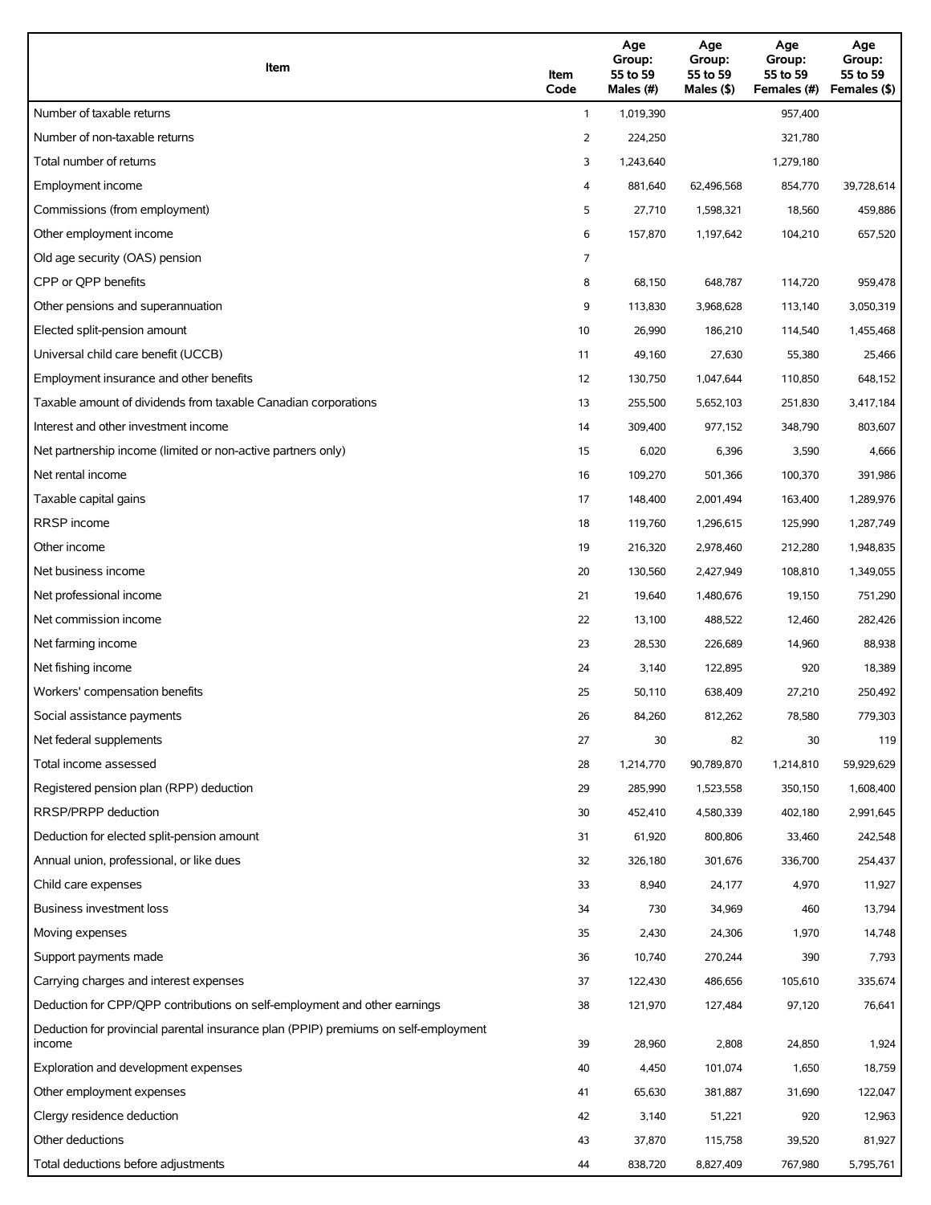| Item | Item Code | Age Group: 55 to 59 Males (#) | Age Group: 55 to 59 Males ($) | Age Group: 55 to 59 Females (#) | Age Group: 55 to 59 Females ($) |
| --- | --- | --- | --- | --- | --- |
| Number of taxable returns | 1 | 1,019,390 | | 957,400 | |
| Number of non-taxable returns | 2 | 224,250 | | 321,780 | |
| Total number of returns | 3 | 1,243,640 | | 1,279,180 | |
| Employment income | 4 | 881,640 | 62,496,568 | 854,770 | 39,728,614 |
| Commissions (from employment) | 5 | 27,710 | 1,598,321 | 18,560 | 459,886 |
| Other employment income | 6 | 157,870 | 1,197,642 | 104,210 | 657,520 |
| Old age security (OAS) pension | 7 | | | | |
| CPP or QPP benefits | 8 | 68,150 | 648,787 | 114,720 | 959,478 |
| Other pensions and superannuation | 9 | 113,830 | 3,968,628 | 113,140 | 3,050,319 |
| Elected split-pension amount | 10 | 26,990 | 186,210 | 114,540 | 1,455,468 |
| Universal child care benefit (UCCB) | 11 | 49,160 | 27,630 | 55,380 | 25,466 |
| Employment insurance and other benefits | 12 | 130,750 | 1,047,644 | 110,850 | 648,152 |
| Taxable amount of dividends from taxable Canadian corporations | 13 | 255,500 | 5,652,103 | 251,830 | 3,417,184 |
| Interest and other investment income | 14 | 309,400 | 977,152 | 348,790 | 803,607 |
| Net partnership income (limited or non-active partners only) | 15 | 6,020 | 6,396 | 3,590 | 4,666 |
| Net rental income | 16 | 109,270 | 501,366 | 100,370 | 391,986 |
| Taxable capital gains | 17 | 148,400 | 2,001,494 | 163,400 | 1,289,976 |
| RRSP income | 18 | 119,760 | 1,296,615 | 125,990 | 1,287,749 |
| Other income | 19 | 216,320 | 2,978,460 | 212,280 | 1,948,835 |
| Net business income | 20 | 130,560 | 2,427,949 | 108,810 | 1,349,055 |
| Net professional income | 21 | 19,640 | 1,480,676 | 19,150 | 751,290 |
| Net commission income | 22 | 13,100 | 488,522 | 12,460 | 282,426 |
| Net farming income | 23 | 28,530 | 226,689 | 14,960 | 88,938 |
| Net fishing income | 24 | 3,140 | 122,895 | 920 | 18,389 |
| Workers' compensation benefits | 25 | 50,110 | 638,409 | 27,210 | 250,492 |
| Social assistance payments | 26 | 84,260 | 812,262 | 78,580 | 779,303 |
| Net federal supplements | 27 | 30 | 82 | 30 | 119 |
| Total income assessed | 28 | 1,214,770 | 90,789,870 | 1,214,810 | 59,929,629 |
| Registered pension plan (RPP) deduction | 29 | 285,990 | 1,523,558 | 350,150 | 1,608,400 |
| RRSP/PRPP deduction | 30 | 452,410 | 4,580,339 | 402,180 | 2,991,645 |
| Deduction for elected split-pension amount | 31 | 61,920 | 800,806 | 33,460 | 242,548 |
| Annual union, professional, or like dues | 32 | 326,180 | 301,676 | 336,700 | 254,437 |
| Child care expenses | 33 | 8,940 | 24,177 | 4,970 | 11,927 |
| Business investment loss | 34 | 730 | 34,969 | 460 | 13,794 |
| Moving expenses | 35 | 2,430 | 24,306 | 1,970 | 14,748 |
| Support payments made | 36 | 10,740 | 270,244 | 390 | 7,793 |
| Carrying charges and interest expenses | 37 | 122,430 | 486,656 | 105,610 | 335,674 |
| Deduction for CPP/QPP contributions on self-employment and other earnings | 38 | 121,970 | 127,484 | 97,120 | 76,641 |
| Deduction for provincial parental insurance plan (PPIP) premiums on self-employment income | 39 | 28,960 | 2,808 | 24,850 | 1,924 |
| Exploration and development expenses | 40 | 4,450 | 101,074 | 1,650 | 18,759 |
| Other employment expenses | 41 | 65,630 | 381,887 | 31,690 | 122,047 |
| Clergy residence deduction | 42 | 3,140 | 51,221 | 920 | 12,963 |
| Other deductions | 43 | 37,870 | 115,758 | 39,520 | 81,927 |
| Total deductions before adjustments | 44 | 838,720 | 8,827,409 | 767,980 | 5,795,761 |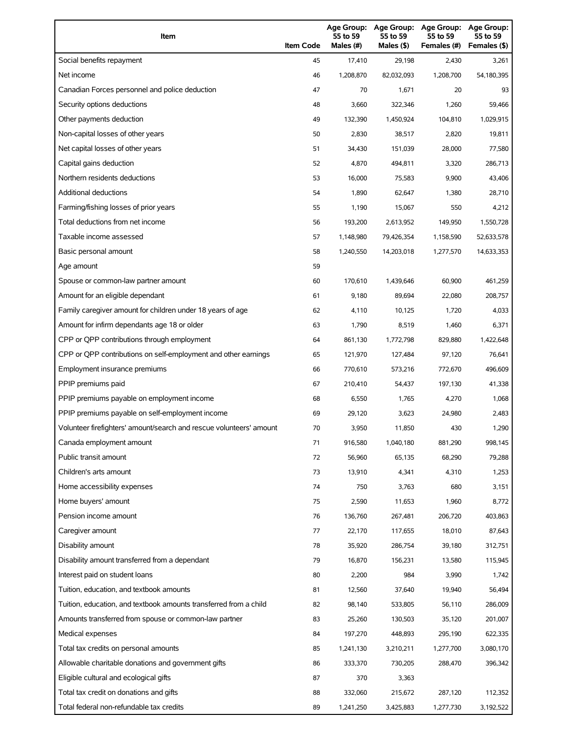| Item | Item Code | Age Group: 55 to 59 Males (#) | Age Group: 55 to 59 Males ($) | Age Group: 55 to 59 Females (#) | Age Group: 55 to 59 Females ($) |
|---|---|---|---|---|---|
| Social benefits repayment | 45 | 17,410 | 29,198 | 2,430 | 3,261 |
| Net income | 46 | 1,208,870 | 82,032,093 | 1,208,700 | 54,180,395 |
| Canadian Forces personnel and police deduction | 47 | 70 | 1,671 | 20 | 93 |
| Security options deductions | 48 | 3,660 | 322,346 | 1,260 | 59,466 |
| Other payments deduction | 49 | 132,390 | 1,450,924 | 104,810 | 1,029,915 |
| Non-capital losses of other years | 50 | 2,830 | 38,517 | 2,820 | 19,811 |
| Net capital losses of other years | 51 | 34,430 | 151,039 | 28,000 | 77,580 |
| Capital gains deduction | 52 | 4,870 | 494,811 | 3,320 | 286,713 |
| Northern residents deductions | 53 | 16,000 | 75,583 | 9,900 | 43,406 |
| Additional deductions | 54 | 1,890 | 62,647 | 1,380 | 28,710 |
| Farming/fishing losses of prior years | 55 | 1,190 | 15,067 | 550 | 4,212 |
| Total deductions from net income | 56 | 193,200 | 2,613,952 | 149,950 | 1,550,728 |
| Taxable income assessed | 57 | 1,148,980 | 79,426,354 | 1,158,590 | 52,633,578 |
| Basic personal amount | 58 | 1,240,550 | 14,203,018 | 1,277,570 | 14,633,353 |
| Age amount | 59 | | | | |
| Spouse or common-law partner amount | 60 | 170,610 | 1,439,646 | 60,900 | 461,259 |
| Amount for an eligible dependant | 61 | 9,180 | 89,694 | 22,080 | 208,757 |
| Family caregiver amount for children under 18 years of age | 62 | 4,110 | 10,125 | 1,720 | 4,033 |
| Amount for infirm dependants age 18 or older | 63 | 1,790 | 8,519 | 1,460 | 6,371 |
| CPP or QPP contributions through employment | 64 | 861,130 | 1,772,798 | 829,880 | 1,422,648 |
| CPP or QPP contributions on self-employment and other earnings | 65 | 121,970 | 127,484 | 97,120 | 76,641 |
| Employment insurance premiums | 66 | 770,610 | 573,216 | 772,670 | 496,609 |
| PPIP premiums paid | 67 | 210,410 | 54,437 | 197,130 | 41,338 |
| PPIP premiums payable on employment income | 68 | 6,550 | 1,765 | 4,270 | 1,068 |
| PPIP premiums payable on self-employment income | 69 | 29,120 | 3,623 | 24,980 | 2,483 |
| Volunteer firefighters' amount/search and rescue volunteers' amount | 70 | 3,950 | 11,850 | 430 | 1,290 |
| Canada employment amount | 71 | 916,580 | 1,040,180 | 881,290 | 998,145 |
| Public transit amount | 72 | 56,960 | 65,135 | 68,290 | 79,288 |
| Children's arts amount | 73 | 13,910 | 4,341 | 4,310 | 1,253 |
| Home accessibility expenses | 74 | 750 | 3,763 | 680 | 3,151 |
| Home buyers' amount | 75 | 2,590 | 11,653 | 1,960 | 8,772 |
| Pension income amount | 76 | 136,760 | 267,481 | 206,720 | 403,863 |
| Caregiver amount | 77 | 22,170 | 117,655 | 18,010 | 87,643 |
| Disability amount | 78 | 35,920 | 286,754 | 39,180 | 312,751 |
| Disability amount transferred from a dependant | 79 | 16,870 | 156,231 | 13,580 | 115,945 |
| Interest paid on student loans | 80 | 2,200 | 984 | 3,990 | 1,742 |
| Tuition, education, and textbook amounts | 81 | 12,560 | 37,640 | 19,940 | 56,494 |
| Tuition, education, and textbook amounts transferred from a child | 82 | 98,140 | 533,805 | 56,110 | 286,009 |
| Amounts transferred from spouse or common-law partner | 83 | 25,260 | 130,503 | 35,120 | 201,007 |
| Medical expenses | 84 | 197,270 | 448,893 | 295,190 | 622,335 |
| Total tax credits on personal amounts | 85 | 1,241,130 | 3,210,211 | 1,277,700 | 3,080,170 |
| Allowable charitable donations and government gifts | 86 | 333,370 | 730,205 | 288,470 | 396,342 |
| Eligible cultural and ecological gifts | 87 | 370 | 3,363 | | |
| Total tax credit on donations and gifts | 88 | 332,060 | 215,672 | 287,120 | 112,352 |
| Total federal non-refundable tax credits | 89 | 1,241,250 | 3,425,883 | 1,277,730 | 3,192,522 |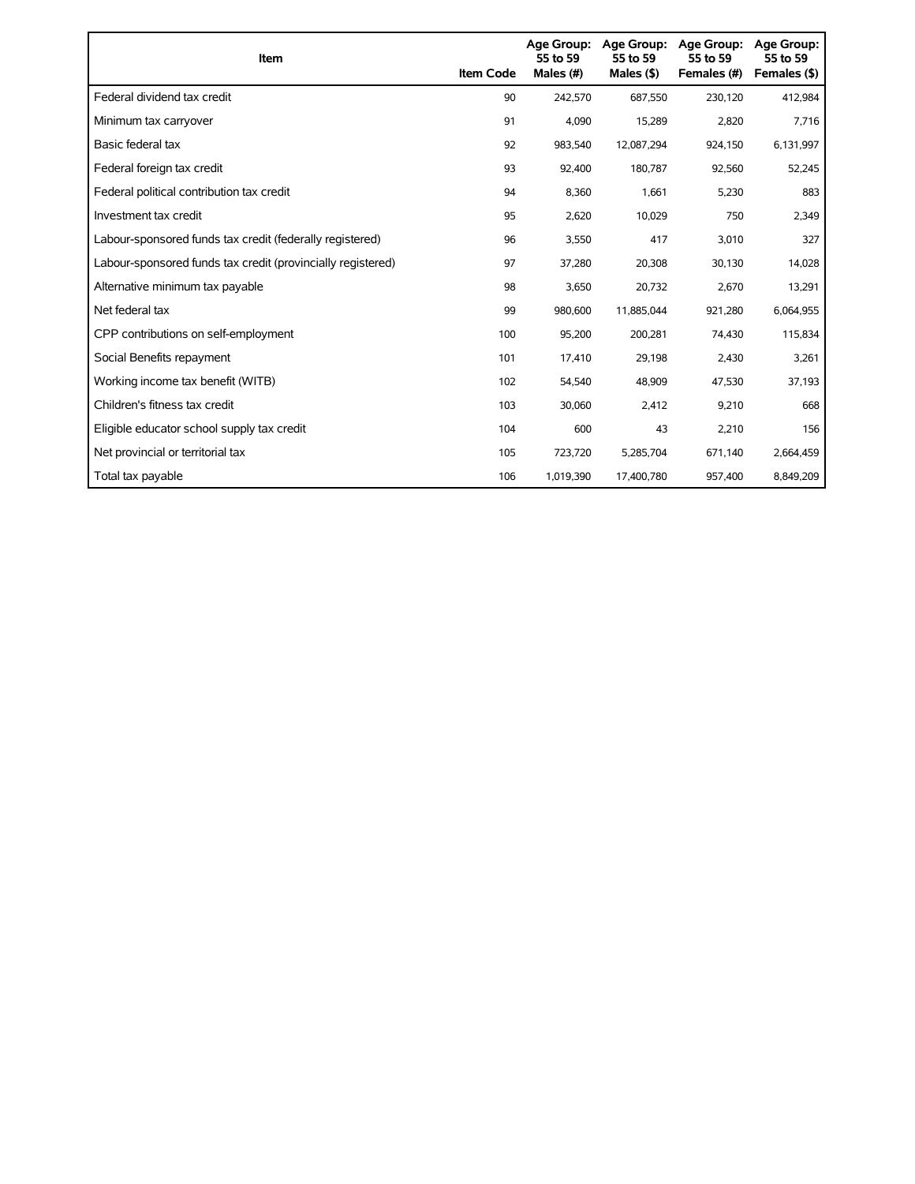| Item | Item Code | Age Group: 55 to 59 Males (#) | Age Group: 55 to 59 Males ($) | Age Group: 55 to 59 Females (#) | Age Group: 55 to 59 Females ($) |
|---|---|---|---|---|---|
| Federal dividend tax credit | 90 | 242,570 | 687,550 | 230,120 | 412,984 |
| Minimum tax carryover | 91 | 4,090 | 15,289 | 2,820 | 7,716 |
| Basic federal tax | 92 | 983,540 | 12,087,294 | 924,150 | 6,131,997 |
| Federal foreign tax credit | 93 | 92,400 | 180,787 | 92,560 | 52,245 |
| Federal political contribution tax credit | 94 | 8,360 | 1,661 | 5,230 | 883 |
| Investment tax credit | 95 | 2,620 | 10,029 | 750 | 2,349 |
| Labour-sponsored funds tax credit (federally registered) | 96 | 3,550 | 417 | 3,010 | 327 |
| Labour-sponsored funds tax credit (provincially registered) | 97 | 37,280 | 20,308 | 30,130 | 14,028 |
| Alternative minimum tax payable | 98 | 3,650 | 20,732 | 2,670 | 13,291 |
| Net federal tax | 99 | 980,600 | 11,885,044 | 921,280 | 6,064,955 |
| CPP contributions on self-employment | 100 | 95,200 | 200,281 | 74,430 | 115,834 |
| Social Benefits repayment | 101 | 17,410 | 29,198 | 2,430 | 3,261 |
| Working income tax benefit (WITB) | 102 | 54,540 | 48,909 | 47,530 | 37,193 |
| Children's fitness tax credit | 103 | 30,060 | 2,412 | 9,210 | 668 |
| Eligible educator school supply tax credit | 104 | 600 | 43 | 2,210 | 156 |
| Net provincial or territorial tax | 105 | 723,720 | 5,285,704 | 671,140 | 2,664,459 |
| Total tax payable | 106 | 1,019,390 | 17,400,780 | 957,400 | 8,849,209 |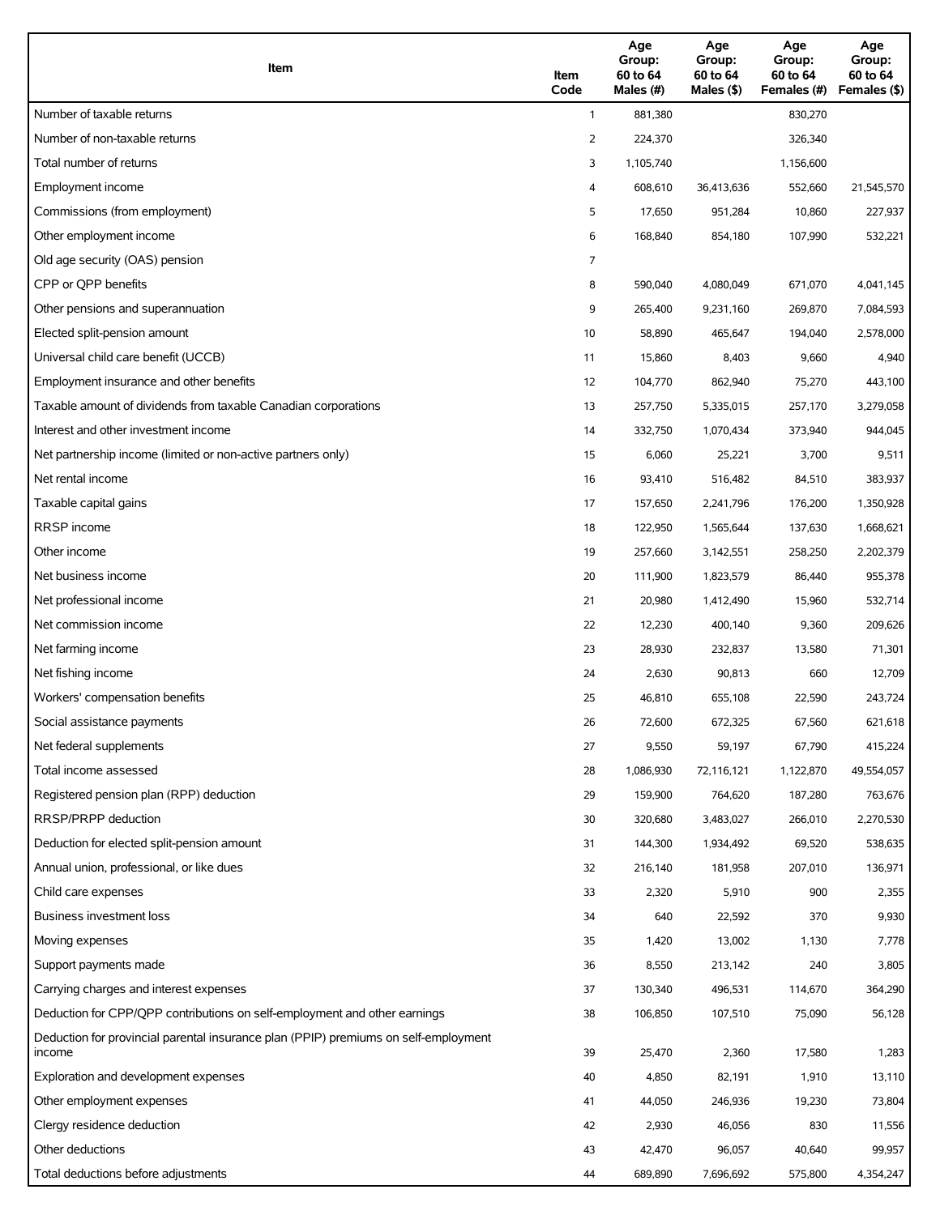| Item | Item Code | Age Group: 60 to 64 Males (#) | Age Group: 60 to 64 Males ($) | Age Group: 60 to 64 Females (#) | Age Group: 60 to 64 Females ($) |
|---|---|---|---|---|---|
| Number of taxable returns | 1 | 881,380 | | 830,270 | |
| Number of non-taxable returns | 2 | 224,370 | | 326,340 | |
| Total number of returns | 3 | 1,105,740 | | 1,156,600 | |
| Employment income | 4 | 608,610 | 36,413,636 | 552,660 | 21,545,570 |
| Commissions (from employment) | 5 | 17,650 | 951,284 | 10,860 | 227,937 |
| Other employment income | 6 | 168,840 | 854,180 | 107,990 | 532,221 |
| Old age security (OAS) pension | 7 | | | | |
| CPP or QPP benefits | 8 | 590,040 | 4,080,049 | 671,070 | 4,041,145 |
| Other pensions and superannuation | 9 | 265,400 | 9,231,160 | 269,870 | 7,084,593 |
| Elected split-pension amount | 10 | 58,890 | 465,647 | 194,040 | 2,578,000 |
| Universal child care benefit (UCCB) | 11 | 15,860 | 8,403 | 9,660 | 4,940 |
| Employment insurance and other benefits | 12 | 104,770 | 862,940 | 75,270 | 443,100 |
| Taxable amount of dividends from taxable Canadian corporations | 13 | 257,750 | 5,335,015 | 257,170 | 3,279,058 |
| Interest and other investment income | 14 | 332,750 | 1,070,434 | 373,940 | 944,045 |
| Net partnership income (limited or non-active partners only) | 15 | 6,060 | 25,221 | 3,700 | 9,511 |
| Net rental income | 16 | 93,410 | 516,482 | 84,510 | 383,937 |
| Taxable capital gains | 17 | 157,650 | 2,241,796 | 176,200 | 1,350,928 |
| RRSP income | 18 | 122,950 | 1,565,644 | 137,630 | 1,668,621 |
| Other income | 19 | 257,660 | 3,142,551 | 258,250 | 2,202,379 |
| Net business income | 20 | 111,900 | 1,823,579 | 86,440 | 955,378 |
| Net professional income | 21 | 20,980 | 1,412,490 | 15,960 | 532,714 |
| Net commission income | 22 | 12,230 | 400,140 | 9,360 | 209,626 |
| Net farming income | 23 | 28,930 | 232,837 | 13,580 | 71,301 |
| Net fishing income | 24 | 2,630 | 90,813 | 660 | 12,709 |
| Workers' compensation benefits | 25 | 46,810 | 655,108 | 22,590 | 243,724 |
| Social assistance payments | 26 | 72,600 | 672,325 | 67,560 | 621,618 |
| Net federal supplements | 27 | 9,550 | 59,197 | 67,790 | 415,224 |
| Total income assessed | 28 | 1,086,930 | 72,116,121 | 1,122,870 | 49,554,057 |
| Registered pension plan (RPP) deduction | 29 | 159,900 | 764,620 | 187,280 | 763,676 |
| RRSP/PRPP deduction | 30 | 320,680 | 3,483,027 | 266,010 | 2,270,530 |
| Deduction for elected split-pension amount | 31 | 144,300 | 1,934,492 | 69,520 | 538,635 |
| Annual union, professional, or like dues | 32 | 216,140 | 181,958 | 207,010 | 136,971 |
| Child care expenses | 33 | 2,320 | 5,910 | 900 | 2,355 |
| Business investment loss | 34 | 640 | 22,592 | 370 | 9,930 |
| Moving expenses | 35 | 1,420 | 13,002 | 1,130 | 7,778 |
| Support payments made | 36 | 8,550 | 213,142 | 240 | 3,805 |
| Carrying charges and interest expenses | 37 | 130,340 | 496,531 | 114,670 | 364,290 |
| Deduction for CPP/QPP contributions on self-employment and other earnings | 38 | 106,850 | 107,510 | 75,090 | 56,128 |
| Deduction for provincial parental insurance plan (PPIP) premiums on self-employment income | 39 | 25,470 | 2,360 | 17,580 | 1,283 |
| Exploration and development expenses | 40 | 4,850 | 82,191 | 1,910 | 13,110 |
| Other employment expenses | 41 | 44,050 | 246,936 | 19,230 | 73,804 |
| Clergy residence deduction | 42 | 2,930 | 46,056 | 830 | 11,556 |
| Other deductions | 43 | 42,470 | 96,057 | 40,640 | 99,957 |
| Total deductions before adjustments | 44 | 689,890 | 7,696,692 | 575,800 | 4,354,247 |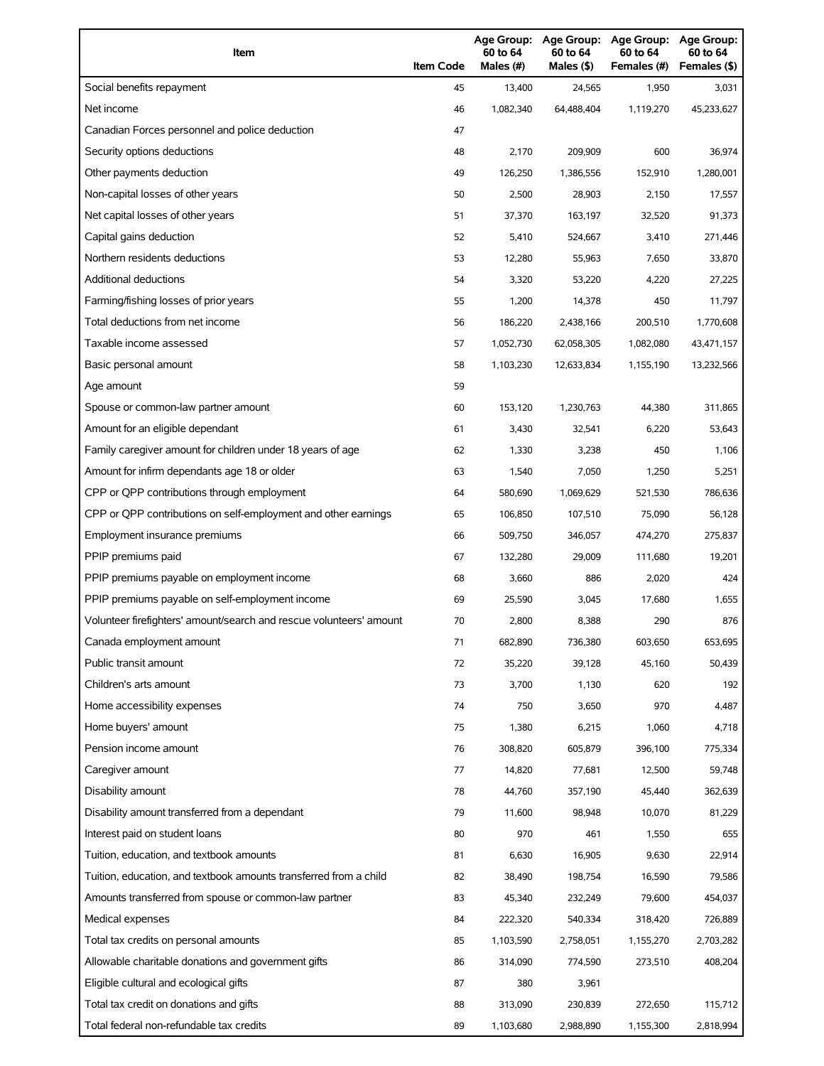| Item | Item Code | Age Group: 60 to 64 Males (#) | Age Group: 60 to 64 Males ($) | Age Group: 60 to 64 Females (#) | Age Group: 60 to 64 Females ($) |
| --- | --- | --- | --- | --- | --- |
| Social benefits repayment | 45 | 13,400 | 24,565 | 1,950 | 3,031 |
| Net income | 46 | 1,082,340 | 64,488,404 | 1,119,270 | 45,233,627 |
| Canadian Forces personnel and police deduction | 47 | | | | |
| Security options deductions | 48 | 2,170 | 209,909 | 600 | 36,974 |
| Other payments deduction | 49 | 126,250 | 1,386,556 | 152,910 | 1,280,001 |
| Non-capital losses of other years | 50 | 2,500 | 28,903 | 2,150 | 17,557 |
| Net capital losses of other years | 51 | 37,370 | 163,197 | 32,520 | 91,373 |
| Capital gains deduction | 52 | 5,410 | 524,667 | 3,410 | 271,446 |
| Northern residents deductions | 53 | 12,280 | 55,963 | 7,650 | 33,870 |
| Additional deductions | 54 | 3,320 | 53,220 | 4,220 | 27,225 |
| Farming/fishing losses of prior years | 55 | 1,200 | 14,378 | 450 | 11,797 |
| Total deductions from net income | 56 | 186,220 | 2,438,166 | 200,510 | 1,770,608 |
| Taxable income assessed | 57 | 1,052,730 | 62,058,305 | 1,082,080 | 43,471,157 |
| Basic personal amount | 58 | 1,103,230 | 12,633,834 | 1,155,190 | 13,232,566 |
| Age amount | 59 | | | | |
| Spouse or common-law partner amount | 60 | 153,120 | 1,230,763 | 44,380 | 311,865 |
| Amount for an eligible dependant | 61 | 3,430 | 32,541 | 6,220 | 53,643 |
| Family caregiver amount for children under 18 years of age | 62 | 1,330 | 3,238 | 450 | 1,106 |
| Amount for infirm dependants age 18 or older | 63 | 1,540 | 7,050 | 1,250 | 5,251 |
| CPP or QPP contributions through employment | 64 | 580,690 | 1,069,629 | 521,530 | 786,636 |
| CPP or QPP contributions on self-employment and other earnings | 65 | 106,850 | 107,510 | 75,090 | 56,128 |
| Employment insurance premiums | 66 | 509,750 | 346,057 | 474,270 | 275,837 |
| PPIP premiums paid | 67 | 132,280 | 29,009 | 111,680 | 19,201 |
| PPIP premiums payable on employment income | 68 | 3,660 | 886 | 2,020 | 424 |
| PPIP premiums payable on self-employment income | 69 | 25,590 | 3,045 | 17,680 | 1,655 |
| Volunteer firefighters' amount/search and rescue volunteers' amount | 70 | 2,800 | 8,388 | 290 | 876 |
| Canada employment amount | 71 | 682,890 | 736,380 | 603,650 | 653,695 |
| Public transit amount | 72 | 35,220 | 39,128 | 45,160 | 50,439 |
| Children's arts amount | 73 | 3,700 | 1,130 | 620 | 192 |
| Home accessibility expenses | 74 | 750 | 3,650 | 970 | 4,487 |
| Home buyers' amount | 75 | 1,380 | 6,215 | 1,060 | 4,718 |
| Pension income amount | 76 | 308,820 | 605,879 | 396,100 | 775,334 |
| Caregiver amount | 77 | 14,820 | 77,681 | 12,500 | 59,748 |
| Disability amount | 78 | 44,760 | 357,190 | 45,440 | 362,639 |
| Disability amount transferred from a dependant | 79 | 11,600 | 98,948 | 10,070 | 81,229 |
| Interest paid on student loans | 80 | 970 | 461 | 1,550 | 655 |
| Tuition, education, and textbook amounts | 81 | 6,630 | 16,905 | 9,630 | 22,914 |
| Tuition, education, and textbook amounts transferred from a child | 82 | 38,490 | 198,754 | 16,590 | 79,586 |
| Amounts transferred from spouse or common-law partner | 83 | 45,340 | 232,249 | 79,600 | 454,037 |
| Medical expenses | 84 | 222,320 | 540,334 | 318,420 | 726,889 |
| Total tax credits on personal amounts | 85 | 1,103,590 | 2,758,051 | 1,155,270 | 2,703,282 |
| Allowable charitable donations and government gifts | 86 | 314,090 | 774,590 | 273,510 | 408,204 |
| Eligible cultural and ecological gifts | 87 | 380 | 3,961 | | |
| Total tax credit on donations and gifts | 88 | 313,090 | 230,839 | 272,650 | 115,712 |
| Total federal non-refundable tax credits | 89 | 1,103,680 | 2,988,890 | 1,155,300 | 2,818,994 |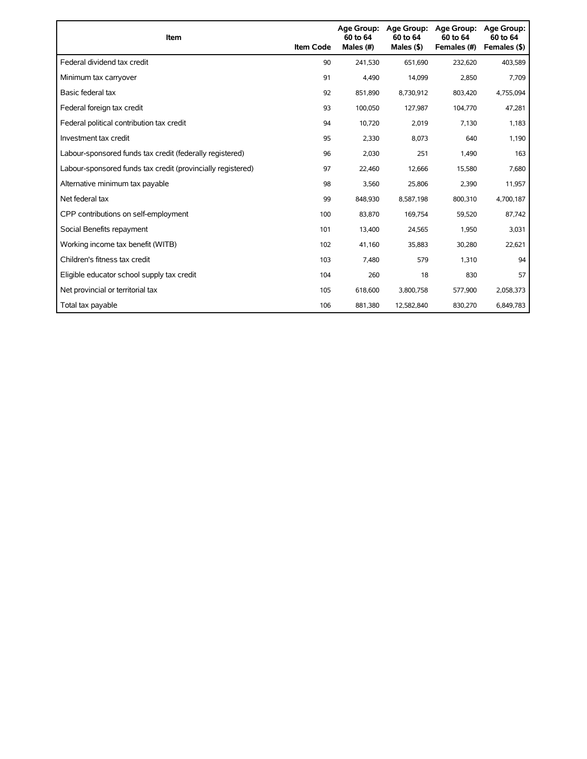| Item | Item Code | Age Group: 60 to 64 Males (#) | Age Group: 60 to 64 Males ($) | Age Group: 60 to 64 Females (#) | Age Group: 60 to 64 Females ($) |
|---|---|---|---|---|---|
| Federal dividend tax credit | 90 | 241,530 | 651,690 | 232,620 | 403,589 |
| Minimum tax carryover | 91 | 4,490 | 14,099 | 2,850 | 7,709 |
| Basic federal tax | 92 | 851,890 | 8,730,912 | 803,420 | 4,755,094 |
| Federal foreign tax credit | 93 | 100,050 | 127,987 | 104,770 | 47,281 |
| Federal political contribution tax credit | 94 | 10,720 | 2,019 | 7,130 | 1,183 |
| Investment tax credit | 95 | 2,330 | 8,073 | 640 | 1,190 |
| Labour-sponsored funds tax credit (federally registered) | 96 | 2,030 | 251 | 1,490 | 163 |
| Labour-sponsored funds tax credit (provincially registered) | 97 | 22,460 | 12,666 | 15,580 | 7,680 |
| Alternative minimum tax payable | 98 | 3,560 | 25,806 | 2,390 | 11,957 |
| Net federal tax | 99 | 848,930 | 8,587,198 | 800,310 | 4,700,187 |
| CPP contributions on self-employment | 100 | 83,870 | 169,754 | 59,520 | 87,742 |
| Social Benefits repayment | 101 | 13,400 | 24,565 | 1,950 | 3,031 |
| Working income tax benefit (WITB) | 102 | 41,160 | 35,883 | 30,280 | 22,621 |
| Children's fitness tax credit | 103 | 7,480 | 579 | 1,310 | 94 |
| Eligible educator school supply tax credit | 104 | 260 | 18 | 830 | 57 |
| Net provincial or territorial tax | 105 | 618,600 | 3,800,758 | 577,900 | 2,058,373 |
| Total tax payable | 106 | 881,380 | 12,582,840 | 830,270 | 6,849,783 |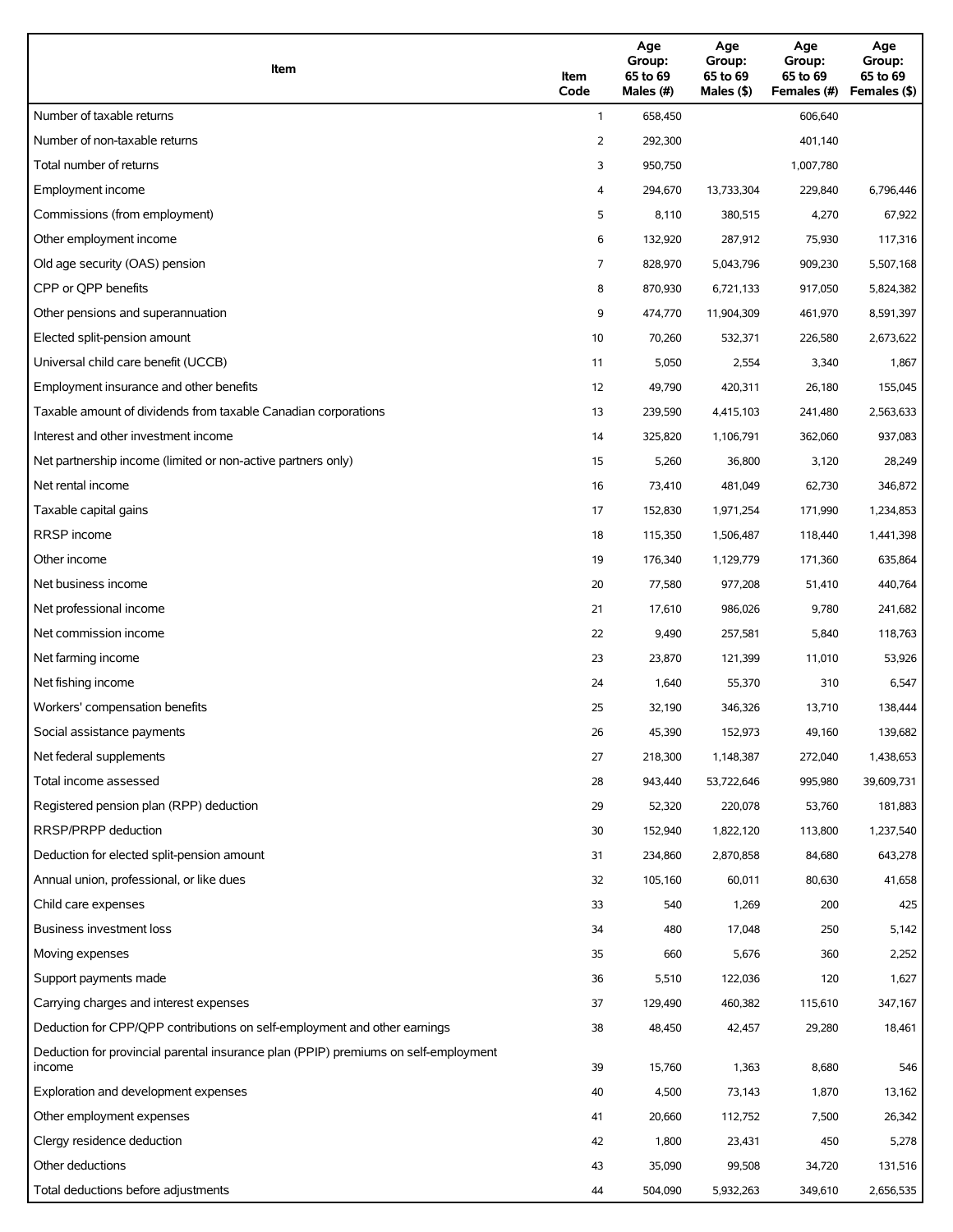| Item | Item Code | Age Group: 65 to 69 Males (#) | Age Group: 65 to 69 Males ($) | Age Group: 65 to 69 Females (#) | Age Group: 65 to 69 Females ($) |
|---|---|---|---|---|---|
| Number of taxable returns | 1 | 658,450 | | 606,640 | |
| Number of non-taxable returns | 2 | 292,300 | | 401,140 | |
| Total number of returns | 3 | 950,750 | | 1,007,780 | |
| Employment income | 4 | 294,670 | 13,733,304 | 229,840 | 6,796,446 |
| Commissions (from employment) | 5 | 8,110 | 380,515 | 4,270 | 67,922 |
| Other employment income | 6 | 132,920 | 287,912 | 75,930 | 117,316 |
| Old age security (OAS) pension | 7 | 828,970 | 5,043,796 | 909,230 | 5,507,168 |
| CPP or QPP benefits | 8 | 870,930 | 6,721,133 | 917,050 | 5,824,382 |
| Other pensions and superannuation | 9 | 474,770 | 11,904,309 | 461,970 | 8,591,397 |
| Elected split-pension amount | 10 | 70,260 | 532,371 | 226,580 | 2,673,622 |
| Universal child care benefit (UCCB) | 11 | 5,050 | 2,554 | 3,340 | 1,867 |
| Employment insurance and other benefits | 12 | 49,790 | 420,311 | 26,180 | 155,045 |
| Taxable amount of dividends from taxable Canadian corporations | 13 | 239,590 | 4,415,103 | 241,480 | 2,563,633 |
| Interest and other investment income | 14 | 325,820 | 1,106,791 | 362,060 | 937,083 |
| Net partnership income (limited or non-active partners only) | 15 | 5,260 | 36,800 | 3,120 | 28,249 |
| Net rental income | 16 | 73,410 | 481,049 | 62,730 | 346,872 |
| Taxable capital gains | 17 | 152,830 | 1,971,254 | 171,990 | 1,234,853 |
| RRSP income | 18 | 115,350 | 1,506,487 | 118,440 | 1,441,398 |
| Other income | 19 | 176,340 | 1,129,779 | 171,360 | 635,864 |
| Net business income | 20 | 77,580 | 977,208 | 51,410 | 440,764 |
| Net professional income | 21 | 17,610 | 986,026 | 9,780 | 241,682 |
| Net commission income | 22 | 9,490 | 257,581 | 5,840 | 118,763 |
| Net farming income | 23 | 23,870 | 121,399 | 11,010 | 53,926 |
| Net fishing income | 24 | 1,640 | 55,370 | 310 | 6,547 |
| Workers' compensation benefits | 25 | 32,190 | 346,326 | 13,710 | 138,444 |
| Social assistance payments | 26 | 45,390 | 152,973 | 49,160 | 139,682 |
| Net federal supplements | 27 | 218,300 | 1,148,387 | 272,040 | 1,438,653 |
| Total income assessed | 28 | 943,440 | 53,722,646 | 995,980 | 39,609,731 |
| Registered pension plan (RPP) deduction | 29 | 52,320 | 220,078 | 53,760 | 181,883 |
| RRSP/PRPP deduction | 30 | 152,940 | 1,822,120 | 113,800 | 1,237,540 |
| Deduction for elected split-pension amount | 31 | 234,860 | 2,870,858 | 84,680 | 643,278 |
| Annual union, professional, or like dues | 32 | 105,160 | 60,011 | 80,630 | 41,658 |
| Child care expenses | 33 | 540 | 1,269 | 200 | 425 |
| Business investment loss | 34 | 480 | 17,048 | 250 | 5,142 |
| Moving expenses | 35 | 660 | 5,676 | 360 | 2,252 |
| Support payments made | 36 | 5,510 | 122,036 | 120 | 1,627 |
| Carrying charges and interest expenses | 37 | 129,490 | 460,382 | 115,610 | 347,167 |
| Deduction for CPP/QPP contributions on self-employment and other earnings | 38 | 48,450 | 42,457 | 29,280 | 18,461 |
| Deduction for provincial parental insurance plan (PPIP) premiums on self-employment income | 39 | 15,760 | 1,363 | 8,680 | 546 |
| Exploration and development expenses | 40 | 4,500 | 73,143 | 1,870 | 13,162 |
| Other employment expenses | 41 | 20,660 | 112,752 | 7,500 | 26,342 |
| Clergy residence deduction | 42 | 1,800 | 23,431 | 450 | 5,278 |
| Other deductions | 43 | 35,090 | 99,508 | 34,720 | 131,516 |
| Total deductions before adjustments | 44 | 504,090 | 5,932,263 | 349,610 | 2,656,535 |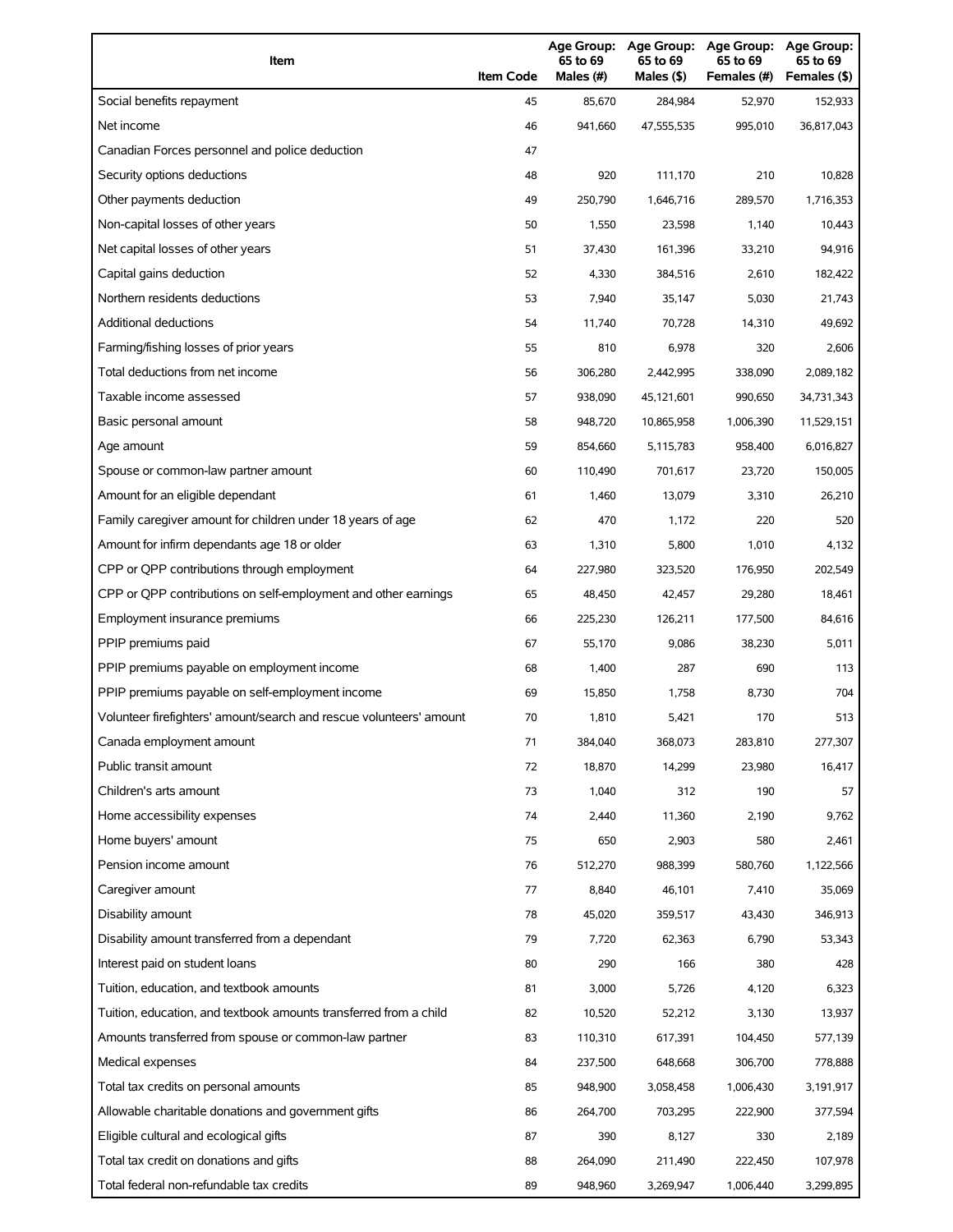| Item | Item Code | Age Group: 65 to 69 Males (#) | Age Group: 65 to 69 Males ($) | Age Group: 65 to 69 Females (#) | Age Group: 65 to 69 Females ($) |
|---|---|---|---|---|---|
| Social benefits repayment | 45 | 85,670 | 284,984 | 52,970 | 152,933 |
| Net income | 46 | 941,660 | 47,555,535 | 995,010 | 36,817,043 |
| Canadian Forces personnel and police deduction | 47 | | | | |
| Security options deductions | 48 | 920 | 111,170 | 210 | 10,828 |
| Other payments deduction | 49 | 250,790 | 1,646,716 | 289,570 | 1,716,353 |
| Non-capital losses of other years | 50 | 1,550 | 23,598 | 1,140 | 10,443 |
| Net capital losses of other years | 51 | 37,430 | 161,396 | 33,210 | 94,916 |
| Capital gains deduction | 52 | 4,330 | 384,516 | 2,610 | 182,422 |
| Northern residents deductions | 53 | 7,940 | 35,147 | 5,030 | 21,743 |
| Additional deductions | 54 | 11,740 | 70,728 | 14,310 | 49,692 |
| Farming/fishing losses of prior years | 55 | 810 | 6,978 | 320 | 2,606 |
| Total deductions from net income | 56 | 306,280 | 2,442,995 | 338,090 | 2,089,182 |
| Taxable income assessed | 57 | 938,090 | 45,121,601 | 990,650 | 34,731,343 |
| Basic personal amount | 58 | 948,720 | 10,865,958 | 1,006,390 | 11,529,151 |
| Age amount | 59 | 854,660 | 5,115,783 | 958,400 | 6,016,827 |
| Spouse or common-law partner amount | 60 | 110,490 | 701,617 | 23,720 | 150,005 |
| Amount for an eligible dependant | 61 | 1,460 | 13,079 | 3,310 | 26,210 |
| Family caregiver amount for children under 18 years of age | 62 | 470 | 1,172 | 220 | 520 |
| Amount for infirm dependants age 18 or older | 63 | 1,310 | 5,800 | 1,010 | 4,132 |
| CPP or QPP contributions through employment | 64 | 227,980 | 323,520 | 176,950 | 202,549 |
| CPP or QPP contributions on self-employment and other earnings | 65 | 48,450 | 42,457 | 29,280 | 18,461 |
| Employment insurance premiums | 66 | 225,230 | 126,211 | 177,500 | 84,616 |
| PPIP premiums paid | 67 | 55,170 | 9,086 | 38,230 | 5,011 |
| PPIP premiums payable on employment income | 68 | 1,400 | 287 | 690 | 113 |
| PPIP premiums payable on self-employment income | 69 | 15,850 | 1,758 | 8,730 | 704 |
| Volunteer firefighters' amount/search and rescue volunteers' amount | 70 | 1,810 | 5,421 | 170 | 513 |
| Canada employment amount | 71 | 384,040 | 368,073 | 283,810 | 277,307 |
| Public transit amount | 72 | 18,870 | 14,299 | 23,980 | 16,417 |
| Children's arts amount | 73 | 1,040 | 312 | 190 | 57 |
| Home accessibility expenses | 74 | 2,440 | 11,360 | 2,190 | 9,762 |
| Home buyers' amount | 75 | 650 | 2,903 | 580 | 2,461 |
| Pension income amount | 76 | 512,270 | 988,399 | 580,760 | 1,122,566 |
| Caregiver amount | 77 | 8,840 | 46,101 | 7,410 | 35,069 |
| Disability amount | 78 | 45,020 | 359,517 | 43,430 | 346,913 |
| Disability amount transferred from a dependant | 79 | 7,720 | 62,363 | 6,790 | 53,343 |
| Interest paid on student loans | 80 | 290 | 166 | 380 | 428 |
| Tuition, education, and textbook amounts | 81 | 3,000 | 5,726 | 4,120 | 6,323 |
| Tuition, education, and textbook amounts transferred from a child | 82 | 10,520 | 52,212 | 3,130 | 13,937 |
| Amounts transferred from spouse or common-law partner | 83 | 110,310 | 617,391 | 104,450 | 577,139 |
| Medical expenses | 84 | 237,500 | 648,668 | 306,700 | 778,888 |
| Total tax credits on personal amounts | 85 | 948,900 | 3,058,458 | 1,006,430 | 3,191,917 |
| Allowable charitable donations and government gifts | 86 | 264,700 | 703,295 | 222,900 | 377,594 |
| Eligible cultural and ecological gifts | 87 | 390 | 8,127 | 330 | 2,189 |
| Total tax credit on donations and gifts | 88 | 264,090 | 211,490 | 222,450 | 107,978 |
| Total federal non-refundable tax credits | 89 | 948,960 | 3,269,947 | 1,006,440 | 3,299,895 |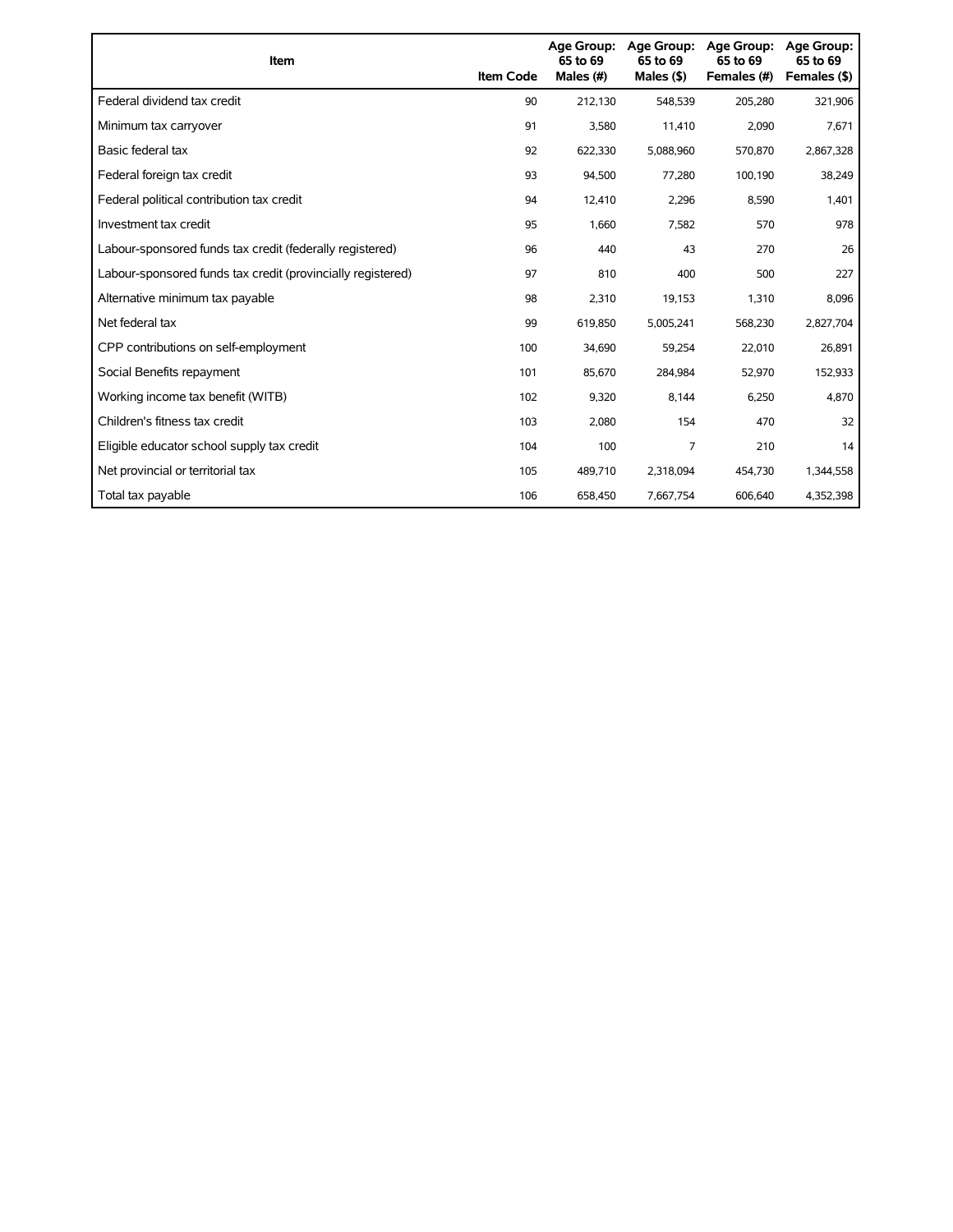| Item | Item Code | Age Group: 65 to 69 Males (#) | Age Group: 65 to 69 Males ($) | Age Group: 65 to 69 Females (#) | Age Group: 65 to 69 Females ($) |
|---|---|---|---|---|---|
| Federal dividend tax credit | 90 | 212,130 | 548,539 | 205,280 | 321,906 |
| Minimum tax carryover | 91 | 3,580 | 11,410 | 2,090 | 7,671 |
| Basic federal tax | 92 | 622,330 | 5,088,960 | 570,870 | 2,867,328 |
| Federal foreign tax credit | 93 | 94,500 | 77,280 | 100,190 | 38,249 |
| Federal political contribution tax credit | 94 | 12,410 | 2,296 | 8,590 | 1,401 |
| Investment tax credit | 95 | 1,660 | 7,582 | 570 | 978 |
| Labour-sponsored funds tax credit (federally registered) | 96 | 440 | 43 | 270 | 26 |
| Labour-sponsored funds tax credit (provincially registered) | 97 | 810 | 400 | 500 | 227 |
| Alternative minimum tax payable | 98 | 2,310 | 19,153 | 1,310 | 8,096 |
| Net federal tax | 99 | 619,850 | 5,005,241 | 568,230 | 2,827,704 |
| CPP contributions on self-employment | 100 | 34,690 | 59,254 | 22,010 | 26,891 |
| Social Benefits repayment | 101 | 85,670 | 284,984 | 52,970 | 152,933 |
| Working income tax benefit (WITB) | 102 | 9,320 | 8,144 | 6,250 | 4,870 |
| Children's fitness tax credit | 103 | 2,080 | 154 | 470 | 32 |
| Eligible educator school supply tax credit | 104 | 100 | 7 | 210 | 14 |
| Net provincial or territorial tax | 105 | 489,710 | 2,318,094 | 454,730 | 1,344,558 |
| Total tax payable | 106 | 658,450 | 7,667,754 | 606,640 | 4,352,398 |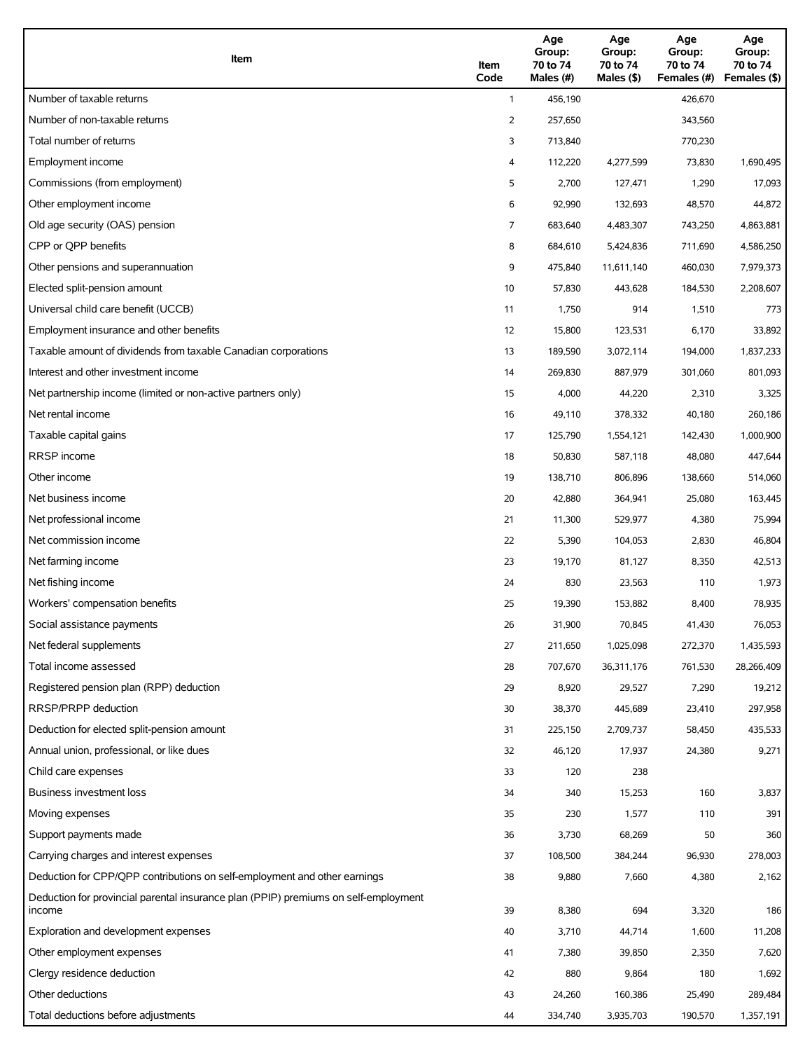| Item | Item Code | Age Group: 70 to 74 Males (#) | Age Group: 70 to 74 Males ($) | Age Group: 70 to 74 Females (#) | Age Group: 70 to 74 Females ($) |
|---|---|---|---|---|---|
| Number of taxable returns | 1 | 456,190 | | 426,670 | |
| Number of non-taxable returns | 2 | 257,650 | | 343,560 | |
| Total number of returns | 3 | 713,840 | | 770,230 | |
| Employment income | 4 | 112,220 | 4,277,599 | 73,830 | 1,690,495 |
| Commissions (from employment) | 5 | 2,700 | 127,471 | 1,290 | 17,093 |
| Other employment income | 6 | 92,990 | 132,693 | 48,570 | 44,872 |
| Old age security (OAS) pension | 7 | 683,640 | 4,483,307 | 743,250 | 4,863,881 |
| CPP or QPP benefits | 8 | 684,610 | 5,424,836 | 711,690 | 4,586,250 |
| Other pensions and superannuation | 9 | 475,840 | 11,611,140 | 460,030 | 7,979,373 |
| Elected split-pension amount | 10 | 57,830 | 443,628 | 184,530 | 2,208,607 |
| Universal child care benefit (UCCB) | 11 | 1,750 | 914 | 1,510 | 773 |
| Employment insurance and other benefits | 12 | 15,800 | 123,531 | 6,170 | 33,892 |
| Taxable amount of dividends from taxable Canadian corporations | 13 | 189,590 | 3,072,114 | 194,000 | 1,837,233 |
| Interest and other investment income | 14 | 269,830 | 887,979 | 301,060 | 801,093 |
| Net partnership income (limited or non-active partners only) | 15 | 4,000 | 44,220 | 2,310 | 3,325 |
| Net rental income | 16 | 49,110 | 378,332 | 40,180 | 260,186 |
| Taxable capital gains | 17 | 125,790 | 1,554,121 | 142,430 | 1,000,900 |
| RRSP income | 18 | 50,830 | 587,118 | 48,080 | 447,644 |
| Other income | 19 | 138,710 | 806,896 | 138,660 | 514,060 |
| Net business income | 20 | 42,880 | 364,941 | 25,080 | 163,445 |
| Net professional income | 21 | 11,300 | 529,977 | 4,380 | 75,994 |
| Net commission income | 22 | 5,390 | 104,053 | 2,830 | 46,804 |
| Net farming income | 23 | 19,170 | 81,127 | 8,350 | 42,513 |
| Net fishing income | 24 | 830 | 23,563 | 110 | 1,973 |
| Workers' compensation benefits | 25 | 19,390 | 153,882 | 8,400 | 78,935 |
| Social assistance payments | 26 | 31,900 | 70,845 | 41,430 | 76,053 |
| Net federal supplements | 27 | 211,650 | 1,025,098 | 272,370 | 1,435,593 |
| Total income assessed | 28 | 707,670 | 36,311,176 | 761,530 | 28,266,409 |
| Registered pension plan (RPP) deduction | 29 | 8,920 | 29,527 | 7,290 | 19,212 |
| RRSP/PRPP deduction | 30 | 38,370 | 445,689 | 23,410 | 297,958 |
| Deduction for elected split-pension amount | 31 | 225,150 | 2,709,737 | 58,450 | 435,533 |
| Annual union, professional, or like dues | 32 | 46,120 | 17,937 | 24,380 | 9,271 |
| Child care expenses | 33 | 120 | 238 | | |
| Business investment loss | 34 | 340 | 15,253 | 160 | 3,837 |
| Moving expenses | 35 | 230 | 1,577 | 110 | 391 |
| Support payments made | 36 | 3,730 | 68,269 | 50 | 360 |
| Carrying charges and interest expenses | 37 | 108,500 | 384,244 | 96,930 | 278,003 |
| Deduction for CPP/QPP contributions on self-employment and other earnings | 38 | 9,880 | 7,660 | 4,380 | 2,162 |
| Deduction for provincial parental insurance plan (PPIP) premiums on self-employment income | 39 | 8,380 | 694 | 3,320 | 186 |
| Exploration and development expenses | 40 | 3,710 | 44,714 | 1,600 | 11,208 |
| Other employment expenses | 41 | 7,380 | 39,850 | 2,350 | 7,620 |
| Clergy residence deduction | 42 | 880 | 9,864 | 180 | 1,692 |
| Other deductions | 43 | 24,260 | 160,386 | 25,490 | 289,484 |
| Total deductions before adjustments | 44 | 334,740 | 3,935,703 | 190,570 | 1,357,191 |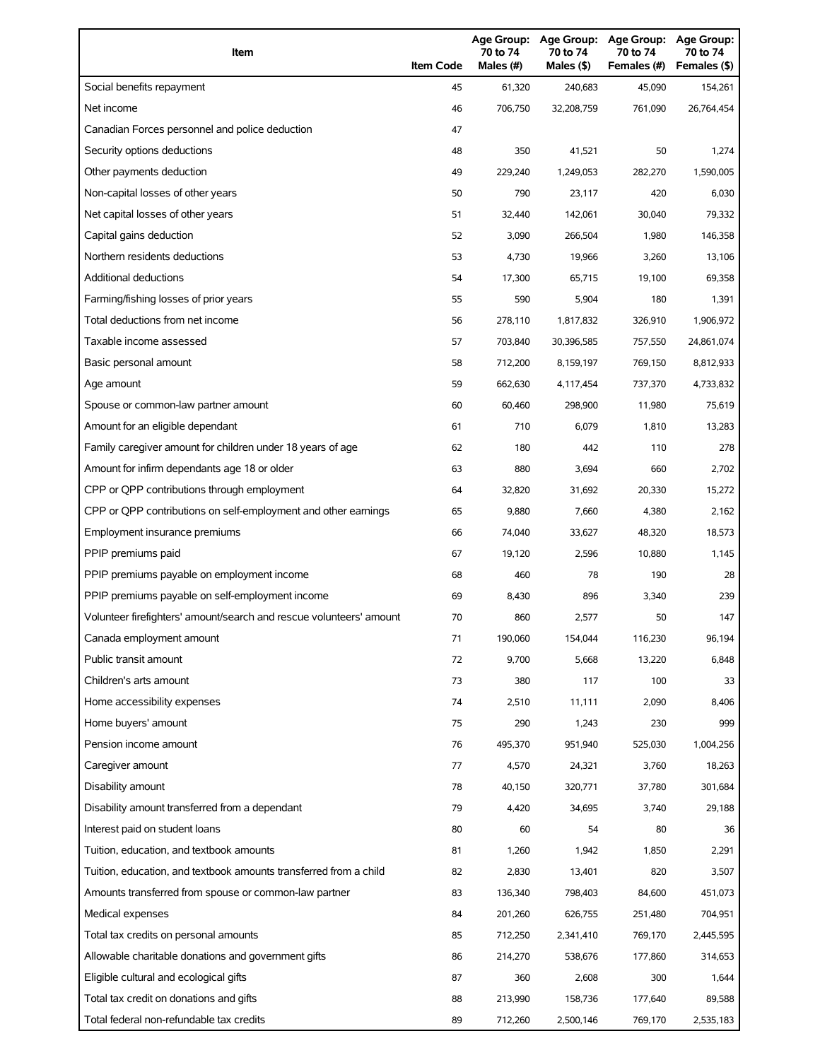| Item | Item Code | Age Group: 70 to 74 Males (#) | Age Group: 70 to 74 Males ($) | Age Group: 70 to 74 Females (#) | Age Group: 70 to 74 Females ($) |
|---|---|---|---|---|---|
| Social benefits repayment | 45 | 61,320 | 240,683 | 45,090 | 154,261 |
| Net income | 46 | 706,750 | 32,208,759 | 761,090 | 26,764,454 |
| Canadian Forces personnel and police deduction | 47 | | | | |
| Security options deductions | 48 | 350 | 41,521 | 50 | 1,274 |
| Other payments deduction | 49 | 229,240 | 1,249,053 | 282,270 | 1,590,005 |
| Non-capital losses of other years | 50 | 790 | 23,117 | 420 | 6,030 |
| Net capital losses of other years | 51 | 32,440 | 142,061 | 30,040 | 79,332 |
| Capital gains deduction | 52 | 3,090 | 266,504 | 1,980 | 146,358 |
| Northern residents deductions | 53 | 4,730 | 19,966 | 3,260 | 13,106 |
| Additional deductions | 54 | 17,300 | 65,715 | 19,100 | 69,358 |
| Farming/fishing losses of prior years | 55 | 590 | 5,904 | 180 | 1,391 |
| Total deductions from net income | 56 | 278,110 | 1,817,832 | 326,910 | 1,906,972 |
| Taxable income assessed | 57 | 703,840 | 30,396,585 | 757,550 | 24,861,074 |
| Basic personal amount | 58 | 712,200 | 8,159,197 | 769,150 | 8,812,933 |
| Age amount | 59 | 662,630 | 4,117,454 | 737,370 | 4,733,832 |
| Spouse or common-law partner amount | 60 | 60,460 | 298,900 | 11,980 | 75,619 |
| Amount for an eligible dependant | 61 | 710 | 6,079 | 1,810 | 13,283 |
| Family caregiver amount for children under 18 years of age | 62 | 180 | 442 | 110 | 278 |
| Amount for infirm dependants age 18 or older | 63 | 880 | 3,694 | 660 | 2,702 |
| CPP or QPP contributions through employment | 64 | 32,820 | 31,692 | 20,330 | 15,272 |
| CPP or QPP contributions on self-employment and other earnings | 65 | 9,880 | 7,660 | 4,380 | 2,162 |
| Employment insurance premiums | 66 | 74,040 | 33,627 | 48,320 | 18,573 |
| PPIP premiums paid | 67 | 19,120 | 2,596 | 10,880 | 1,145 |
| PPIP premiums payable on employment income | 68 | 460 | 78 | 190 | 28 |
| PPIP premiums payable on self-employment income | 69 | 8,430 | 896 | 3,340 | 239 |
| Volunteer firefighters' amount/search and rescue volunteers' amount | 70 | 860 | 2,577 | 50 | 147 |
| Canada employment amount | 71 | 190,060 | 154,044 | 116,230 | 96,194 |
| Public transit amount | 72 | 9,700 | 5,668 | 13,220 | 6,848 |
| Children's arts amount | 73 | 380 | 117 | 100 | 33 |
| Home accessibility expenses | 74 | 2,510 | 11,111 | 2,090 | 8,406 |
| Home buyers' amount | 75 | 290 | 1,243 | 230 | 999 |
| Pension income amount | 76 | 495,370 | 951,940 | 525,030 | 1,004,256 |
| Caregiver amount | 77 | 4,570 | 24,321 | 3,760 | 18,263 |
| Disability amount | 78 | 40,150 | 320,771 | 37,780 | 301,684 |
| Disability amount transferred from a dependant | 79 | 4,420 | 34,695 | 3,740 | 29,188 |
| Interest paid on student loans | 80 | 60 | 54 | 80 | 36 |
| Tuition, education, and textbook amounts | 81 | 1,260 | 1,942 | 1,850 | 2,291 |
| Tuition, education, and textbook amounts transferred from a child | 82 | 2,830 | 13,401 | 820 | 3,507 |
| Amounts transferred from spouse or common-law partner | 83 | 136,340 | 798,403 | 84,600 | 451,073 |
| Medical expenses | 84 | 201,260 | 626,755 | 251,480 | 704,951 |
| Total tax credits on personal amounts | 85 | 712,250 | 2,341,410 | 769,170 | 2,445,595 |
| Allowable charitable donations and government gifts | 86 | 214,270 | 538,676 | 177,860 | 314,653 |
| Eligible cultural and ecological gifts | 87 | 360 | 2,608 | 300 | 1,644 |
| Total tax credit on donations and gifts | 88 | 213,990 | 158,736 | 177,640 | 89,588 |
| Total federal non-refundable tax credits | 89 | 712,260 | 2,500,146 | 769,170 | 2,535,183 |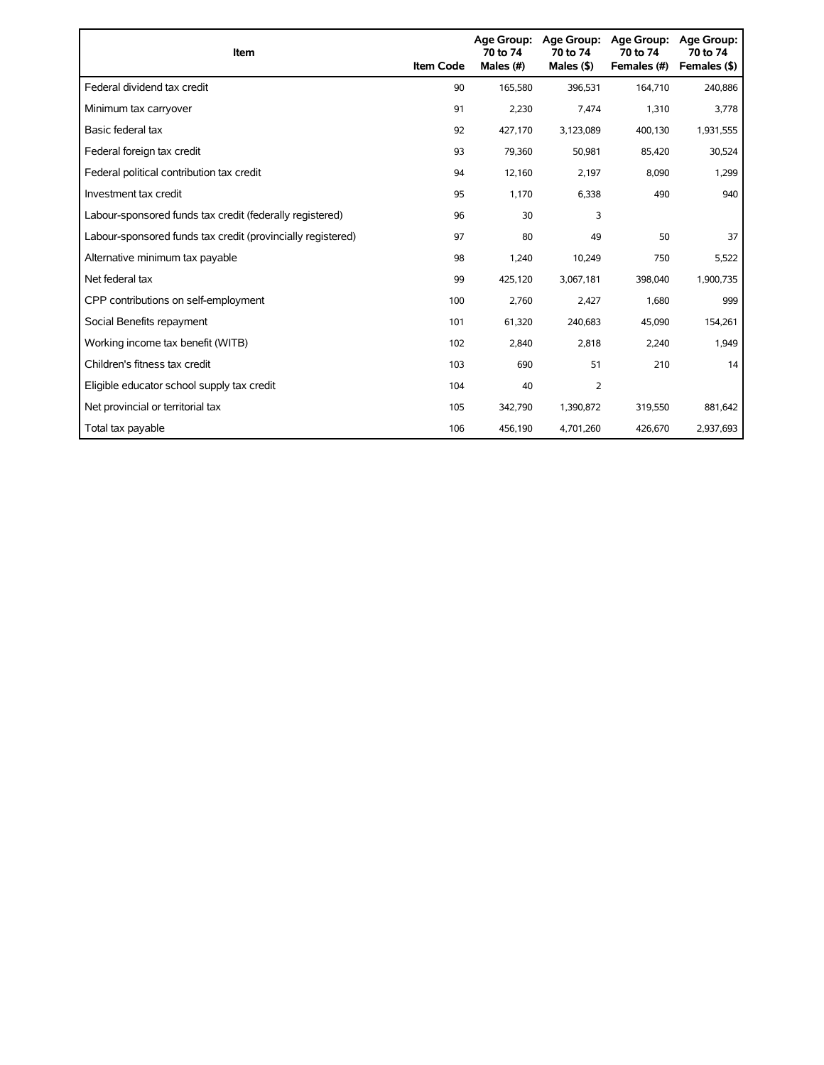| Item | Item Code | Age Group: 70 to 74 Males (#) | Age Group: 70 to 74 Males ($) | Age Group: 70 to 74 Females (#) | Age Group: 70 to 74 Females ($) |
|---|---|---|---|---|---|
| Federal dividend tax credit | 90 | 165,580 | 396,531 | 164,710 | 240,886 |
| Minimum tax carryover | 91 | 2,230 | 7,474 | 1,310 | 3,778 |
| Basic federal tax | 92 | 427,170 | 3,123,089 | 400,130 | 1,931,555 |
| Federal foreign tax credit | 93 | 79,360 | 50,981 | 85,420 | 30,524 |
| Federal political contribution tax credit | 94 | 12,160 | 2,197 | 8,090 | 1,299 |
| Investment tax credit | 95 | 1,170 | 6,338 | 490 | 940 |
| Labour-sponsored funds tax credit (federally registered) | 96 | 30 | 3 | | |
| Labour-sponsored funds tax credit (provincially registered) | 97 | 80 | 49 | 50 | 37 |
| Alternative minimum tax payable | 98 | 1,240 | 10,249 | 750 | 5,522 |
| Net federal tax | 99 | 425,120 | 3,067,181 | 398,040 | 1,900,735 |
| CPP contributions on self-employment | 100 | 2,760 | 2,427 | 1,680 | 999 |
| Social Benefits repayment | 101 | 61,320 | 240,683 | 45,090 | 154,261 |
| Working income tax benefit (WITB) | 102 | 2,840 | 2,818 | 2,240 | 1,949 |
| Children's fitness tax credit | 103 | 690 | 51 | 210 | 14 |
| Eligible educator school supply tax credit | 104 | 40 | 2 | | |
| Net provincial or territorial tax | 105 | 342,790 | 1,390,872 | 319,550 | 881,642 |
| Total tax payable | 106 | 456,190 | 4,701,260 | 426,670 | 2,937,693 |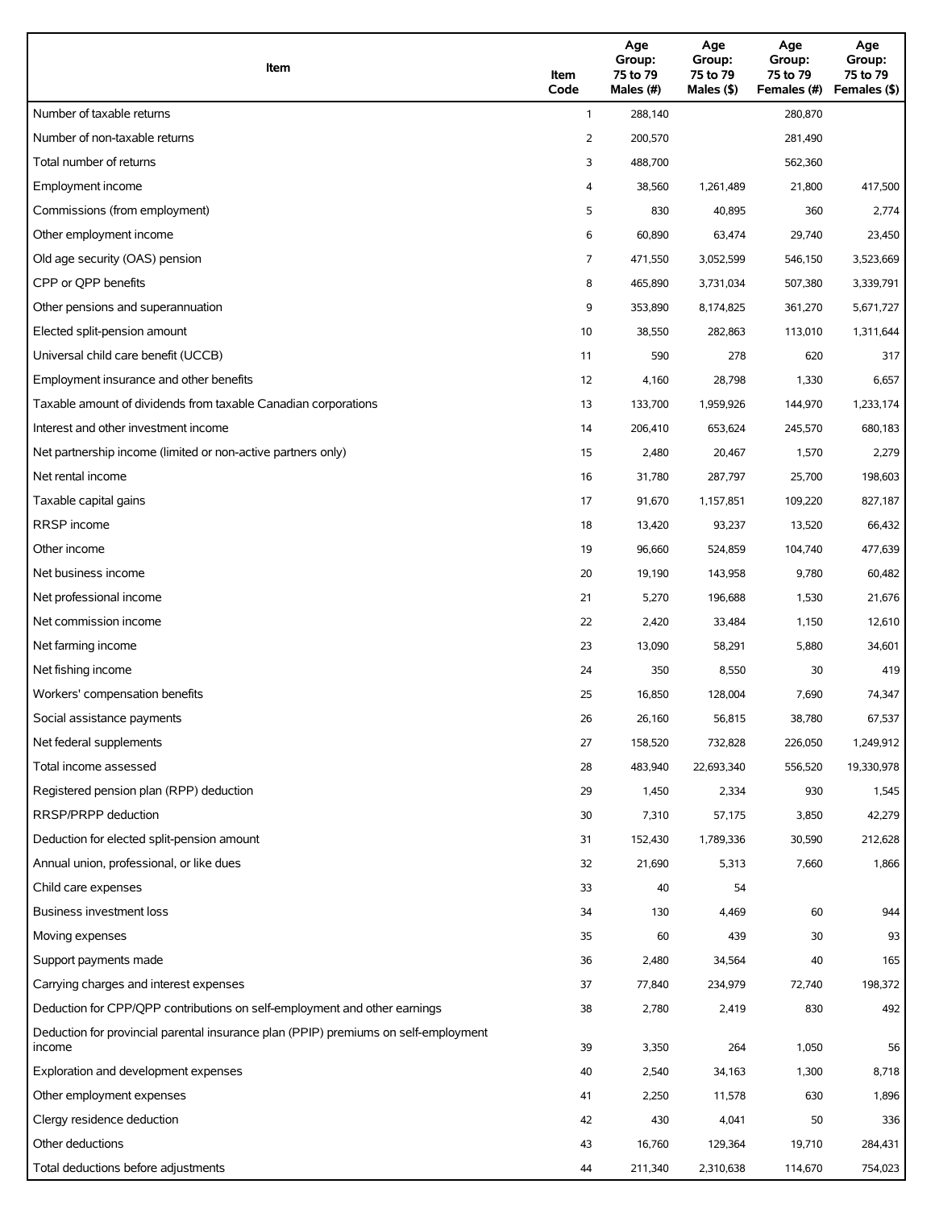| Item | Item Code | Age Group: 75 to 79 Males (#) | Age Group: 75 to 79 Males ($) | Age Group: 75 to 79 Females (#) | Age Group: 75 to 79 Females ($) |
|---|---|---|---|---|---|
| Number of taxable returns | 1 | 288,140 | | 280,870 | |
| Number of non-taxable returns | 2 | 200,570 | | 281,490 | |
| Total number of returns | 3 | 488,700 | | 562,360 | |
| Employment income | 4 | 38,560 | 1,261,489 | 21,800 | 417,500 |
| Commissions (from employment) | 5 | 830 | 40,895 | 360 | 2,774 |
| Other employment income | 6 | 60,890 | 63,474 | 29,740 | 23,450 |
| Old age security (OAS) pension | 7 | 471,550 | 3,052,599 | 546,150 | 3,523,669 |
| CPP or QPP benefits | 8 | 465,890 | 3,731,034 | 507,380 | 3,339,791 |
| Other pensions and superannuation | 9 | 353,890 | 8,174,825 | 361,270 | 5,671,727 |
| Elected split-pension amount | 10 | 38,550 | 282,863 | 113,010 | 1,311,644 |
| Universal child care benefit (UCCB) | 11 | 590 | 278 | 620 | 317 |
| Employment insurance and other benefits | 12 | 4,160 | 28,798 | 1,330 | 6,657 |
| Taxable amount of dividends from taxable Canadian corporations | 13 | 133,700 | 1,959,926 | 144,970 | 1,233,174 |
| Interest and other investment income | 14 | 206,410 | 653,624 | 245,570 | 680,183 |
| Net partnership income (limited or non-active partners only) | 15 | 2,480 | 20,467 | 1,570 | 2,279 |
| Net rental income | 16 | 31,780 | 287,797 | 25,700 | 198,603 |
| Taxable capital gains | 17 | 91,670 | 1,157,851 | 109,220 | 827,187 |
| RRSP income | 18 | 13,420 | 93,237 | 13,520 | 66,432 |
| Other income | 19 | 96,660 | 524,859 | 104,740 | 477,639 |
| Net business income | 20 | 19,190 | 143,958 | 9,780 | 60,482 |
| Net professional income | 21 | 5,270 | 196,688 | 1,530 | 21,676 |
| Net commission income | 22 | 2,420 | 33,484 | 1,150 | 12,610 |
| Net farming income | 23 | 13,090 | 58,291 | 5,880 | 34,601 |
| Net fishing income | 24 | 350 | 8,550 | 30 | 419 |
| Workers' compensation benefits | 25 | 16,850 | 128,004 | 7,690 | 74,347 |
| Social assistance payments | 26 | 26,160 | 56,815 | 38,780 | 67,537 |
| Net federal supplements | 27 | 158,520 | 732,828 | 226,050 | 1,249,912 |
| Total income assessed | 28 | 483,940 | 22,693,340 | 556,520 | 19,330,978 |
| Registered pension plan (RPP) deduction | 29 | 1,450 | 2,334 | 930 | 1,545 |
| RRSP/PRPP deduction | 30 | 7,310 | 57,175 | 3,850 | 42,279 |
| Deduction for elected split-pension amount | 31 | 152,430 | 1,789,336 | 30,590 | 212,628 |
| Annual union, professional, or like dues | 32 | 21,690 | 5,313 | 7,660 | 1,866 |
| Child care expenses | 33 | 40 | 54 | | |
| Business investment loss | 34 | 130 | 4,469 | 60 | 944 |
| Moving expenses | 35 | 60 | 439 | 30 | 93 |
| Support payments made | 36 | 2,480 | 34,564 | 40 | 165 |
| Carrying charges and interest expenses | 37 | 77,840 | 234,979 | 72,740 | 198,372 |
| Deduction for CPP/QPP contributions on self-employment and other earnings | 38 | 2,780 | 2,419 | 830 | 492 |
| Deduction for provincial parental insurance plan (PPIP) premiums on self-employment income | 39 | 3,350 | 264 | 1,050 | 56 |
| Exploration and development expenses | 40 | 2,540 | 34,163 | 1,300 | 8,718 |
| Other employment expenses | 41 | 2,250 | 11,578 | 630 | 1,896 |
| Clergy residence deduction | 42 | 430 | 4,041 | 50 | 336 |
| Other deductions | 43 | 16,760 | 129,364 | 19,710 | 284,431 |
| Total deductions before adjustments | 44 | 211,340 | 2,310,638 | 114,670 | 754,023 |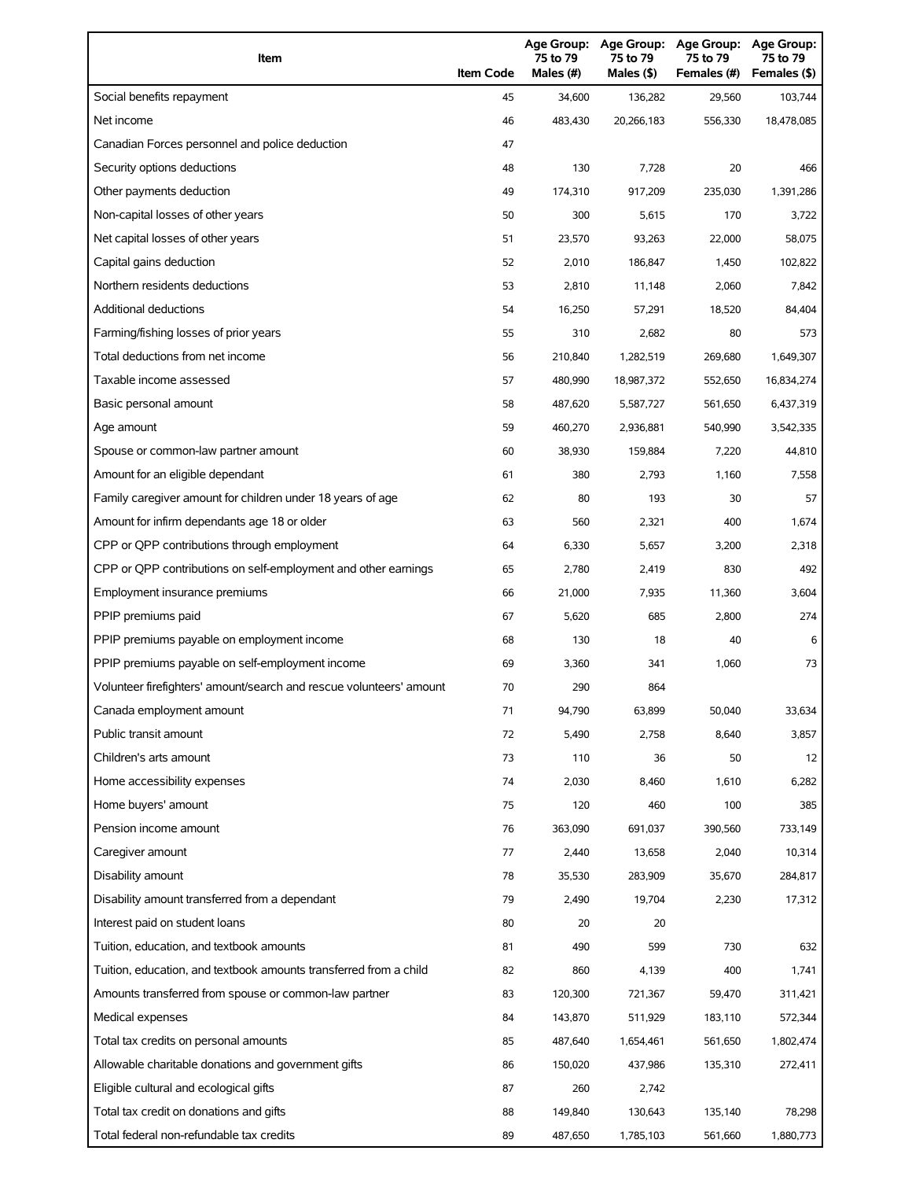| Item | Item Code | Age Group: 75 to 79 Males (#) | Age Group: 75 to 79 Males ($) | Age Group: 75 to 79 Females (#) | Age Group: 75 to 79 Females ($) |
|---|---|---|---|---|---|
| Social benefits repayment | 45 | 34,600 | 136,282 | 29,560 | 103,744 |
| Net income | 46 | 483,430 | 20,266,183 | 556,330 | 18,478,085 |
| Canadian Forces personnel and police deduction | 47 | | | | |
| Security options deductions | 48 | 130 | 7,728 | 20 | 466 |
| Other payments deduction | 49 | 174,310 | 917,209 | 235,030 | 1,391,286 |
| Non-capital losses of other years | 50 | 300 | 5,615 | 170 | 3,722 |
| Net capital losses of other years | 51 | 23,570 | 93,263 | 22,000 | 58,075 |
| Capital gains deduction | 52 | 2,010 | 186,847 | 1,450 | 102,822 |
| Northern residents deductions | 53 | 2,810 | 11,148 | 2,060 | 7,842 |
| Additional deductions | 54 | 16,250 | 57,291 | 18,520 | 84,404 |
| Farming/fishing losses of prior years | 55 | 310 | 2,682 | 80 | 573 |
| Total deductions from net income | 56 | 210,840 | 1,282,519 | 269,680 | 1,649,307 |
| Taxable income assessed | 57 | 480,990 | 18,987,372 | 552,650 | 16,834,274 |
| Basic personal amount | 58 | 487,620 | 5,587,727 | 561,650 | 6,437,319 |
| Age amount | 59 | 460,270 | 2,936,881 | 540,990 | 3,542,335 |
| Spouse or common-law partner amount | 60 | 38,930 | 159,884 | 7,220 | 44,810 |
| Amount for an eligible dependant | 61 | 380 | 2,793 | 1,160 | 7,558 |
| Family caregiver amount for children under 18 years of age | 62 | 80 | 193 | 30 | 57 |
| Amount for infirm dependants age 18 or older | 63 | 560 | 2,321 | 400 | 1,674 |
| CPP or QPP contributions through employment | 64 | 6,330 | 5,657 | 3,200 | 2,318 |
| CPP or QPP contributions on self-employment and other earnings | 65 | 2,780 | 2,419 | 830 | 492 |
| Employment insurance premiums | 66 | 21,000 | 7,935 | 11,360 | 3,604 |
| PPIP premiums paid | 67 | 5,620 | 685 | 2,800 | 274 |
| PPIP premiums payable on employment income | 68 | 130 | 18 | 40 | 6 |
| PPIP premiums payable on self-employment income | 69 | 3,360 | 341 | 1,060 | 73 |
| Volunteer firefighters' amount/search and rescue volunteers' amount | 70 | 290 | 864 | | |
| Canada employment amount | 71 | 94,790 | 63,899 | 50,040 | 33,634 |
| Public transit amount | 72 | 5,490 | 2,758 | 8,640 | 3,857 |
| Children's arts amount | 73 | 110 | 36 | 50 | 12 |
| Home accessibility expenses | 74 | 2,030 | 8,460 | 1,610 | 6,282 |
| Home buyers' amount | 75 | 120 | 460 | 100 | 385 |
| Pension income amount | 76 | 363,090 | 691,037 | 390,560 | 733,149 |
| Caregiver amount | 77 | 2,440 | 13,658 | 2,040 | 10,314 |
| Disability amount | 78 | 35,530 | 283,909 | 35,670 | 284,817 |
| Disability amount transferred from a dependant | 79 | 2,490 | 19,704 | 2,230 | 17,312 |
| Interest paid on student loans | 80 | 20 | 20 | | |
| Tuition, education, and textbook amounts | 81 | 490 | 599 | 730 | 632 |
| Tuition, education, and textbook amounts transferred from a child | 82 | 860 | 4,139 | 400 | 1,741 |
| Amounts transferred from spouse or common-law partner | 83 | 120,300 | 721,367 | 59,470 | 311,421 |
| Medical expenses | 84 | 143,870 | 511,929 | 183,110 | 572,344 |
| Total tax credits on personal amounts | 85 | 487,640 | 1,654,461 | 561,650 | 1,802,474 |
| Allowable charitable donations and government gifts | 86 | 150,020 | 437,986 | 135,310 | 272,411 |
| Eligible cultural and ecological gifts | 87 | 260 | 2,742 | | |
| Total tax credit on donations and gifts | 88 | 149,840 | 130,643 | 135,140 | 78,298 |
| Total federal non-refundable tax credits | 89 | 487,650 | 1,785,103 | 561,660 | 1,880,773 |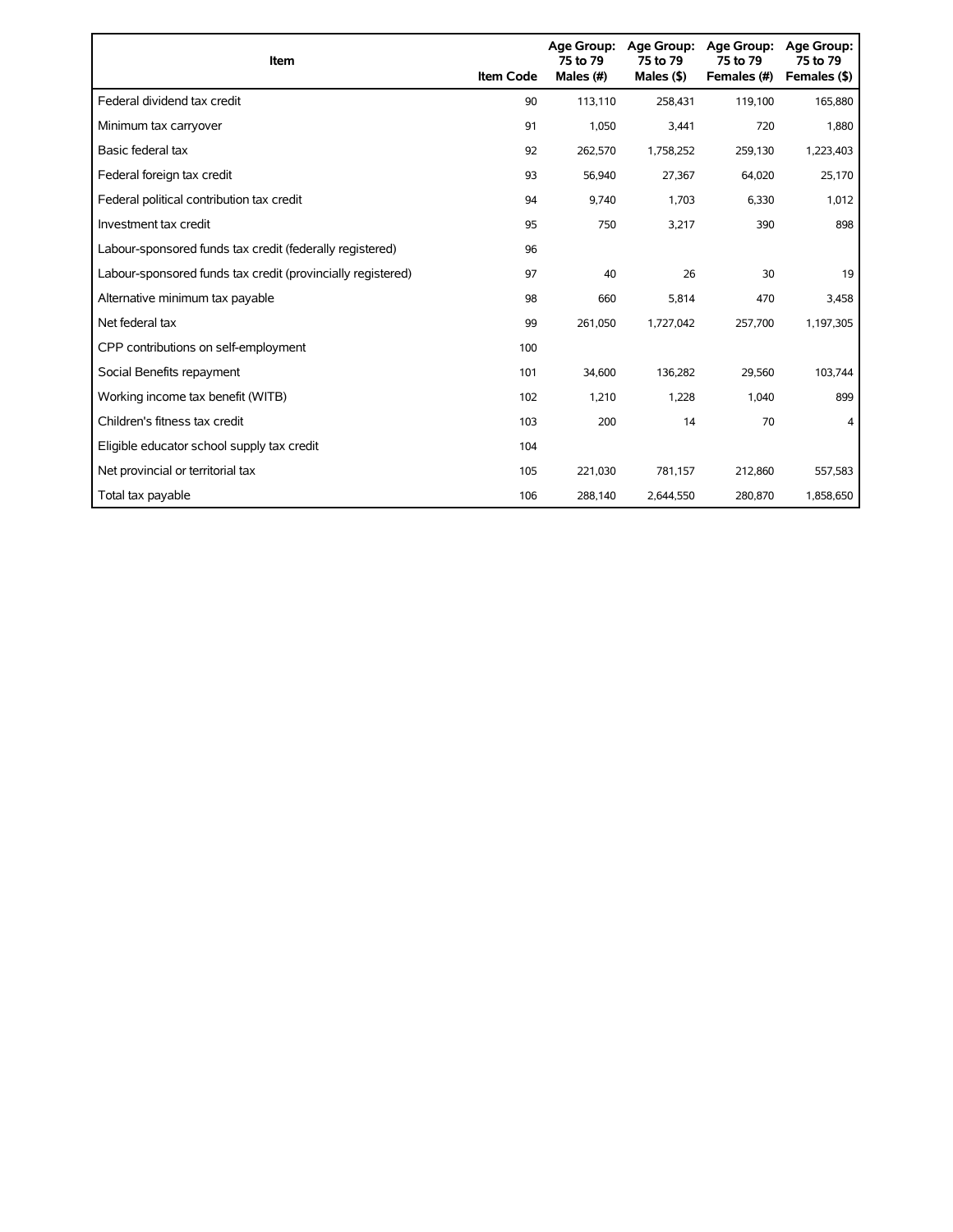| Item | Item Code | Age Group: 75 to 79 Males (#) | Age Group: 75 to 79 Males ($) | Age Group: 75 to 79 Females (#) | Age Group: 75 to 79 Females ($) |
|---|---|---|---|---|---|
| Federal dividend tax credit | 90 | 113,110 | 258,431 | 119,100 | 165,880 |
| Minimum tax carryover | 91 | 1,050 | 3,441 | 720 | 1,880 |
| Basic federal tax | 92 | 262,570 | 1,758,252 | 259,130 | 1,223,403 |
| Federal foreign tax credit | 93 | 56,940 | 27,367 | 64,020 | 25,170 |
| Federal political contribution tax credit | 94 | 9,740 | 1,703 | 6,330 | 1,012 |
| Investment tax credit | 95 | 750 | 3,217 | 390 | 898 |
| Labour-sponsored funds tax credit (federally registered) | 96 | | | | |
| Labour-sponsored funds tax credit (provincially registered) | 97 | 40 | 26 | 30 | 19 |
| Alternative minimum tax payable | 98 | 660 | 5,814 | 470 | 3,458 |
| Net federal tax | 99 | 261,050 | 1,727,042 | 257,700 | 1,197,305 |
| CPP contributions on self-employment | 100 | | | | |
| Social Benefits repayment | 101 | 34,600 | 136,282 | 29,560 | 103,744 |
| Working income tax benefit (WITB) | 102 | 1,210 | 1,228 | 1,040 | 899 |
| Children's fitness tax credit | 103 | 200 | 14 | 70 | 4 |
| Eligible educator school supply tax credit | 104 | | | | |
| Net provincial or territorial tax | 105 | 221,030 | 781,157 | 212,860 | 557,583 |
| Total tax payable | 106 | 288,140 | 2,644,550 | 280,870 | 1,858,650 |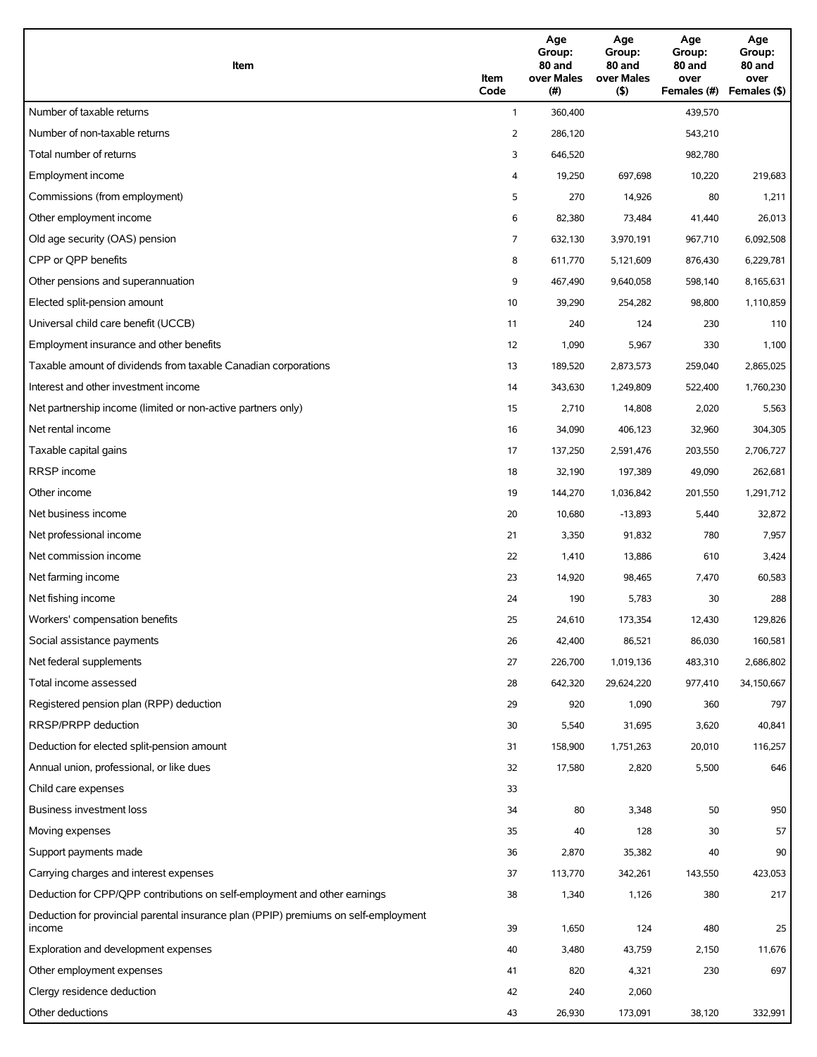| Item | Item Code | Age Group: 80 and over Males (#) | Age Group: 80 and over Males ($) | Age Group: 80 and over Females (#) | Age Group: 80 and over Females ($) |
|---|---|---|---|---|---|
| Number of taxable returns | 1 | 360,400 | | 439,570 | |
| Number of non-taxable returns | 2 | 286,120 | | 543,210 | |
| Total number of returns | 3 | 646,520 | | 982,780 | |
| Employment income | 4 | 19,250 | 697,698 | 10,220 | 219,683 |
| Commissions (from employment) | 5 | 270 | 14,926 | 80 | 1,211 |
| Other employment income | 6 | 82,380 | 73,484 | 41,440 | 26,013 |
| Old age security (OAS) pension | 7 | 632,130 | 3,970,191 | 967,710 | 6,092,508 |
| CPP or QPP benefits | 8 | 611,770 | 5,121,609 | 876,430 | 6,229,781 |
| Other pensions and superannuation | 9 | 467,490 | 9,640,058 | 598,140 | 8,165,631 |
| Elected split-pension amount | 10 | 39,290 | 254,282 | 98,800 | 1,110,859 |
| Universal child care benefit (UCCB) | 11 | 240 | 124 | 230 | 110 |
| Employment insurance and other benefits | 12 | 1,090 | 5,967 | 330 | 1,100 |
| Taxable amount of dividends from taxable Canadian corporations | 13 | 189,520 | 2,873,573 | 259,040 | 2,865,025 |
| Interest and other investment income | 14 | 343,630 | 1,249,809 | 522,400 | 1,760,230 |
| Net partnership income (limited or non-active partners only) | 15 | 2,710 | 14,808 | 2,020 | 5,563 |
| Net rental income | 16 | 34,090 | 406,123 | 32,960 | 304,305 |
| Taxable capital gains | 17 | 137,250 | 2,591,476 | 203,550 | 2,706,727 |
| RRSP income | 18 | 32,190 | 197,389 | 49,090 | 262,681 |
| Other income | 19 | 144,270 | 1,036,842 | 201,550 | 1,291,712 |
| Net business income | 20 | 10,680 | -13,893 | 5,440 | 32,872 |
| Net professional income | 21 | 3,350 | 91,832 | 780 | 7,957 |
| Net commission income | 22 | 1,410 | 13,886 | 610 | 3,424 |
| Net farming income | 23 | 14,920 | 98,465 | 7,470 | 60,583 |
| Net fishing income | 24 | 190 | 5,783 | 30 | 288 |
| Workers' compensation benefits | 25 | 24,610 | 173,354 | 12,430 | 129,826 |
| Social assistance payments | 26 | 42,400 | 86,521 | 86,030 | 160,581 |
| Net federal supplements | 27 | 226,700 | 1,019,136 | 483,310 | 2,686,802 |
| Total income assessed | 28 | 642,320 | 29,624,220 | 977,410 | 34,150,667 |
| Registered pension plan (RPP) deduction | 29 | 920 | 1,090 | 360 | 797 |
| RRSP/PRPP deduction | 30 | 5,540 | 31,695 | 3,620 | 40,841 |
| Deduction for elected split-pension amount | 31 | 158,900 | 1,751,263 | 20,010 | 116,257 |
| Annual union, professional, or like dues | 32 | 17,580 | 2,820 | 5,500 | 646 |
| Child care expenses | 33 | | | | |
| Business investment loss | 34 | 80 | 3,348 | 50 | 950 |
| Moving expenses | 35 | 40 | 128 | 30 | 57 |
| Support payments made | 36 | 2,870 | 35,382 | 40 | 90 |
| Carrying charges and interest expenses | 37 | 113,770 | 342,261 | 143,550 | 423,053 |
| Deduction for CPP/QPP contributions on self-employment and other earnings | 38 | 1,340 | 1,126 | 380 | 217 |
| Deduction for provincial parental insurance plan (PPIP) premiums on self-employment income | 39 | 1,650 | 124 | 480 | 25 |
| Exploration and development expenses | 40 | 3,480 | 43,759 | 2,150 | 11,676 |
| Other employment expenses | 41 | 820 | 4,321 | 230 | 697 |
| Clergy residence deduction | 42 | 240 | 2,060 | | |
| Other deductions | 43 | 26,930 | 173,091 | 38,120 | 332,991 |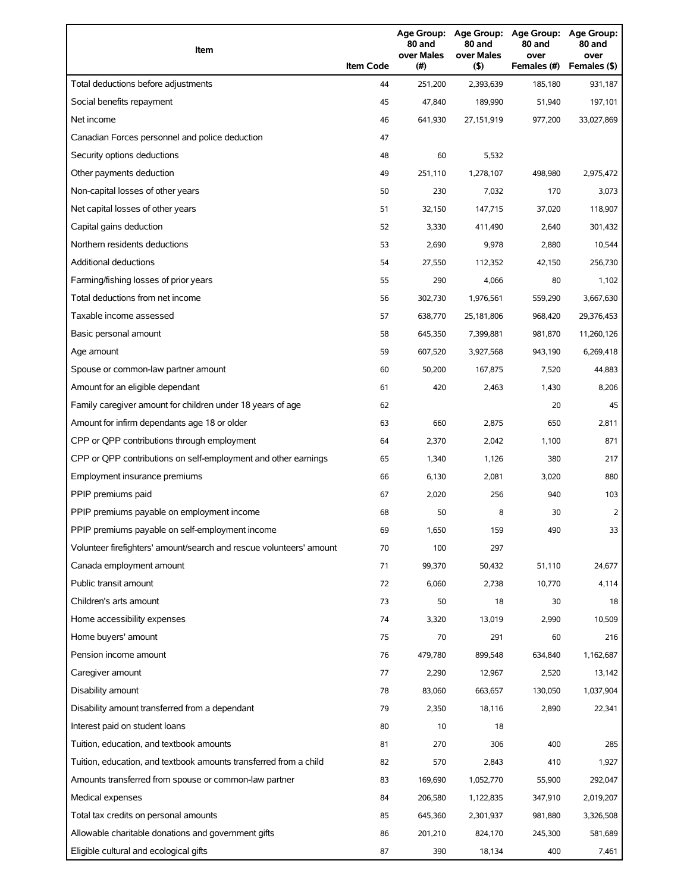| Item | Item Code | Age Group: 80 and over Males (#) | Age Group: 80 and over Males ($) | Age Group: 80 and over Females (#) | Age Group: 80 and over Females ($) |
|---|---|---|---|---|---|
| Total deductions before adjustments | 44 | 251,200 | 2,393,639 | 185,180 | 931,187 |
| Social benefits repayment | 45 | 47,840 | 189,990 | 51,940 | 197,101 |
| Net income | 46 | 641,930 | 27,151,919 | 977,200 | 33,027,869 |
| Canadian Forces personnel and police deduction | 47 | | | | |
| Security options deductions | 48 | 60 | 5,532 | | |
| Other payments deduction | 49 | 251,110 | 1,278,107 | 498,980 | 2,975,472 |
| Non-capital losses of other years | 50 | 230 | 7,032 | 170 | 3,073 |
| Net capital losses of other years | 51 | 32,150 | 147,715 | 37,020 | 118,907 |
| Capital gains deduction | 52 | 3,330 | 411,490 | 2,640 | 301,432 |
| Northern residents deductions | 53 | 2,690 | 9,978 | 2,880 | 10,544 |
| Additional deductions | 54 | 27,550 | 112,352 | 42,150 | 256,730 |
| Farming/fishing losses of prior years | 55 | 290 | 4,066 | 80 | 1,102 |
| Total deductions from net income | 56 | 302,730 | 1,976,561 | 559,290 | 3,667,630 |
| Taxable income assessed | 57 | 638,770 | 25,181,806 | 968,420 | 29,376,453 |
| Basic personal amount | 58 | 645,350 | 7,399,881 | 981,870 | 11,260,126 |
| Age amount | 59 | 607,520 | 3,927,568 | 943,190 | 6,269,418 |
| Spouse or common-law partner amount | 60 | 50,200 | 167,875 | 7,520 | 44,883 |
| Amount for an eligible dependant | 61 | 420 | 2,463 | 1,430 | 8,206 |
| Family caregiver amount for children under 18 years of age | 62 | | | 20 | 45 |
| Amount for infirm dependants age 18 or older | 63 | 660 | 2,875 | 650 | 2,811 |
| CPP or QPP contributions through employment | 64 | 2,370 | 2,042 | 1,100 | 871 |
| CPP or QPP contributions on self-employment and other earnings | 65 | 1,340 | 1,126 | 380 | 217 |
| Employment insurance premiums | 66 | 6,130 | 2,081 | 3,020 | 880 |
| PPIP premiums paid | 67 | 2,020 | 256 | 940 | 103 |
| PPIP premiums payable on employment income | 68 | 50 | 8 | 30 | 2 |
| PPIP premiums payable on self-employment income | 69 | 1,650 | 159 | 490 | 33 |
| Volunteer firefighters' amount/search and rescue volunteers' amount | 70 | 100 | 297 | | |
| Canada employment amount | 71 | 99,370 | 50,432 | 51,110 | 24,677 |
| Public transit amount | 72 | 6,060 | 2,738 | 10,770 | 4,114 |
| Children's arts amount | 73 | 50 | 18 | 30 | 18 |
| Home accessibility expenses | 74 | 3,320 | 13,019 | 2,990 | 10,509 |
| Home buyers' amount | 75 | 70 | 291 | 60 | 216 |
| Pension income amount | 76 | 479,780 | 899,548 | 634,840 | 1,162,687 |
| Caregiver amount | 77 | 2,290 | 12,967 | 2,520 | 13,142 |
| Disability amount | 78 | 83,060 | 663,657 | 130,050 | 1,037,904 |
| Disability amount transferred from a dependant | 79 | 2,350 | 18,116 | 2,890 | 22,341 |
| Interest paid on student loans | 80 | 10 | 18 | | |
| Tuition, education, and textbook amounts | 81 | 270 | 306 | 400 | 285 |
| Tuition, education, and textbook amounts transferred from a child | 82 | 570 | 2,843 | 410 | 1,927 |
| Amounts transferred from spouse or common-law partner | 83 | 169,690 | 1,052,770 | 55,900 | 292,047 |
| Medical expenses | 84 | 206,580 | 1,122,835 | 347,910 | 2,019,207 |
| Total tax credits on personal amounts | 85 | 645,360 | 2,301,937 | 981,880 | 3,326,508 |
| Allowable charitable donations and government gifts | 86 | 201,210 | 824,170 | 245,300 | 581,689 |
| Eligible cultural and ecological gifts | 87 | 390 | 18,134 | 400 | 7,461 |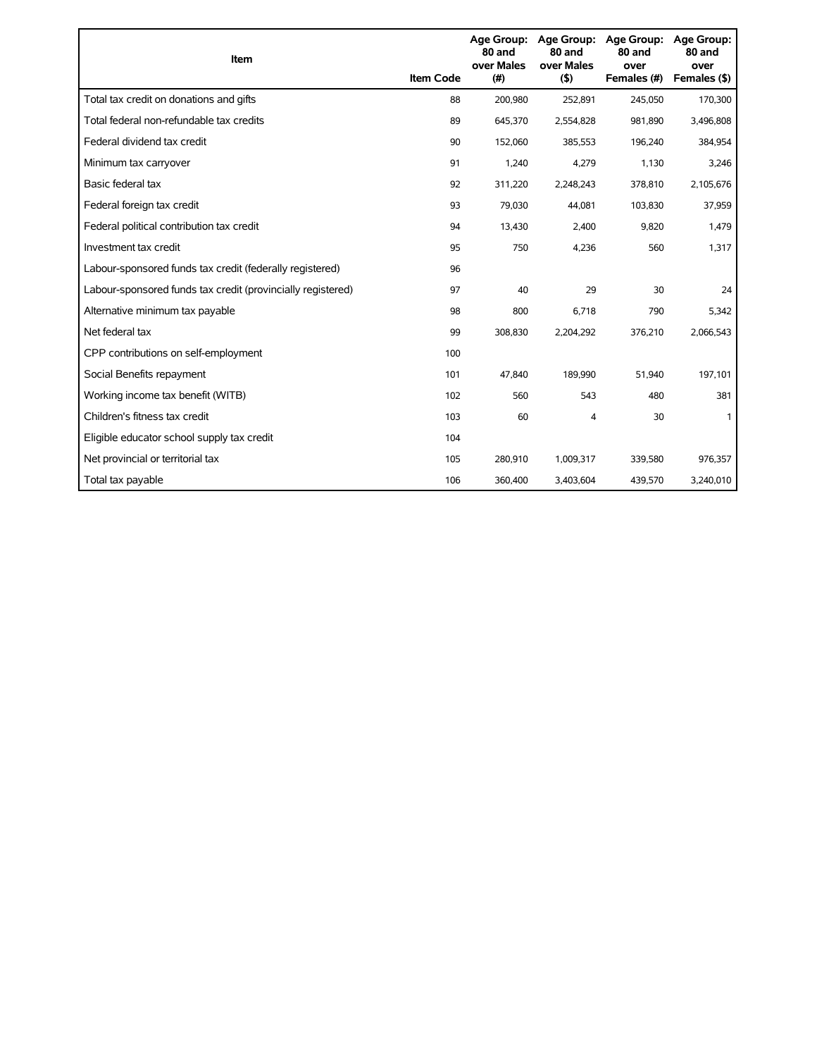| Item | Item Code | Age Group: 80 and over Males (#) | Age Group: 80 and over Males ($) | Age Group: 80 and over Females (#) | Age Group: 80 and over Females ($) |
|---|---|---|---|---|---|
| Total tax credit on donations and gifts | 88 | 200,980 | 252,891 | 245,050 | 170,300 |
| Total federal non-refundable tax credits | 89 | 645,370 | 2,554,828 | 981,890 | 3,496,808 |
| Federal dividend tax credit | 90 | 152,060 | 385,553 | 196,240 | 384,954 |
| Minimum tax carryover | 91 | 1,240 | 4,279 | 1,130 | 3,246 |
| Basic federal tax | 92 | 311,220 | 2,248,243 | 378,810 | 2,105,676 |
| Federal foreign tax credit | 93 | 79,030 | 44,081 | 103,830 | 37,959 |
| Federal political contribution tax credit | 94 | 13,430 | 2,400 | 9,820 | 1,479 |
| Investment tax credit | 95 | 750 | 4,236 | 560 | 1,317 |
| Labour-sponsored funds tax credit (federally registered) | 96 | | | | |
| Labour-sponsored funds tax credit (provincially registered) | 97 | 40 | 29 | 30 | 24 |
| Alternative minimum tax payable | 98 | 800 | 6,718 | 790 | 5,342 |
| Net federal tax | 99 | 308,830 | 2,204,292 | 376,210 | 2,066,543 |
| CPP contributions on self-employment | 100 | | | | |
| Social Benefits repayment | 101 | 47,840 | 189,990 | 51,940 | 197,101 |
| Working income tax benefit (WITB) | 102 | 560 | 543 | 480 | 381 |
| Children's fitness tax credit | 103 | 60 | 4 | 30 | 1 |
| Eligible educator school supply tax credit | 104 | | | | |
| Net provincial or territorial tax | 105 | 280,910 | 1,009,317 | 339,580 | 976,357 |
| Total tax payable | 106 | 360,400 | 3,403,604 | 439,570 | 3,240,010 |